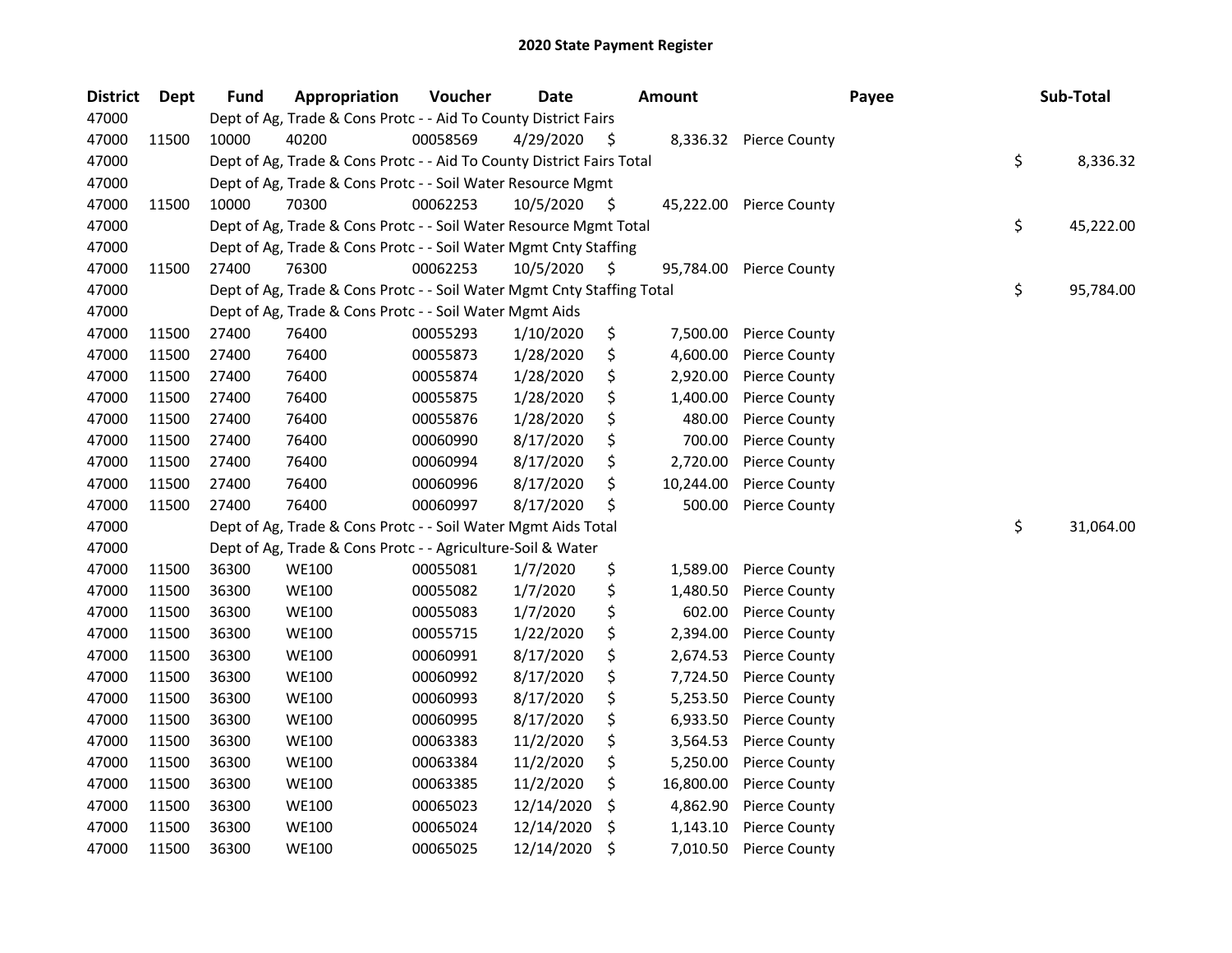# 2020 State Payment Register

| District | Dept | Fund | Appropriation | Voucher | Date | Amount | Payee | Sub-Total |
|---|---|---|---|---|---|---|---|---|
| 47000 | | Dept of Ag, Trade & Cons Protc - - Aid To County District Fairs | | | | | | |
| 47000 | 11500 | 10000 | 40200 | 00058569 | 4/29/2020 | $ 8,336.32 | Pierce County | |
| 47000 | | Dept of Ag, Trade & Cons Protc - - Aid To County District Fairs Total | | | | | | $ 8,336.32 |
| 47000 | | Dept of Ag, Trade & Cons Protc - - Soil Water Resource Mgmt | | | | | | |
| 47000 | 11500 | 10000 | 70300 | 00062253 | 10/5/2020 | $ 45,222.00 | Pierce County | |
| 47000 | | Dept of Ag, Trade & Cons Protc - - Soil Water Resource Mgmt Total | | | | | | $ 45,222.00 |
| 47000 | | Dept of Ag, Trade & Cons Protc - - Soil Water Mgmt Cnty Staffing | | | | | | |
| 47000 | 11500 | 27400 | 76300 | 00062253 | 10/5/2020 | $ 95,784.00 | Pierce County | |
| 47000 | | Dept of Ag, Trade & Cons Protc - - Soil Water Mgmt Cnty Staffing Total | | | | | | $ 95,784.00 |
| 47000 | | Dept of Ag, Trade & Cons Protc - - Soil Water Mgmt Aids | | | | | | |
| 47000 | 11500 | 27400 | 76400 | 00055293 | 1/10/2020 | $ 7,500.00 | Pierce County | |
| 47000 | 11500 | 27400 | 76400 | 00055873 | 1/28/2020 | $ 4,600.00 | Pierce County | |
| 47000 | 11500 | 27400 | 76400 | 00055874 | 1/28/2020 | $ 2,920.00 | Pierce County | |
| 47000 | 11500 | 27400 | 76400 | 00055875 | 1/28/2020 | $ 1,400.00 | Pierce County | |
| 47000 | 11500 | 27400 | 76400 | 00055876 | 1/28/2020 | $ 480.00 | Pierce County | |
| 47000 | 11500 | 27400 | 76400 | 00060990 | 8/17/2020 | $ 700.00 | Pierce County | |
| 47000 | 11500 | 27400 | 76400 | 00060994 | 8/17/2020 | $ 2,720.00 | Pierce County | |
| 47000 | 11500 | 27400 | 76400 | 00060996 | 8/17/2020 | $ 10,244.00 | Pierce County | |
| 47000 | 11500 | 27400 | 76400 | 00060997 | 8/17/2020 | $ 500.00 | Pierce County | |
| 47000 | | Dept of Ag, Trade & Cons Protc - - Soil Water Mgmt Aids Total | | | | | | $ 31,064.00 |
| 47000 | | Dept of Ag, Trade & Cons Protc - - Agriculture-Soil & Water | | | | | | |
| 47000 | 11500 | 36300 | WE100 | 00055081 | 1/7/2020 | $ 1,589.00 | Pierce County | |
| 47000 | 11500 | 36300 | WE100 | 00055082 | 1/7/2020 | $ 1,480.50 | Pierce County | |
| 47000 | 11500 | 36300 | WE100 | 00055083 | 1/7/2020 | $ 602.00 | Pierce County | |
| 47000 | 11500 | 36300 | WE100 | 00055715 | 1/22/2020 | $ 2,394.00 | Pierce County | |
| 47000 | 11500 | 36300 | WE100 | 00060991 | 8/17/2020 | $ 2,674.53 | Pierce County | |
| 47000 | 11500 | 36300 | WE100 | 00060992 | 8/17/2020 | $ 7,724.50 | Pierce County | |
| 47000 | 11500 | 36300 | WE100 | 00060993 | 8/17/2020 | $ 5,253.50 | Pierce County | |
| 47000 | 11500 | 36300 | WE100 | 00060995 | 8/17/2020 | $ 6,933.50 | Pierce County | |
| 47000 | 11500 | 36300 | WE100 | 00063383 | 11/2/2020 | $ 3,564.53 | Pierce County | |
| 47000 | 11500 | 36300 | WE100 | 00063384 | 11/2/2020 | $ 5,250.00 | Pierce County | |
| 47000 | 11500 | 36300 | WE100 | 00063385 | 11/2/2020 | $ 16,800.00 | Pierce County | |
| 47000 | 11500 | 36300 | WE100 | 00065023 | 12/14/2020 | $ 4,862.90 | Pierce County | |
| 47000 | 11500 | 36300 | WE100 | 00065024 | 12/14/2020 | $ 1,143.10 | Pierce County | |
| 47000 | 11500 | 36300 | WE100 | 00065025 | 12/14/2020 | $ 7,010.50 | Pierce County | |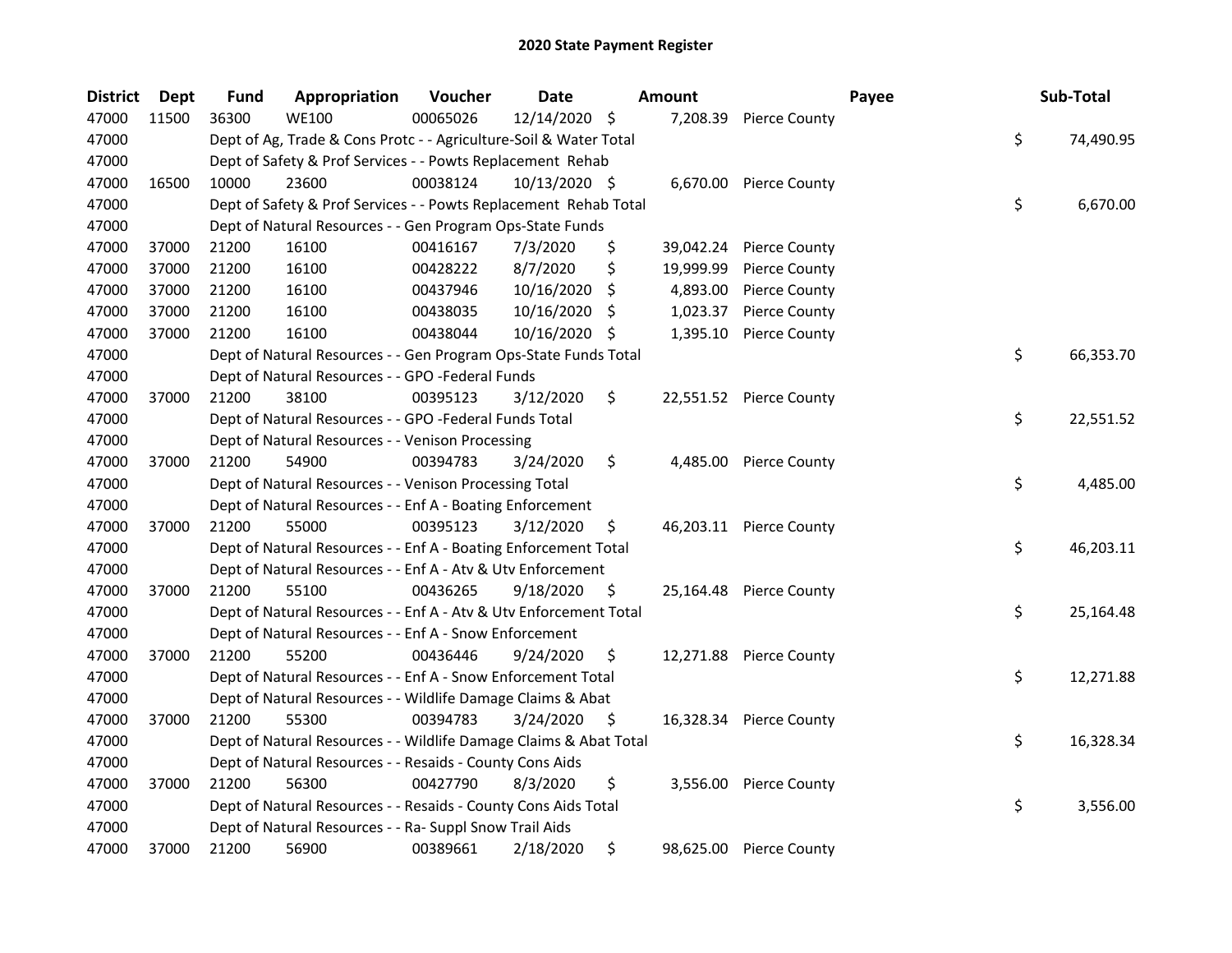# 2020 State Payment Register

| District | Dept | Fund | Appropriation | Voucher | Date | Amount | Payee | Sub-Total |
|---|---|---|---|---|---|---|---|---|
| 47000 | 11500 | 36300 | WE100 | 00065026 | 12/14/2020 | $ 7,208.39 | Pierce County | |
| 47000 | | Dept of Ag, Trade & Cons Protc - - Agriculture-Soil & Water Total | | | | | | $ 74,490.95 |
| 47000 | | Dept of Safety & Prof Services - - Powts Replacement Rehab | | | | | | |
| 47000 | 16500 | 10000 | 23600 | 00038124 | 10/13/2020 | $ 6,670.00 | Pierce County | |
| 47000 | | Dept of Safety & Prof Services - - Powts Replacement Rehab Total | | | | | | $ 6,670.00 |
| 47000 | | Dept of Natural Resources - - Gen Program Ops-State Funds | | | | | | |
| 47000 | 37000 | 21200 | 16100 | 00416167 | 7/3/2020 | $ 39,042.24 | Pierce County | |
| 47000 | 37000 | 21200 | 16100 | 00428222 | 8/7/2020 | $ 19,999.99 | Pierce County | |
| 47000 | 37000 | 21200 | 16100 | 00437946 | 10/16/2020 | $ 4,893.00 | Pierce County | |
| 47000 | 37000 | 21200 | 16100 | 00438035 | 10/16/2020 | $ 1,023.37 | Pierce County | |
| 47000 | 37000 | 21200 | 16100 | 00438044 | 10/16/2020 | $ 1,395.10 | Pierce County | |
| 47000 | | Dept of Natural Resources - - Gen Program Ops-State Funds Total | | | | | | $ 66,353.70 |
| 47000 | | Dept of Natural Resources - - GPO -Federal Funds | | | | | | |
| 47000 | 37000 | 21200 | 38100 | 00395123 | 3/12/2020 | $ 22,551.52 | Pierce County | |
| 47000 | | Dept of Natural Resources - - GPO -Federal Funds Total | | | | | | $ 22,551.52 |
| 47000 | | Dept of Natural Resources - - Venison Processing | | | | | | |
| 47000 | 37000 | 21200 | 54900 | 00394783 | 3/24/2020 | $ 4,485.00 | Pierce County | |
| 47000 | | Dept of Natural Resources - - Venison Processing Total | | | | | | $ 4,485.00 |
| 47000 | | Dept of Natural Resources - - Enf A - Boating Enforcement | | | | | | |
| 47000 | 37000 | 21200 | 55000 | 00395123 | 3/12/2020 | $ 46,203.11 | Pierce County | |
| 47000 | | Dept of Natural Resources - - Enf A - Boating Enforcement Total | | | | | | $ 46,203.11 |
| 47000 | | Dept of Natural Resources - - Enf A - Atv & Utv Enforcement | | | | | | |
| 47000 | 37000 | 21200 | 55100 | 00436265 | 9/18/2020 | $ 25,164.48 | Pierce County | |
| 47000 | | Dept of Natural Resources - - Enf A - Atv & Utv Enforcement Total | | | | | | $ 25,164.48 |
| 47000 | | Dept of Natural Resources - - Enf A - Snow Enforcement | | | | | | |
| 47000 | 37000 | 21200 | 55200 | 00436446 | 9/24/2020 | $ 12,271.88 | Pierce County | |
| 47000 | | Dept of Natural Resources - - Enf A - Snow Enforcement Total | | | | | | $ 12,271.88 |
| 47000 | | Dept of Natural Resources - - Wildlife Damage Claims & Abat | | | | | | |
| 47000 | 37000 | 21200 | 55300 | 00394783 | 3/24/2020 | $ 16,328.34 | Pierce County | |
| 47000 | | Dept of Natural Resources - - Wildlife Damage Claims & Abat Total | | | | | | $ 16,328.34 |
| 47000 | | Dept of Natural Resources - - Resaids - County Cons Aids | | | | | | |
| 47000 | 37000 | 21200 | 56300 | 00427790 | 8/3/2020 | $ 3,556.00 | Pierce County | |
| 47000 | | Dept of Natural Resources - - Resaids - County Cons Aids Total | | | | | | $ 3,556.00 |
| 47000 | | Dept of Natural Resources - - Ra- Suppl Snow Trail Aids | | | | | | |
| 47000 | 37000 | 21200 | 56900 | 00389661 | 2/18/2020 | $ 98,625.00 | Pierce County | |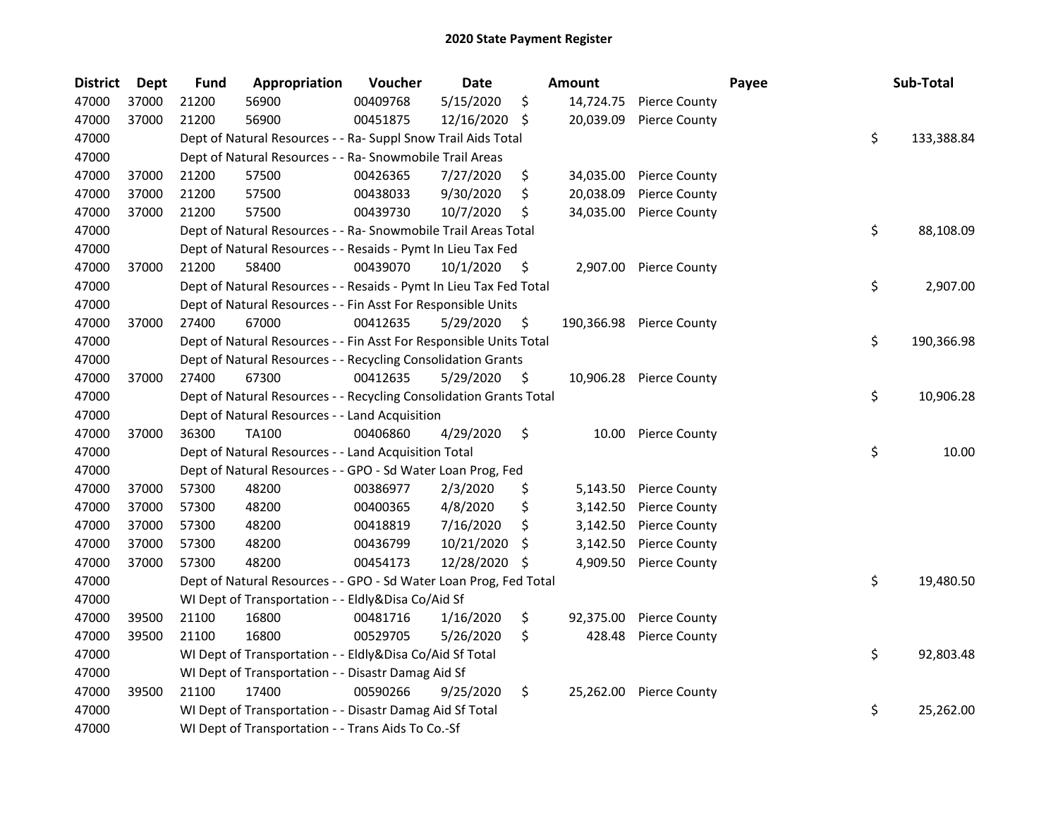# 2020 State Payment Register

| District | Dept | Fund | Appropriation | Voucher | Date | Amount | Payee | Sub-Total |
|---|---|---|---|---|---|---|---|---|
| 47000 | 37000 | 21200 | 56900 | 00409768 | 5/15/2020 | $ 14,724.75 | Pierce County | |
| 47000 | 37000 | 21200 | 56900 | 00451875 | 12/16/2020 | $ 20,039.09 | Pierce County | |
| 47000 | | Dept of Natural Resources - - Ra- Suppl Snow Trail Aids Total | | | | | | $ 133,388.84 |
| 47000 | | Dept of Natural Resources - - Ra- Snowmobile Trail Areas | | | | | | |
| 47000 | 37000 | 21200 | 57500 | 00426365 | 7/27/2020 | $ 34,035.00 | Pierce County | |
| 47000 | 37000 | 21200 | 57500 | 00438033 | 9/30/2020 | $ 20,038.09 | Pierce County | |
| 47000 | 37000 | 21200 | 57500 | 00439730 | 10/7/2020 | $ 34,035.00 | Pierce County | |
| 47000 | | Dept of Natural Resources - - Ra- Snowmobile Trail Areas Total | | | | | | $ 88,108.09 |
| 47000 | | Dept of Natural Resources - - Resaids - Pymt In Lieu Tax Fed | | | | | | |
| 47000 | 37000 | 21200 | 58400 | 00439070 | 10/1/2020 | $ 2,907.00 | Pierce County | |
| 47000 | | Dept of Natural Resources - - Resaids - Pymt In Lieu Tax Fed Total | | | | | | $ 2,907.00 |
| 47000 | | Dept of Natural Resources - - Fin Asst For Responsible Units | | | | | | |
| 47000 | 37000 | 27400 | 67000 | 00412635 | 5/29/2020 | $ 190,366.98 | Pierce County | |
| 47000 | | Dept of Natural Resources - - Fin Asst For Responsible Units Total | | | | | | $ 190,366.98 |
| 47000 | | Dept of Natural Resources - - Recycling Consolidation Grants | | | | | | |
| 47000 | 37000 | 27400 | 67300 | 00412635 | 5/29/2020 | $ 10,906.28 | Pierce County | |
| 47000 | | Dept of Natural Resources - - Recycling Consolidation Grants Total | | | | | | $ 10,906.28 |
| 47000 | | Dept of Natural Resources - - Land Acquisition | | | | | | |
| 47000 | 37000 | 36300 | TA100 | 00406860 | 4/29/2020 | $ 10.00 | Pierce County | |
| 47000 | | Dept of Natural Resources - - Land Acquisition Total | | | | | | $ 10.00 |
| 47000 | | Dept of Natural Resources - - GPO - Sd Water Loan Prog, Fed | | | | | | |
| 47000 | 37000 | 57300 | 48200 | 00386977 | 2/3/2020 | $ 5,143.50 | Pierce County | |
| 47000 | 37000 | 57300 | 48200 | 00400365 | 4/8/2020 | $ 3,142.50 | Pierce County | |
| 47000 | 37000 | 57300 | 48200 | 00418819 | 7/16/2020 | $ 3,142.50 | Pierce County | |
| 47000 | 37000 | 57300 | 48200 | 00436799 | 10/21/2020 | $ 3,142.50 | Pierce County | |
| 47000 | 37000 | 57300 | 48200 | 00454173 | 12/28/2020 | $ 4,909.50 | Pierce County | |
| 47000 | | Dept of Natural Resources - - GPO - Sd Water Loan Prog, Fed Total | | | | | | $ 19,480.50 |
| 47000 | | WI Dept of Transportation - - Eldly&Disa Co/Aid Sf | | | | | | |
| 47000 | 39500 | 21100 | 16800 | 00481716 | 1/16/2020 | $ 92,375.00 | Pierce County | |
| 47000 | 39500 | 21100 | 16800 | 00529705 | 5/26/2020 | $ 428.48 | Pierce County | |
| 47000 | | WI Dept of Transportation - - Eldly&Disa Co/Aid Sf Total | | | | | | $ 92,803.48 |
| 47000 | | WI Dept of Transportation - - Disastr Damag Aid Sf | | | | | | |
| 47000 | 39500 | 21100 | 17400 | 00590266 | 9/25/2020 | $ 25,262.00 | Pierce County | |
| 47000 | | WI Dept of Transportation - - Disastr Damag Aid Sf Total | | | | | | $ 25,262.00 |
| 47000 | | WI Dept of Transportation - - Trans Aids To Co.-Sf | | | | | | |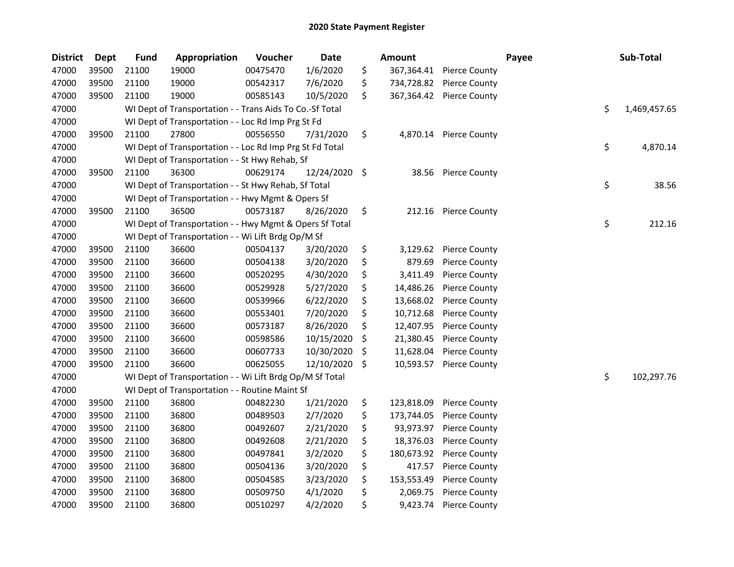## 2020 State Payment Register

| District | Dept | Fund | Appropriation | Voucher | Date | Amount | Payee | Sub-Total |
|---|---|---|---|---|---|---|---|---|
| 47000 | 39500 | 21100 | 19000 | 00475470 | 1/6/2020 | $ 367,364.41 | Pierce County | |
| 47000 | 39500 | 21100 | 19000 | 00542317 | 7/6/2020 | $ 734,728.82 | Pierce County | |
| 47000 | 39500 | 21100 | 19000 | 00585143 | 10/5/2020 | $ 367,364.42 | Pierce County | |
| 47000 | | WI Dept of Transportation - - Trans Aids To Co.-Sf Total | | | | | | $ 1,469,457.65 |
| 47000 | | WI Dept of Transportation - - Loc Rd Imp Prg St Fd | | | | | | |
| 47000 | 39500 | 21100 | 27800 | 00556550 | 7/31/2020 | $ 4,870.14 | Pierce County | |
| 47000 | | WI Dept of Transportation - - Loc Rd Imp Prg St Fd Total | | | | | | $ 4,870.14 |
| 47000 | | WI Dept of Transportation - - St Hwy Rehab, Sf | | | | | | |
| 47000 | 39500 | 21100 | 36300 | 00629174 | 12/24/2020 | $ 38.56 | Pierce County | |
| 47000 | | WI Dept of Transportation - - St Hwy Rehab, Sf Total | | | | | | $ 38.56 |
| 47000 | | WI Dept of Transportation - - Hwy Mgmt & Opers Sf | | | | | | |
| 47000 | 39500 | 21100 | 36500 | 00573187 | 8/26/2020 | $ 212.16 | Pierce County | |
| 47000 | | WI Dept of Transportation - - Hwy Mgmt & Opers Sf Total | | | | | | $ 212.16 |
| 47000 | | WI Dept of Transportation - - Wi Lift Brdg Op/M Sf | | | | | | |
| 47000 | 39500 | 21100 | 36600 | 00504137 | 3/20/2020 | $ 3,129.62 | Pierce County | |
| 47000 | 39500 | 21100 | 36600 | 00504138 | 3/20/2020 | $ 879.69 | Pierce County | |
| 47000 | 39500 | 21100 | 36600 | 00520295 | 4/30/2020 | $ 3,411.49 | Pierce County | |
| 47000 | 39500 | 21100 | 36600 | 00529928 | 5/27/2020 | $ 14,486.26 | Pierce County | |
| 47000 | 39500 | 21100 | 36600 | 00539966 | 6/22/2020 | $ 13,668.02 | Pierce County | |
| 47000 | 39500 | 21100 | 36600 | 00553401 | 7/20/2020 | $ 10,712.68 | Pierce County | |
| 47000 | 39500 | 21100 | 36600 | 00573187 | 8/26/2020 | $ 12,407.95 | Pierce County | |
| 47000 | 39500 | 21100 | 36600 | 00598586 | 10/15/2020 | $ 21,380.45 | Pierce County | |
| 47000 | 39500 | 21100 | 36600 | 00607733 | 10/30/2020 | $ 11,628.04 | Pierce County | |
| 47000 | 39500 | 21100 | 36600 | 00625055 | 12/10/2020 | $ 10,593.57 | Pierce County | |
| 47000 | | WI Dept of Transportation - - Wi Lift Brdg Op/M Sf Total | | | | | | $ 102,297.76 |
| 47000 | | WI Dept of Transportation - - Routine Maint Sf | | | | | | |
| 47000 | 39500 | 21100 | 36800 | 00482230 | 1/21/2020 | $ 123,818.09 | Pierce County | |
| 47000 | 39500 | 21100 | 36800 | 00489503 | 2/7/2020 | $ 173,744.05 | Pierce County | |
| 47000 | 39500 | 21100 | 36800 | 00492607 | 2/21/2020 | $ 93,973.97 | Pierce County | |
| 47000 | 39500 | 21100 | 36800 | 00492608 | 2/21/2020 | $ 18,376.03 | Pierce County | |
| 47000 | 39500 | 21100 | 36800 | 00497841 | 3/2/2020 | $ 180,673.92 | Pierce County | |
| 47000 | 39500 | 21100 | 36800 | 00504136 | 3/20/2020 | $ 417.57 | Pierce County | |
| 47000 | 39500 | 21100 | 36800 | 00504585 | 3/23/2020 | $ 153,553.49 | Pierce County | |
| 47000 | 39500 | 21100 | 36800 | 00509750 | 4/1/2020 | $ 2,069.75 | Pierce County | |
| 47000 | 39500 | 21100 | 36800 | 00510297 | 4/2/2020 | $ 9,423.74 | Pierce County | |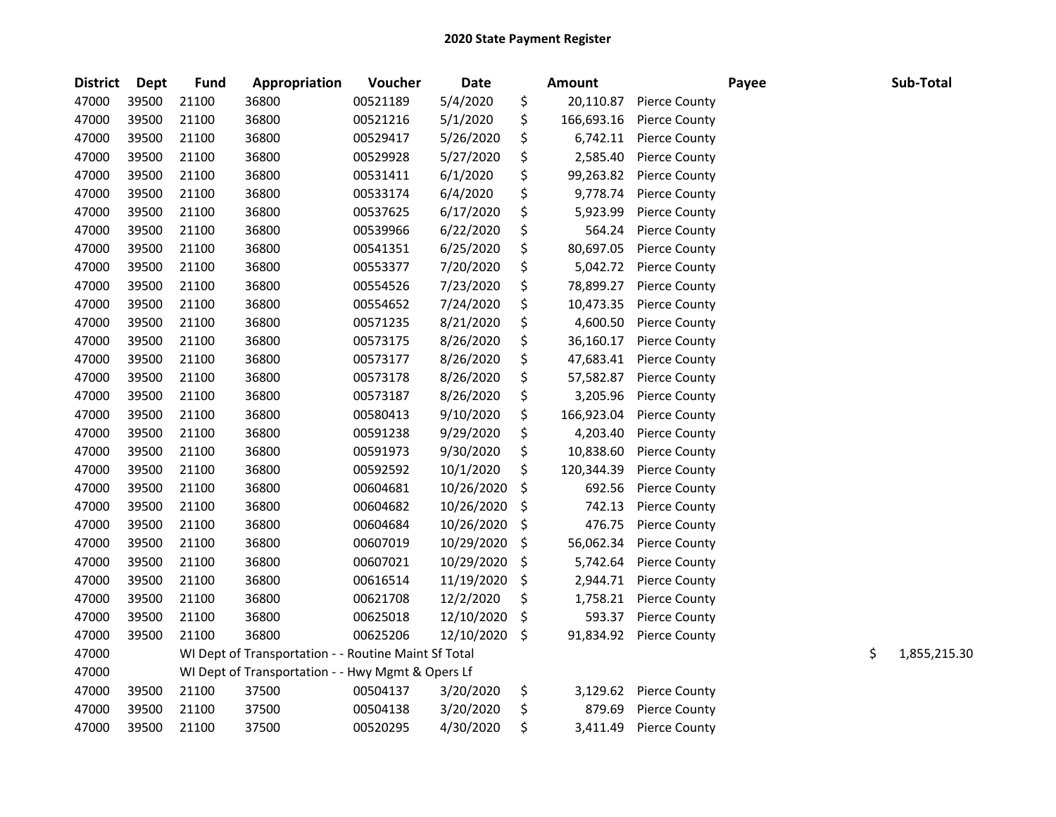# 2020 State Payment Register

| District | Dept | Fund | Appropriation | Voucher | Date | Amount | Payee | Sub-Total |
|---|---|---|---|---|---|---|---|---|
| 47000 | 39500 | 21100 | 36800 | 00521189 | 5/4/2020 | $ 20,110.87 | Pierce County | |
| 47000 | 39500 | 21100 | 36800 | 00521216 | 5/1/2020 | $ 166,693.16 | Pierce County | |
| 47000 | 39500 | 21100 | 36800 | 00529417 | 5/26/2020 | $ 6,742.11 | Pierce County | |
| 47000 | 39500 | 21100 | 36800 | 00529928 | 5/27/2020 | $ 2,585.40 | Pierce County | |
| 47000 | 39500 | 21100 | 36800 | 00531411 | 6/1/2020 | $ 99,263.82 | Pierce County | |
| 47000 | 39500 | 21100 | 36800 | 00533174 | 6/4/2020 | $ 9,778.74 | Pierce County | |
| 47000 | 39500 | 21100 | 36800 | 00537625 | 6/17/2020 | $ 5,923.99 | Pierce County | |
| 47000 | 39500 | 21100 | 36800 | 00539966 | 6/22/2020 | $ 564.24 | Pierce County | |
| 47000 | 39500 | 21100 | 36800 | 00541351 | 6/25/2020 | $ 80,697.05 | Pierce County | |
| 47000 | 39500 | 21100 | 36800 | 00553377 | 7/20/2020 | $ 5,042.72 | Pierce County | |
| 47000 | 39500 | 21100 | 36800 | 00554526 | 7/23/2020 | $ 78,899.27 | Pierce County | |
| 47000 | 39500 | 21100 | 36800 | 00554652 | 7/24/2020 | $ 10,473.35 | Pierce County | |
| 47000 | 39500 | 21100 | 36800 | 00571235 | 8/21/2020 | $ 4,600.50 | Pierce County | |
| 47000 | 39500 | 21100 | 36800 | 00573175 | 8/26/2020 | $ 36,160.17 | Pierce County | |
| 47000 | 39500 | 21100 | 36800 | 00573177 | 8/26/2020 | $ 47,683.41 | Pierce County | |
| 47000 | 39500 | 21100 | 36800 | 00573178 | 8/26/2020 | $ 57,582.87 | Pierce County | |
| 47000 | 39500 | 21100 | 36800 | 00573187 | 8/26/2020 | $ 3,205.96 | Pierce County | |
| 47000 | 39500 | 21100 | 36800 | 00580413 | 9/10/2020 | $ 166,923.04 | Pierce County | |
| 47000 | 39500 | 21100 | 36800 | 00591238 | 9/29/2020 | $ 4,203.40 | Pierce County | |
| 47000 | 39500 | 21100 | 36800 | 00591973 | 9/30/2020 | $ 10,838.60 | Pierce County | |
| 47000 | 39500 | 21100 | 36800 | 00592592 | 10/1/2020 | $ 120,344.39 | Pierce County | |
| 47000 | 39500 | 21100 | 36800 | 00604681 | 10/26/2020 | $ 692.56 | Pierce County | |
| 47000 | 39500 | 21100 | 36800 | 00604682 | 10/26/2020 | $ 742.13 | Pierce County | |
| 47000 | 39500 | 21100 | 36800 | 00604684 | 10/26/2020 | $ 476.75 | Pierce County | |
| 47000 | 39500 | 21100 | 36800 | 00607019 | 10/29/2020 | $ 56,062.34 | Pierce County | |
| 47000 | 39500 | 21100 | 36800 | 00607021 | 10/29/2020 | $ 5,742.64 | Pierce County | |
| 47000 | 39500 | 21100 | 36800 | 00616514 | 11/19/2020 | $ 2,944.71 | Pierce County | |
| 47000 | 39500 | 21100 | 36800 | 00621708 | 12/2/2020 | $ 1,758.21 | Pierce County | |
| 47000 | 39500 | 21100 | 36800 | 00625018 | 12/10/2020 | $ 593.37 | Pierce County | |
| 47000 | 39500 | 21100 | 36800 | 00625206 | 12/10/2020 | $ 91,834.92 | Pierce County | |
| 47000 | | WI Dept of Transportation - - Routine Maint Sf Total | | | | | | $ 1,855,215.30 |
| 47000 | | WI Dept of Transportation - - Hwy Mgmt & Opers Lf | | | | | | |
| 47000 | 39500 | 21100 | 37500 | 00504137 | 3/20/2020 | $ 3,129.62 | Pierce County | |
| 47000 | 39500 | 21100 | 37500 | 00504138 | 3/20/2020 | $ 879.69 | Pierce County | |
| 47000 | 39500 | 21100 | 37500 | 00520295 | 4/30/2020 | $ 3,411.49 | Pierce County | |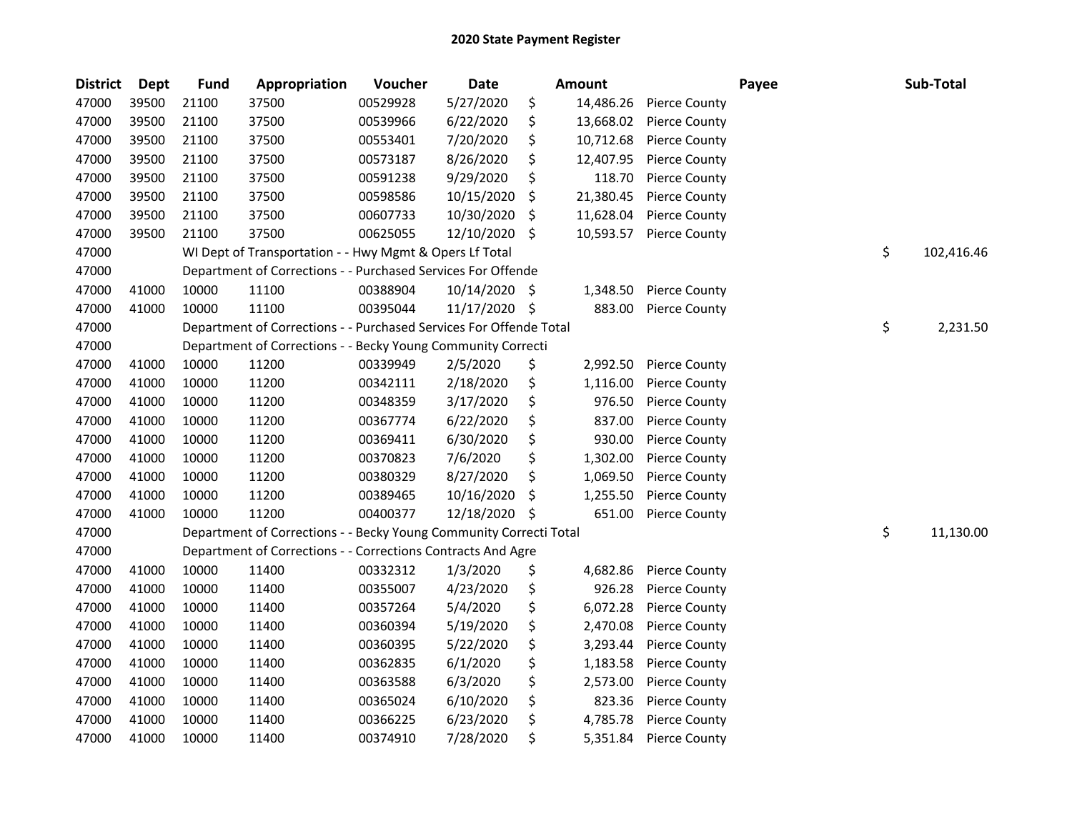# 2020 State Payment Register

| District | Dept | Fund | Appropriation | Voucher | Date | Amount | Payee | Sub-Total |
|---|---|---|---|---|---|---|---|---|
| 47000 | 39500 | 21100 | 37500 | 00529928 | 5/27/2020 | $ 14,486.26 | Pierce County | |
| 47000 | 39500 | 21100 | 37500 | 00539966 | 6/22/2020 | $ 13,668.02 | Pierce County | |
| 47000 | 39500 | 21100 | 37500 | 00553401 | 7/20/2020 | $ 10,712.68 | Pierce County | |
| 47000 | 39500 | 21100 | 37500 | 00573187 | 8/26/2020 | $ 12,407.95 | Pierce County | |
| 47000 | 39500 | 21100 | 37500 | 00591238 | 9/29/2020 | $ 118.70 | Pierce County | |
| 47000 | 39500 | 21100 | 37500 | 00598586 | 10/15/2020 | $ 21,380.45 | Pierce County | |
| 47000 | 39500 | 21100 | 37500 | 00607733 | 10/30/2020 | $ 11,628.04 | Pierce County | |
| 47000 | 39500 | 21100 | 37500 | 00625055 | 12/10/2020 | $ 10,593.57 | Pierce County | |
| 47000 | | WI Dept of Transportation - - Hwy Mgmt & Opers Lf Total | | | | | | $ 102,416.46 |
| 47000 | | Department of Corrections - - Purchased Services For Offende | | | | | | |
| 47000 | 41000 | 10000 | 11100 | 00388904 | 10/14/2020 | $ 1,348.50 | Pierce County | |
| 47000 | 41000 | 10000 | 11100 | 00395044 | 11/17/2020 | $ 883.00 | Pierce County | |
| 47000 | | Department of Corrections - - Purchased Services For Offende Total | | | | | | $ 2,231.50 |
| 47000 | | Department of Corrections - - Becky Young Community Correcti | | | | | | |
| 47000 | 41000 | 10000 | 11200 | 00339949 | 2/5/2020 | $ 2,992.50 | Pierce County | |
| 47000 | 41000 | 10000 | 11200 | 00342111 | 2/18/2020 | $ 1,116.00 | Pierce County | |
| 47000 | 41000 | 10000 | 11200 | 00348359 | 3/17/2020 | $ 976.50 | Pierce County | |
| 47000 | 41000 | 10000 | 11200 | 00367774 | 6/22/2020 | $ 837.00 | Pierce County | |
| 47000 | 41000 | 10000 | 11200 | 00369411 | 6/30/2020 | $ 930.00 | Pierce County | |
| 47000 | 41000 | 10000 | 11200 | 00370823 | 7/6/2020 | $ 1,302.00 | Pierce County | |
| 47000 | 41000 | 10000 | 11200 | 00380329 | 8/27/2020 | $ 1,069.50 | Pierce County | |
| 47000 | 41000 | 10000 | 11200 | 00389465 | 10/16/2020 | $ 1,255.50 | Pierce County | |
| 47000 | 41000 | 10000 | 11200 | 00400377 | 12/18/2020 | $ 651.00 | Pierce County | |
| 47000 | | Department of Corrections - - Becky Young Community Correcti Total | | | | | | $ 11,130.00 |
| 47000 | | Department of Corrections - - Corrections Contracts And Agre | | | | | | |
| 47000 | 41000 | 10000 | 11400 | 00332312 | 1/3/2020 | $ 4,682.86 | Pierce County | |
| 47000 | 41000 | 10000 | 11400 | 00355007 | 4/23/2020 | $ 926.28 | Pierce County | |
| 47000 | 41000 | 10000 | 11400 | 00357264 | 5/4/2020 | $ 6,072.28 | Pierce County | |
| 47000 | 41000 | 10000 | 11400 | 00360394 | 5/19/2020 | $ 2,470.08 | Pierce County | |
| 47000 | 41000 | 10000 | 11400 | 00360395 | 5/22/2020 | $ 3,293.44 | Pierce County | |
| 47000 | 41000 | 10000 | 11400 | 00362835 | 6/1/2020 | $ 1,183.58 | Pierce County | |
| 47000 | 41000 | 10000 | 11400 | 00363588 | 6/3/2020 | $ 2,573.00 | Pierce County | |
| 47000 | 41000 | 10000 | 11400 | 00365024 | 6/10/2020 | $ 823.36 | Pierce County | |
| 47000 | 41000 | 10000 | 11400 | 00366225 | 6/23/2020 | $ 4,785.78 | Pierce County | |
| 47000 | 41000 | 10000 | 11400 | 00374910 | 7/28/2020 | $ 5,351.84 | Pierce County | |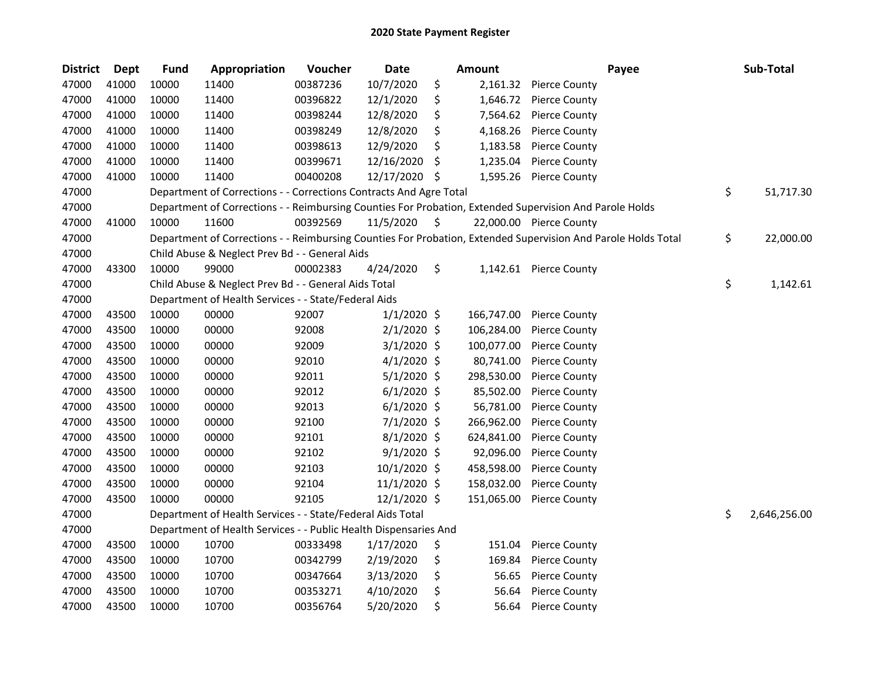## 2020 State Payment Register

| District | Dept | Fund | Appropriation | Voucher | Date | Amount | Payee | Sub-Total |
|---|---|---|---|---|---|---|---|---|
| 47000 | 41000 | 10000 | 11400 | 00387236 | 10/7/2020 | $ 2,161.32 | Pierce County | |
| 47000 | 41000 | 10000 | 11400 | 00396822 | 12/1/2020 | $ 1,646.72 | Pierce County | |
| 47000 | 41000 | 10000 | 11400 | 00398244 | 12/8/2020 | $ 7,564.62 | Pierce County | |
| 47000 | 41000 | 10000 | 11400 | 00398249 | 12/8/2020 | $ 4,168.26 | Pierce County | |
| 47000 | 41000 | 10000 | 11400 | 00398613 | 12/9/2020 | $ 1,183.58 | Pierce County | |
| 47000 | 41000 | 10000 | 11400 | 00399671 | 12/16/2020 | $ 1,235.04 | Pierce County | |
| 47000 | 41000 | 10000 | 11400 | 00400208 | 12/17/2020 | $ 1,595.26 | Pierce County | |
| 47000 | | Department of Corrections - - Corrections Contracts And Agre Total | | | | | | $ 51,717.30 |
| 47000 | | Department of Corrections - - Reimbursing Counties For Probation, Extended Supervision And Parole Holds | | | | | | |
| 47000 | 41000 | 10000 | 11600 | 00392569 | 11/5/2020 | $ 22,000.00 | Pierce County | |
| 47000 | | Department of Corrections - - Reimbursing Counties For Probation, Extended Supervision And Parole Holds Total | | | | | | $ 22,000.00 |
| 47000 | | Child Abuse & Neglect Prev Bd - - General Aids | | | | | | |
| 47000 | 43300 | 10000 | 99000 | 00002383 | 4/24/2020 | $ 1,142.61 | Pierce County | |
| 47000 | | Child Abuse & Neglect Prev Bd - - General Aids Total | | | | | | $ 1,142.61 |
| 47000 | | Department of Health Services - - State/Federal Aids | | | | | | |
| 47000 | 43500 | 10000 | 00000 | 92007 | 1/1/2020 | $ 166,747.00 | Pierce County | |
| 47000 | 43500 | 10000 | 00000 | 92008 | 2/1/2020 | $ 106,284.00 | Pierce County | |
| 47000 | 43500 | 10000 | 00000 | 92009 | 3/1/2020 | $ 100,077.00 | Pierce County | |
| 47000 | 43500 | 10000 | 00000 | 92010 | 4/1/2020 | $ 80,741.00 | Pierce County | |
| 47000 | 43500 | 10000 | 00000 | 92011 | 5/1/2020 | $ 298,530.00 | Pierce County | |
| 47000 | 43500 | 10000 | 00000 | 92012 | 6/1/2020 | $ 85,502.00 | Pierce County | |
| 47000 | 43500 | 10000 | 00000 | 92013 | 6/1/2020 | $ 56,781.00 | Pierce County | |
| 47000 | 43500 | 10000 | 00000 | 92100 | 7/1/2020 | $ 266,962.00 | Pierce County | |
| 47000 | 43500 | 10000 | 00000 | 92101 | 8/1/2020 | $ 624,841.00 | Pierce County | |
| 47000 | 43500 | 10000 | 00000 | 92102 | 9/1/2020 | $ 92,096.00 | Pierce County | |
| 47000 | 43500 | 10000 | 00000 | 92103 | 10/1/2020 | $ 458,598.00 | Pierce County | |
| 47000 | 43500 | 10000 | 00000 | 92104 | 11/1/2020 | $ 158,032.00 | Pierce County | |
| 47000 | 43500 | 10000 | 00000 | 92105 | 12/1/2020 | $ 151,065.00 | Pierce County | |
| 47000 | | Department of Health Services - - State/Federal Aids Total | | | | | | $ 2,646,256.00 |
| 47000 | | Department of Health Services - - Public Health Dispensaries And | | | | | | |
| 47000 | 43500 | 10000 | 10700 | 00333498 | 1/17/2020 | $ 151.04 | Pierce County | |
| 47000 | 43500 | 10000 | 10700 | 00342799 | 2/19/2020 | $ 169.84 | Pierce County | |
| 47000 | 43500 | 10000 | 10700 | 00347664 | 3/13/2020 | $ 56.65 | Pierce County | |
| 47000 | 43500 | 10000 | 10700 | 00353271 | 4/10/2020 | $ 56.64 | Pierce County | |
| 47000 | 43500 | 10000 | 10700 | 00356764 | 5/20/2020 | $ 56.64 | Pierce County | |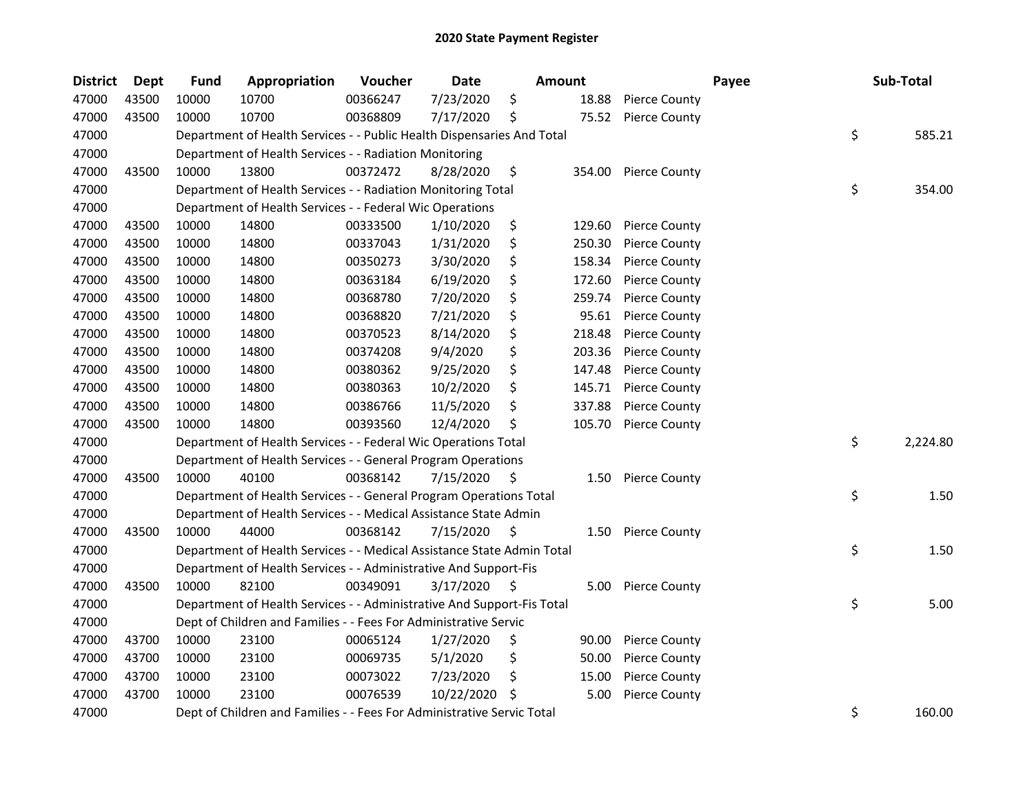## 2020 State Payment Register

| District | Dept | Fund | Appropriation | Voucher | Date | Amount | Payee | Sub-Total |
|---|---|---|---|---|---|---|---|---|
| 47000 | 43500 | 10000 | 10700 | 00366247 | 7/23/2020 | $ 18.88 | Pierce County | |
| 47000 | 43500 | 10000 | 10700 | 00368809 | 7/17/2020 | $ 75.52 | Pierce County | |
| 47000 | | Department of Health Services - - Public Health Dispensaries And Total | | | | | | $ 585.21 |
| 47000 | | Department of Health Services - - Radiation Monitoring | | | | | | |
| 47000 | 43500 | 10000 | 13800 | 00372472 | 8/28/2020 | $ 354.00 | Pierce County | |
| 47000 | | Department of Health Services - - Radiation Monitoring Total | | | | | | $ 354.00 |
| 47000 | | Department of Health Services - - Federal Wic Operations | | | | | | |
| 47000 | 43500 | 10000 | 14800 | 00333500 | 1/10/2020 | $ 129.60 | Pierce County | |
| 47000 | 43500 | 10000 | 14800 | 00337043 | 1/31/2020 | $ 250.30 | Pierce County | |
| 47000 | 43500 | 10000 | 14800 | 00350273 | 3/30/2020 | $ 158.34 | Pierce County | |
| 47000 | 43500 | 10000 | 14800 | 00363184 | 6/19/2020 | $ 172.60 | Pierce County | |
| 47000 | 43500 | 10000 | 14800 | 00368780 | 7/20/2020 | $ 259.74 | Pierce County | |
| 47000 | 43500 | 10000 | 14800 | 00368820 | 7/21/2020 | $ 95.61 | Pierce County | |
| 47000 | 43500 | 10000 | 14800 | 00370523 | 8/14/2020 | $ 218.48 | Pierce County | |
| 47000 | 43500 | 10000 | 14800 | 00374208 | 9/4/2020 | $ 203.36 | Pierce County | |
| 47000 | 43500 | 10000 | 14800 | 00380362 | 9/25/2020 | $ 147.48 | Pierce County | |
| 47000 | 43500 | 10000 | 14800 | 00380363 | 10/2/2020 | $ 145.71 | Pierce County | |
| 47000 | 43500 | 10000 | 14800 | 00386766 | 11/5/2020 | $ 337.88 | Pierce County | |
| 47000 | 43500 | 10000 | 14800 | 00393560 | 12/4/2020 | $ 105.70 | Pierce County | |
| 47000 | | Department of Health Services - - Federal Wic Operations Total | | | | | | $ 2,224.80 |
| 47000 | | Department of Health Services - - General Program Operations | | | | | | |
| 47000 | 43500 | 10000 | 40100 | 00368142 | 7/15/2020 | $ 1.50 | Pierce County | |
| 47000 | | Department of Health Services - - General Program Operations Total | | | | | | $ 1.50 |
| 47000 | | Department of Health Services - - Medical Assistance State Admin | | | | | | |
| 47000 | 43500 | 10000 | 44000 | 00368142 | 7/15/2020 | $ 1.50 | Pierce County | |
| 47000 | | Department of Health Services - - Medical Assistance State Admin Total | | | | | | $ 1.50 |
| 47000 | | Department of Health Services - - Administrative And Support-Fis | | | | | | |
| 47000 | 43500 | 10000 | 82100 | 00349091 | 3/17/2020 | $ 5.00 | Pierce County | |
| 47000 | | Department of Health Services - - Administrative And Support-Fis Total | | | | | | $ 5.00 |
| 47000 | | Dept of Children and Families - - Fees For Administrative Servic | | | | | | |
| 47000 | 43700 | 10000 | 23100 | 00065124 | 1/27/2020 | $ 90.00 | Pierce County | |
| 47000 | 43700 | 10000 | 23100 | 00069735 | 5/1/2020 | $ 50.00 | Pierce County | |
| 47000 | 43700 | 10000 | 23100 | 00073022 | 7/23/2020 | $ 15.00 | Pierce County | |
| 47000 | 43700 | 10000 | 23100 | 00076539 | 10/22/2020 | $ 5.00 | Pierce County | |
| 47000 | | Dept of Children and Families - - Fees For Administrative Servic Total | | | | | | $ 160.00 |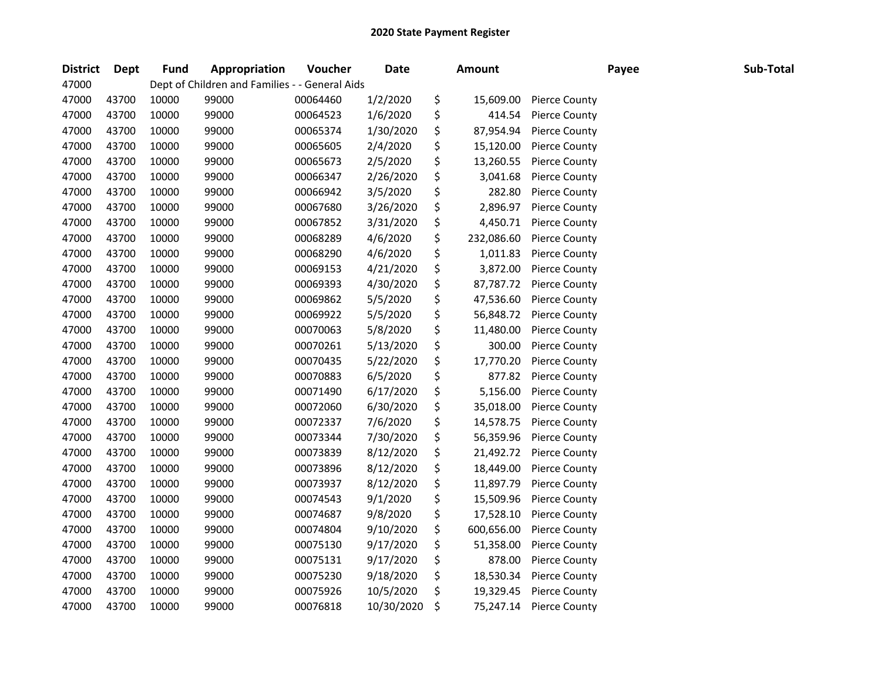## 2020 State Payment Register

| District | Dept | Fund | Appropriation | Voucher | Date | Amount | Payee | Sub-Total |
|---|---|---|---|---|---|---|---|---|
| 47000 | | Dept of Children and Families - - General Aids | | | | | | |
| 47000 | 43700 | 10000 | 99000 | 00064460 | 1/2/2020 | $ 15,609.00 | Pierce County | |
| 47000 | 43700 | 10000 | 99000 | 00064523 | 1/6/2020 | $ 414.54 | Pierce County | |
| 47000 | 43700 | 10000 | 99000 | 00065374 | 1/30/2020 | $ 87,954.94 | Pierce County | |
| 47000 | 43700 | 10000 | 99000 | 00065605 | 2/4/2020 | $ 15,120.00 | Pierce County | |
| 47000 | 43700 | 10000 | 99000 | 00065673 | 2/5/2020 | $ 13,260.55 | Pierce County | |
| 47000 | 43700 | 10000 | 99000 | 00066347 | 2/26/2020 | $ 3,041.68 | Pierce County | |
| 47000 | 43700 | 10000 | 99000 | 00066942 | 3/5/2020 | $ 282.80 | Pierce County | |
| 47000 | 43700 | 10000 | 99000 | 00067680 | 3/26/2020 | $ 2,896.97 | Pierce County | |
| 47000 | 43700 | 10000 | 99000 | 00067852 | 3/31/2020 | $ 4,450.71 | Pierce County | |
| 47000 | 43700 | 10000 | 99000 | 00068289 | 4/6/2020 | $ 232,086.60 | Pierce County | |
| 47000 | 43700 | 10000 | 99000 | 00068290 | 4/6/2020 | $ 1,011.83 | Pierce County | |
| 47000 | 43700 | 10000 | 99000 | 00069153 | 4/21/2020 | $ 3,872.00 | Pierce County | |
| 47000 | 43700 | 10000 | 99000 | 00069393 | 4/30/2020 | $ 87,787.72 | Pierce County | |
| 47000 | 43700 | 10000 | 99000 | 00069862 | 5/5/2020 | $ 47,536.60 | Pierce County | |
| 47000 | 43700 | 10000 | 99000 | 00069922 | 5/5/2020 | $ 56,848.72 | Pierce County | |
| 47000 | 43700 | 10000 | 99000 | 00070063 | 5/8/2020 | $ 11,480.00 | Pierce County | |
| 47000 | 43700 | 10000 | 99000 | 00070261 | 5/13/2020 | $ 300.00 | Pierce County | |
| 47000 | 43700 | 10000 | 99000 | 00070435 | 5/22/2020 | $ 17,770.20 | Pierce County | |
| 47000 | 43700 | 10000 | 99000 | 00070883 | 6/5/2020 | $ 877.82 | Pierce County | |
| 47000 | 43700 | 10000 | 99000 | 00071490 | 6/17/2020 | $ 5,156.00 | Pierce County | |
| 47000 | 43700 | 10000 | 99000 | 00072060 | 6/30/2020 | $ 35,018.00 | Pierce County | |
| 47000 | 43700 | 10000 | 99000 | 00072337 | 7/6/2020 | $ 14,578.75 | Pierce County | |
| 47000 | 43700 | 10000 | 99000 | 00073344 | 7/30/2020 | $ 56,359.96 | Pierce County | |
| 47000 | 43700 | 10000 | 99000 | 00073839 | 8/12/2020 | $ 21,492.72 | Pierce County | |
| 47000 | 43700 | 10000 | 99000 | 00073896 | 8/12/2020 | $ 18,449.00 | Pierce County | |
| 47000 | 43700 | 10000 | 99000 | 00073937 | 8/12/2020 | $ 11,897.79 | Pierce County | |
| 47000 | 43700 | 10000 | 99000 | 00074543 | 9/1/2020 | $ 15,509.96 | Pierce County | |
| 47000 | 43700 | 10000 | 99000 | 00074687 | 9/8/2020 | $ 17,528.10 | Pierce County | |
| 47000 | 43700 | 10000 | 99000 | 00074804 | 9/10/2020 | $ 600,656.00 | Pierce County | |
| 47000 | 43700 | 10000 | 99000 | 00075130 | 9/17/2020 | $ 51,358.00 | Pierce County | |
| 47000 | 43700 | 10000 | 99000 | 00075131 | 9/17/2020 | $ 878.00 | Pierce County | |
| 47000 | 43700 | 10000 | 99000 | 00075230 | 9/18/2020 | $ 18,530.34 | Pierce County | |
| 47000 | 43700 | 10000 | 99000 | 00075926 | 10/5/2020 | $ 19,329.45 | Pierce County | |
| 47000 | 43700 | 10000 | 99000 | 00076818 | 10/30/2020 | $ 75,247.14 | Pierce County | |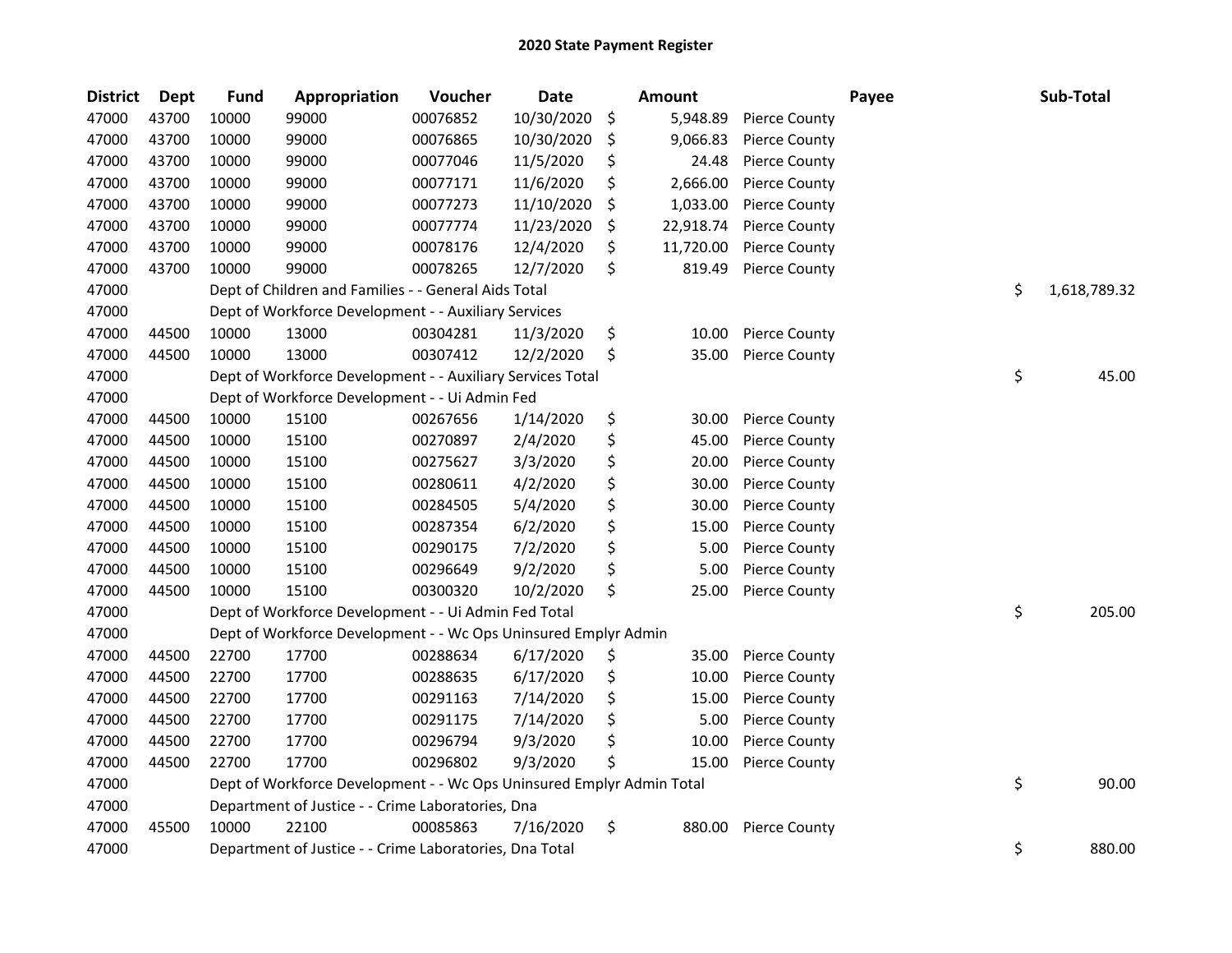# 2020 State Payment Register

| District | Dept | Fund | Appropriation | Voucher | Date | Amount | Payee | Sub-Total |
|---|---|---|---|---|---|---|---|---|
| 47000 | 43700 | 10000 | 99000 | 00076852 | 10/30/2020 | $ 5,948.89 | Pierce County | |
| 47000 | 43700 | 10000 | 99000 | 00076865 | 10/30/2020 | $ 9,066.83 | Pierce County | |
| 47000 | 43700 | 10000 | 99000 | 00077046 | 11/5/2020 | $ 24.48 | Pierce County | |
| 47000 | 43700 | 10000 | 99000 | 00077171 | 11/6/2020 | $ 2,666.00 | Pierce County | |
| 47000 | 43700 | 10000 | 99000 | 00077273 | 11/10/2020 | $ 1,033.00 | Pierce County | |
| 47000 | 43700 | 10000 | 99000 | 00077774 | 11/23/2020 | $ 22,918.74 | Pierce County | |
| 47000 | 43700 | 10000 | 99000 | 00078176 | 12/4/2020 | $ 11,720.00 | Pierce County | |
| 47000 | 43700 | 10000 | 99000 | 00078265 | 12/7/2020 | $ 819.49 | Pierce County | |
| 47000 | | Dept of Children and Families - - General Aids Total | | | | | | $ 1,618,789.32 |
| 47000 | | Dept of Workforce Development - - Auxiliary Services | | | | | | |
| 47000 | 44500 | 10000 | 13000 | 00304281 | 11/3/2020 | $ 10.00 | Pierce County | |
| 47000 | 44500 | 10000 | 13000 | 00307412 | 12/2/2020 | $ 35.00 | Pierce County | |
| 47000 | | Dept of Workforce Development - - Auxiliary Services Total | | | | | | $ 45.00 |
| 47000 | | Dept of Workforce Development - - Ui Admin Fed | | | | | | |
| 47000 | 44500 | 10000 | 15100 | 00267656 | 1/14/2020 | $ 30.00 | Pierce County | |
| 47000 | 44500 | 10000 | 15100 | 00270897 | 2/4/2020 | $ 45.00 | Pierce County | |
| 47000 | 44500 | 10000 | 15100 | 00275627 | 3/3/2020 | $ 20.00 | Pierce County | |
| 47000 | 44500 | 10000 | 15100 | 00280611 | 4/2/2020 | $ 30.00 | Pierce County | |
| 47000 | 44500 | 10000 | 15100 | 00284505 | 5/4/2020 | $ 30.00 | Pierce County | |
| 47000 | 44500 | 10000 | 15100 | 00287354 | 6/2/2020 | $ 15.00 | Pierce County | |
| 47000 | 44500 | 10000 | 15100 | 00290175 | 7/2/2020 | $ 5.00 | Pierce County | |
| 47000 | 44500 | 10000 | 15100 | 00296649 | 9/2/2020 | $ 5.00 | Pierce County | |
| 47000 | 44500 | 10000 | 15100 | 00300320 | 10/2/2020 | $ 25.00 | Pierce County | |
| 47000 | | Dept of Workforce Development - - Ui Admin Fed Total | | | | | | $ 205.00 |
| 47000 | | Dept of Workforce Development - - Wc Ops Uninsured Emplyr Admin | | | | | | |
| 47000 | 44500 | 22700 | 17700 | 00288634 | 6/17/2020 | $ 35.00 | Pierce County | |
| 47000 | 44500 | 22700 | 17700 | 00288635 | 6/17/2020 | $ 10.00 | Pierce County | |
| 47000 | 44500 | 22700 | 17700 | 00291163 | 7/14/2020 | $ 15.00 | Pierce County | |
| 47000 | 44500 | 22700 | 17700 | 00291175 | 7/14/2020 | $ 5.00 | Pierce County | |
| 47000 | 44500 | 22700 | 17700 | 00296794 | 9/3/2020 | $ 10.00 | Pierce County | |
| 47000 | 44500 | 22700 | 17700 | 00296802 | 9/3/2020 | $ 15.00 | Pierce County | |
| 47000 | | Dept of Workforce Development - - Wc Ops Uninsured Emplyr Admin Total | | | | | | $ 90.00 |
| 47000 | | Department of Justice - - Crime Laboratories, Dna | | | | | | |
| 47000 | 45500 | 10000 | 22100 | 00085863 | 7/16/2020 | $ 880.00 | Pierce County | |
| 47000 | | Department of Justice - - Crime Laboratories, Dna Total | | | | | | $ 880.00 |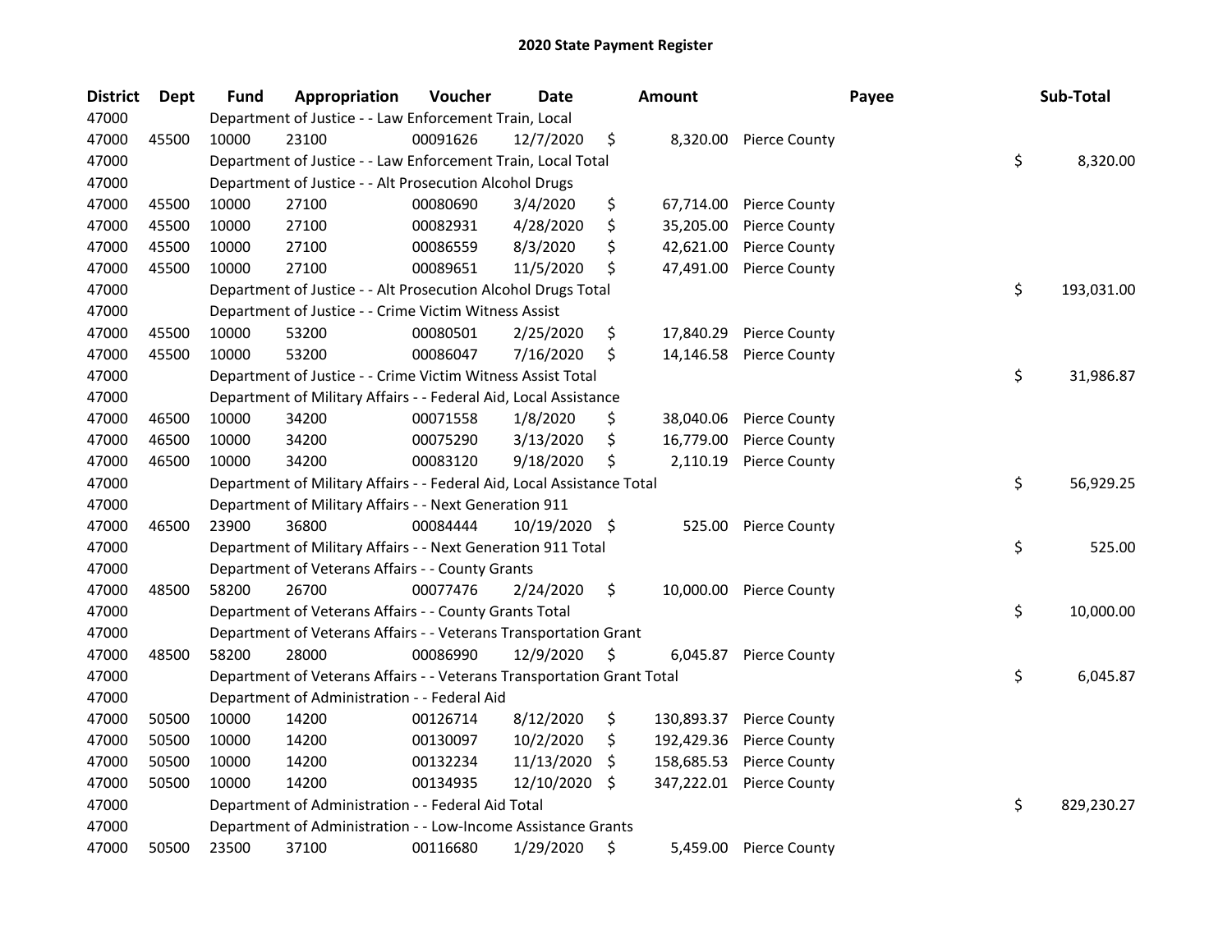## 2020 State Payment Register

| District | Dept | Fund | Appropriation | Voucher | Date | Amount | Payee | Sub-Total |
|---|---|---|---|---|---|---|---|---|
| 47000 | | Department of Justice - - Law Enforcement Train, Local | | | | | | |
| 47000 | 45500 | 10000 | 23100 | 00091626 | 12/7/2020 | $ 8,320.00 | Pierce County | |
| 47000 | | Department of Justice - - Law Enforcement Train, Local Total | | | | | | $ 8,320.00 |
| 47000 | | Department of Justice - - Alt Prosecution Alcohol Drugs | | | | | | |
| 47000 | 45500 | 10000 | 27100 | 00080690 | 3/4/2020 | $ 67,714.00 | Pierce County | |
| 47000 | 45500 | 10000 | 27100 | 00082931 | 4/28/2020 | $ 35,205.00 | Pierce County | |
| 47000 | 45500 | 10000 | 27100 | 00086559 | 8/3/2020 | $ 42,621.00 | Pierce County | |
| 47000 | 45500 | 10000 | 27100 | 00089651 | 11/5/2020 | $ 47,491.00 | Pierce County | |
| 47000 | | Department of Justice - - Alt Prosecution Alcohol Drugs Total | | | | | | $ 193,031.00 |
| 47000 | | Department of Justice - - Crime Victim Witness Assist | | | | | | |
| 47000 | 45500 | 10000 | 53200 | 00080501 | 2/25/2020 | $ 17,840.29 | Pierce County | |
| 47000 | 45500 | 10000 | 53200 | 00086047 | 7/16/2020 | $ 14,146.58 | Pierce County | |
| 47000 | | Department of Justice - - Crime Victim Witness Assist Total | | | | | | $ 31,986.87 |
| 47000 | | Department of Military Affairs - - Federal Aid, Local Assistance | | | | | | |
| 47000 | 46500 | 10000 | 34200 | 00071558 | 1/8/2020 | $ 38,040.06 | Pierce County | |
| 47000 | 46500 | 10000 | 34200 | 00075290 | 3/13/2020 | $ 16,779.00 | Pierce County | |
| 47000 | 46500 | 10000 | 34200 | 00083120 | 9/18/2020 | $ 2,110.19 | Pierce County | |
| 47000 | | Department of Military Affairs - - Federal Aid, Local Assistance Total | | | | | | $ 56,929.25 |
| 47000 | | Department of Military Affairs - - Next Generation 911 | | | | | | |
| 47000 | 46500 | 23900 | 36800 | 00084444 | 10/19/2020 | $ 525.00 | Pierce County | |
| 47000 | | Department of Military Affairs - - Next Generation 911 Total | | | | | | $ 525.00 |
| 47000 | | Department of Veterans Affairs - - County Grants | | | | | | |
| 47000 | 48500 | 58200 | 26700 | 00077476 | 2/24/2020 | $ 10,000.00 | Pierce County | |
| 47000 | | Department of Veterans Affairs - - County Grants Total | | | | | | $ 10,000.00 |
| 47000 | | Department of Veterans Affairs - - Veterans Transportation Grant | | | | | | |
| 47000 | 48500 | 58200 | 28000 | 00086990 | 12/9/2020 | $ 6,045.87 | Pierce County | |
| 47000 | | Department of Veterans Affairs - - Veterans Transportation Grant Total | | | | | | $ 6,045.87 |
| 47000 | | Department of Administration - - Federal Aid | | | | | | |
| 47000 | 50500 | 10000 | 14200 | 00126714 | 8/12/2020 | $ 130,893.37 | Pierce County | |
| 47000 | 50500 | 10000 | 14200 | 00130097 | 10/2/2020 | $ 192,429.36 | Pierce County | |
| 47000 | 50500 | 10000 | 14200 | 00132234 | 11/13/2020 | $ 158,685.53 | Pierce County | |
| 47000 | 50500 | 10000 | 14200 | 00134935 | 12/10/2020 | $ 347,222.01 | Pierce County | |
| 47000 | | Department of Administration - - Federal Aid Total | | | | | | $ 829,230.27 |
| 47000 | | Department of Administration - - Low-Income Assistance Grants | | | | | | |
| 47000 | 50500 | 23500 | 37100 | 00116680 | 1/29/2020 | $ 5,459.00 | Pierce County | |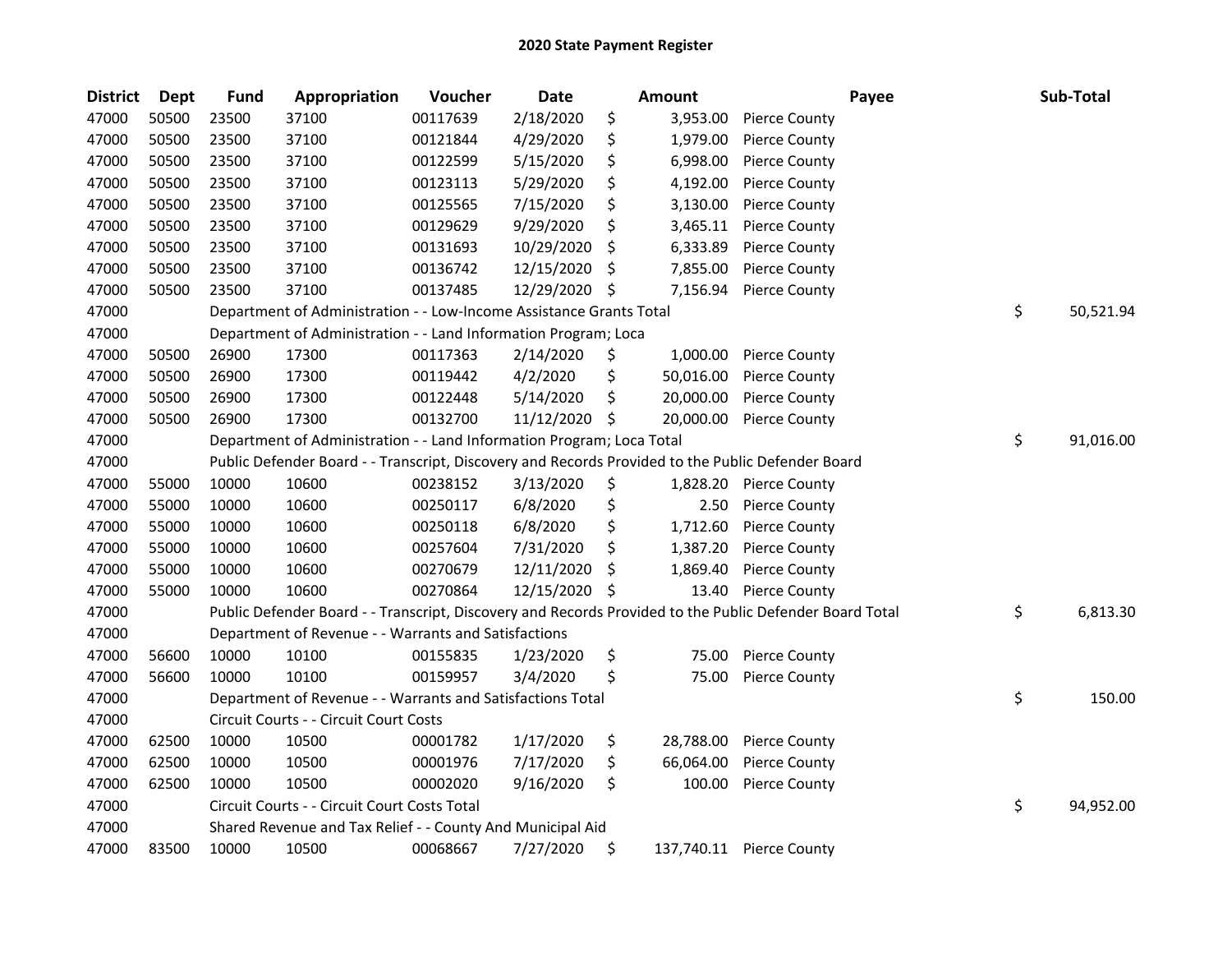# 2020 State Payment Register

| District | Dept | Fund | Appropriation | Voucher | Date | Amount | Payee | Sub-Total |
|---|---|---|---|---|---|---|---|---|
| 47000 | 50500 | 23500 | 37100 | 00117639 | 2/18/2020 | $ 3,953.00 | Pierce County | |
| 47000 | 50500 | 23500 | 37100 | 00121844 | 4/29/2020 | $ 1,979.00 | Pierce County | |
| 47000 | 50500 | 23500 | 37100 | 00122599 | 5/15/2020 | $ 6,998.00 | Pierce County | |
| 47000 | 50500 | 23500 | 37100 | 00123113 | 5/29/2020 | $ 4,192.00 | Pierce County | |
| 47000 | 50500 | 23500 | 37100 | 00125565 | 7/15/2020 | $ 3,130.00 | Pierce County | |
| 47000 | 50500 | 23500 | 37100 | 00129629 | 9/29/2020 | $ 3,465.11 | Pierce County | |
| 47000 | 50500 | 23500 | 37100 | 00131693 | 10/29/2020 | $ 6,333.89 | Pierce County | |
| 47000 | 50500 | 23500 | 37100 | 00136742 | 12/15/2020 | $ 7,855.00 | Pierce County | |
| 47000 | 50500 | 23500 | 37100 | 00137485 | 12/29/2020 | $ 7,156.94 | Pierce County | |
| 47000 | | Department of Administration - - Low-Income Assistance Grants Total | | | | | | $ 50,521.94 |
| 47000 | | Department of Administration - - Land Information Program; Loca | | | | | | |
| 47000 | 50500 | 26900 | 17300 | 00117363 | 2/14/2020 | $ 1,000.00 | Pierce County | |
| 47000 | 50500 | 26900 | 17300 | 00119442 | 4/2/2020 | $ 50,016.00 | Pierce County | |
| 47000 | 50500 | 26900 | 17300 | 00122448 | 5/14/2020 | $ 20,000.00 | Pierce County | |
| 47000 | 50500 | 26900 | 17300 | 00132700 | 11/12/2020 | $ 20,000.00 | Pierce County | |
| 47000 | | Department of Administration - - Land Information Program; Loca Total | | | | | | $ 91,016.00 |
| 47000 | | Public Defender Board - - Transcript, Discovery and Records Provided to the Public Defender Board | | | | | | |
| 47000 | 55000 | 10000 | 10600 | 00238152 | 3/13/2020 | $ 1,828.20 | Pierce County | |
| 47000 | 55000 | 10000 | 10600 | 00250117 | 6/8/2020 | $ 2.50 | Pierce County | |
| 47000 | 55000 | 10000 | 10600 | 00250118 | 6/8/2020 | $ 1,712.60 | Pierce County | |
| 47000 | 55000 | 10000 | 10600 | 00257604 | 7/31/2020 | $ 1,387.20 | Pierce County | |
| 47000 | 55000 | 10000 | 10600 | 00270679 | 12/11/2020 | $ 1,869.40 | Pierce County | |
| 47000 | 55000 | 10000 | 10600 | 00270864 | 12/15/2020 | $ 13.40 | Pierce County | |
| 47000 | | Public Defender Board - - Transcript, Discovery and Records Provided to the Public Defender Board Total | | | | | | $ 6,813.30 |
| 47000 | | Department of Revenue - - Warrants and Satisfactions | | | | | | |
| 47000 | 56600 | 10000 | 10100 | 00155835 | 1/23/2020 | $ 75.00 | Pierce County | |
| 47000 | 56600 | 10000 | 10100 | 00159957 | 3/4/2020 | $ 75.00 | Pierce County | |
| 47000 | | Department of Revenue - - Warrants and Satisfactions Total | | | | | | $ 150.00 |
| 47000 | | Circuit Courts - - Circuit Court Costs | | | | | | |
| 47000 | 62500 | 10000 | 10500 | 00001782 | 1/17/2020 | $ 28,788.00 | Pierce County | |
| 47000 | 62500 | 10000 | 10500 | 00001976 | 7/17/2020 | $ 66,064.00 | Pierce County | |
| 47000 | 62500 | 10000 | 10500 | 00002020 | 9/16/2020 | $ 100.00 | Pierce County | |
| 47000 | | Circuit Courts - - Circuit Court Costs Total | | | | | | $ 94,952.00 |
| 47000 | | Shared Revenue and Tax Relief - - County And Municipal Aid | | | | | | |
| 47000 | 83500 | 10000 | 10500 | 00068667 | 7/27/2020 | $ 137,740.11 | Pierce County | |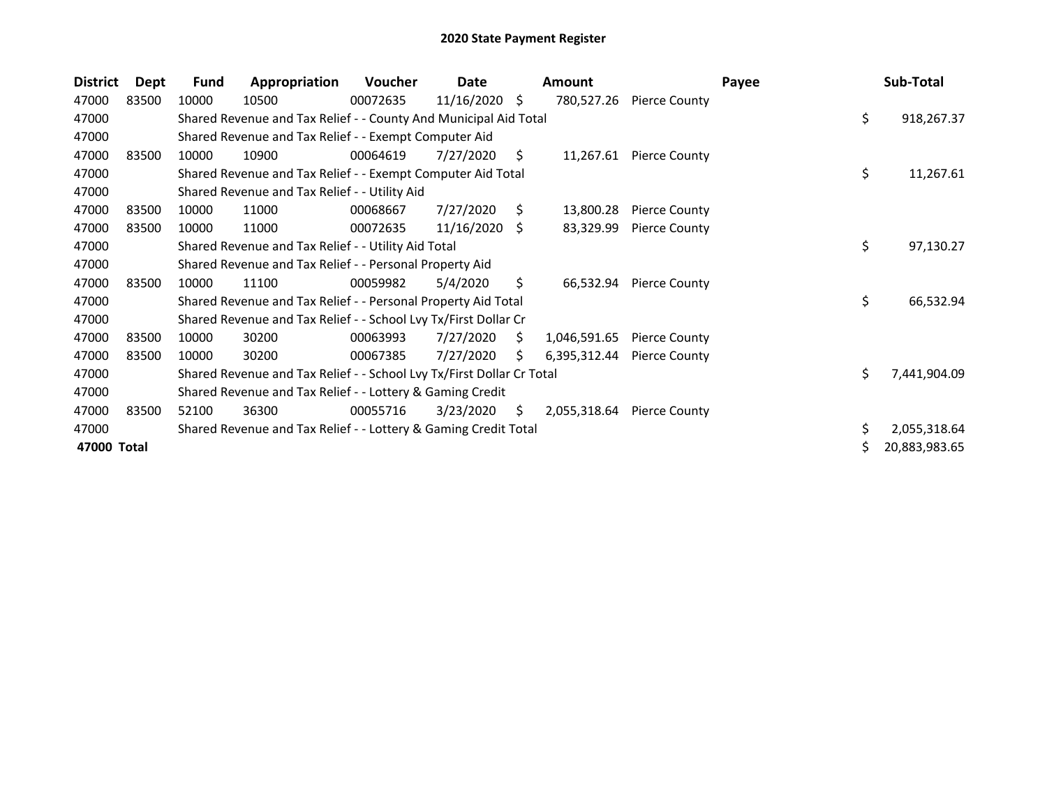# 2020 State Payment Register

| District | Dept | Fund | Appropriation | Voucher | Date | Amount | Payee | Sub-Total |
|---|---|---|---|---|---|---|---|---|
| 47000 | 83500 | 10000 | 10500 | 00072635 | 11/16/2020 | $ 780,527.26 | Pierce County | |
| 47000 | | Shared Revenue and Tax Relief - - County And Municipal Aid Total | | | | | | $ 918,267.37 |
| 47000 | | Shared Revenue and Tax Relief - - Exempt Computer Aid | | | | | | |
| 47000 | 83500 | 10000 | 10900 | 00064619 | 7/27/2020 | $ 11,267.61 | Pierce County | |
| 47000 | | Shared Revenue and Tax Relief - - Exempt Computer Aid Total | | | | | | $ 11,267.61 |
| 47000 | | Shared Revenue and Tax Relief - - Utility Aid | | | | | | |
| 47000 | 83500 | 10000 | 11000 | 00068667 | 7/27/2020 | $ 13,800.28 | Pierce County | |
| 47000 | 83500 | 10000 | 11000 | 00072635 | 11/16/2020 | $ 83,329.99 | Pierce County | |
| 47000 | | Shared Revenue and Tax Relief - - Utility Aid Total | | | | | | $ 97,130.27 |
| 47000 | | Shared Revenue and Tax Relief - - Personal Property Aid | | | | | | |
| 47000 | 83500 | 10000 | 11100 | 00059982 | 5/4/2020 | $ 66,532.94 | Pierce County | |
| 47000 | | Shared Revenue and Tax Relief - - Personal Property Aid Total | | | | | | $ 66,532.94 |
| 47000 | | Shared Revenue and Tax Relief - - School Lvy Tx/First Dollar Cr | | | | | | |
| 47000 | 83500 | 10000 | 30200 | 00063993 | 7/27/2020 | $ 1,046,591.65 | Pierce County | |
| 47000 | 83500 | 10000 | 30200 | 00067385 | 7/27/2020 | $ 6,395,312.44 | Pierce County | |
| 47000 | | Shared Revenue and Tax Relief - - School Lvy Tx/First Dollar Cr Total | | | | | | $ 7,441,904.09 |
| 47000 | | Shared Revenue and Tax Relief - - Lottery & Gaming Credit | | | | | | |
| 47000 | 83500 | 52100 | 36300 | 00055716 | 3/23/2020 | $ 2,055,318.64 | Pierce County | |
| 47000 | | Shared Revenue and Tax Relief - - Lottery & Gaming Credit Total | | | | | | $ 2,055,318.64 |
| **47000 Total** | | | | | | | | $ 20,883,983.65 |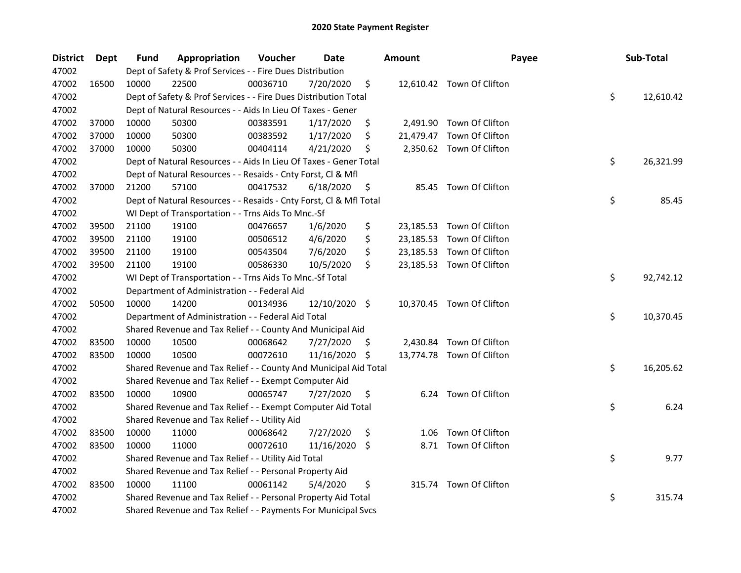# 2020 State Payment Register

| District | Dept | Fund | Appropriation | Voucher | Date | Amount | Payee | Sub-Total |
|---|---|---|---|---|---|---|---|---|
| 47002 | | Dept of Safety & Prof Services - - Fire Dues Distribution | | | | | | |
| 47002 | 16500 | 10000 | 22500 | 00036710 | 7/20/2020 | $ 12,610.42 | Town Of Clifton | |
| 47002 | | Dept of Safety & Prof Services - - Fire Dues Distribution Total | | | | | | $ 12,610.42 |
| 47002 | | Dept of Natural Resources - - Aids In Lieu Of Taxes - Gener | | | | | | |
| 47002 | 37000 | 10000 | 50300 | 00383591 | 1/17/2020 | $ 2,491.90 | Town Of Clifton | |
| 47002 | 37000 | 10000 | 50300 | 00383592 | 1/17/2020 | $ 21,479.47 | Town Of Clifton | |
| 47002 | 37000 | 10000 | 50300 | 00404114 | 4/21/2020 | $ 2,350.62 | Town Of Clifton | |
| 47002 | | Dept of Natural Resources - - Aids In Lieu Of Taxes - Gener Total | | | | | | $ 26,321.99 |
| 47002 | | Dept of Natural Resources - - Resaids - Cnty Forst, Cl & Mfl | | | | | | |
| 47002 | 37000 | 21200 | 57100 | 00417532 | 6/18/2020 | $ 85.45 | Town Of Clifton | |
| 47002 | | Dept of Natural Resources - - Resaids - Cnty Forst, Cl & Mfl Total | | | | | | $ 85.45 |
| 47002 | | WI Dept of Transportation - - Trns Aids To Mnc.-Sf | | | | | | |
| 47002 | 39500 | 21100 | 19100 | 00476657 | 1/6/2020 | $ 23,185.53 | Town Of Clifton | |
| 47002 | 39500 | 21100 | 19100 | 00506512 | 4/6/2020 | $ 23,185.53 | Town Of Clifton | |
| 47002 | 39500 | 21100 | 19100 | 00543504 | 7/6/2020 | $ 23,185.53 | Town Of Clifton | |
| 47002 | 39500 | 21100 | 19100 | 00586330 | 10/5/2020 | $ 23,185.53 | Town Of Clifton | |
| 47002 | | WI Dept of Transportation - - Trns Aids To Mnc.-Sf Total | | | | | | $ 92,742.12 |
| 47002 | | Department of Administration - - Federal Aid | | | | | | |
| 47002 | 50500 | 10000 | 14200 | 00134936 | 12/10/2020 | $ 10,370.45 | Town Of Clifton | |
| 47002 | | Department of Administration - - Federal Aid Total | | | | | | $ 10,370.45 |
| 47002 | | Shared Revenue and Tax Relief - - County And Municipal Aid | | | | | | |
| 47002 | 83500 | 10000 | 10500 | 00068642 | 7/27/2020 | $ 2,430.84 | Town Of Clifton | |
| 47002 | 83500 | 10000 | 10500 | 00072610 | 11/16/2020 | $ 13,774.78 | Town Of Clifton | |
| 47002 | | Shared Revenue and Tax Relief - - County And Municipal Aid Total | | | | | | $ 16,205.62 |
| 47002 | | Shared Revenue and Tax Relief - - Exempt Computer Aid | | | | | | |
| 47002 | 83500 | 10000 | 10900 | 00065747 | 7/27/2020 | $ 6.24 | Town Of Clifton | |
| 47002 | | Shared Revenue and Tax Relief - - Exempt Computer Aid Total | | | | | | $ 6.24 |
| 47002 | | Shared Revenue and Tax Relief - - Utility Aid | | | | | | |
| 47002 | 83500 | 10000 | 11000 | 00068642 | 7/27/2020 | $ 1.06 | Town Of Clifton | |
| 47002 | 83500 | 10000 | 11000 | 00072610 | 11/16/2020 | $ 8.71 | Town Of Clifton | |
| 47002 | | Shared Revenue and Tax Relief - - Utility Aid Total | | | | | | $ 9.77 |
| 47002 | | Shared Revenue and Tax Relief - - Personal Property Aid | | | | | | |
| 47002 | 83500 | 10000 | 11100 | 00061142 | 5/4/2020 | $ 315.74 | Town Of Clifton | |
| 47002 | | Shared Revenue and Tax Relief - - Personal Property Aid Total | | | | | | $ 315.74 |
| 47002 | | Shared Revenue and Tax Relief - - Payments For Municipal Svcs | | | | | | |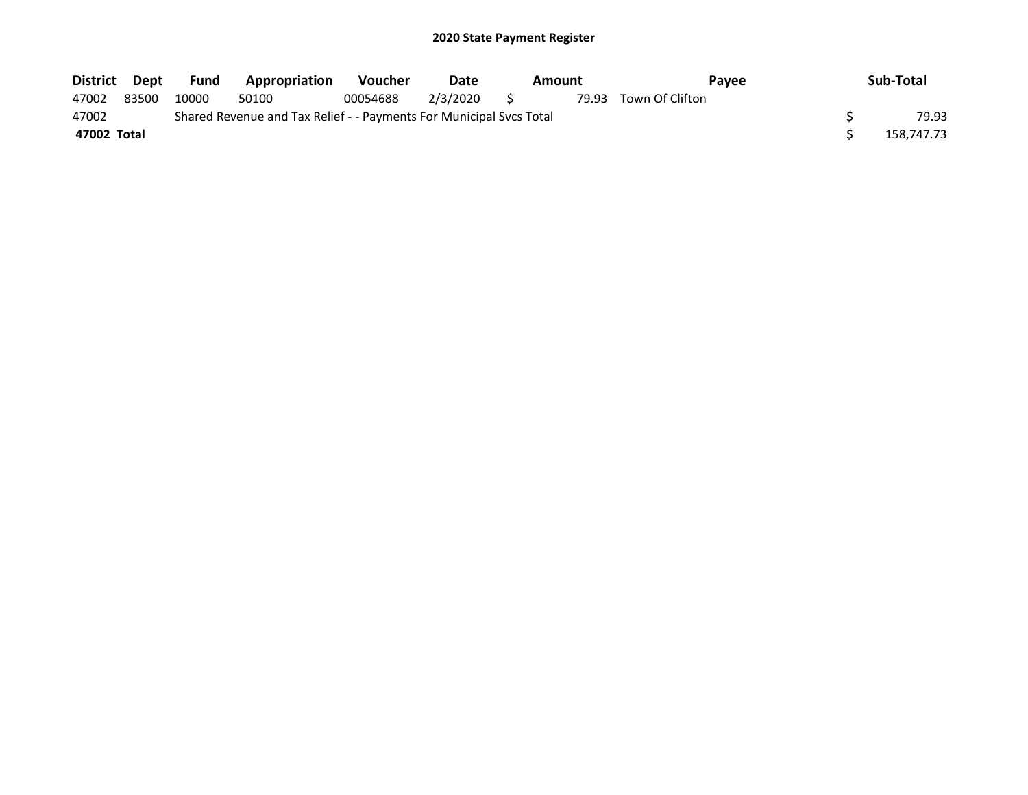## 2020 State Payment Register

| District | Dept | Fund | Appropriation | Voucher | Date | Amount | Payee | Sub-Total |
|---|---|---|---|---|---|---|---|---|
| 47002 | 83500 | 10000 | 50100 | 00054688 | 2/3/2020 | $ 79.93 | Town Of Clifton | |
| 47002 | | Shared Revenue and Tax Relief - - Payments For Municipal Svcs Total | | | | | | $ 79.93 |
| **47002 Total** | | | | | | | | $ 158,747.73 |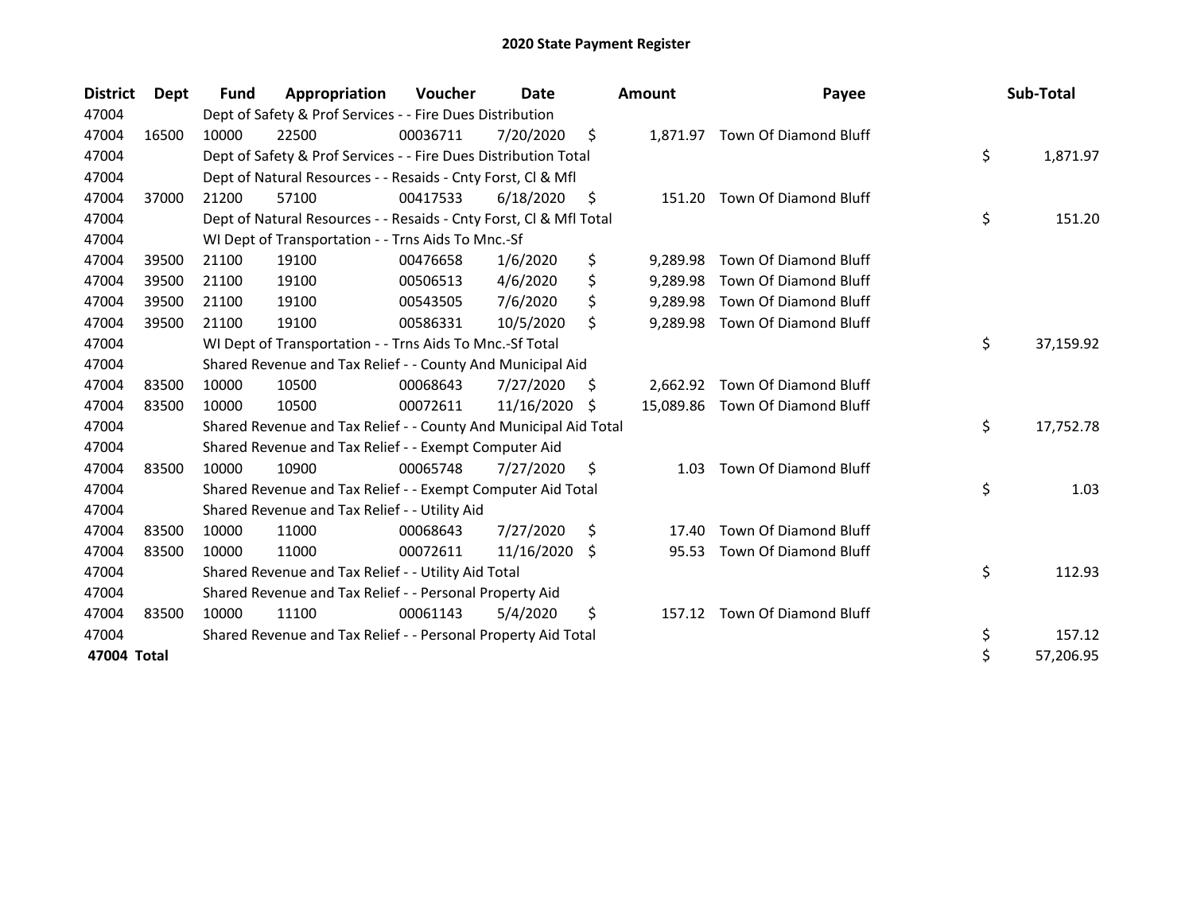# 2020 State Payment Register

| District | Dept | Fund | Appropriation | Voucher | Date | Amount | Payee | Sub-Total |
|---|---|---|---|---|---|---|---|---|
| 47004 | | Dept of Safety & Prof Services - - Fire Dues Distribution | | | | | | |
| 47004 | 16500 | 10000 | 22500 | 00036711 | 7/20/2020 | $ 1,871.97 | Town Of Diamond Bluff | |
| 47004 | | Dept of Safety & Prof Services - - Fire Dues Distribution Total | | | | | | $ 1,871.97 |
| 47004 | | Dept of Natural Resources - - Resaids - Cnty Forst, Cl & Mfl | | | | | | |
| 47004 | 37000 | 21200 | 57100 | 00417533 | 6/18/2020 | $ 151.20 | Town Of Diamond Bluff | |
| 47004 | | Dept of Natural Resources - - Resaids - Cnty Forst, Cl & Mfl Total | | | | | | $ 151.20 |
| 47004 | | WI Dept of Transportation - - Trns Aids To Mnc.-Sf | | | | | | |
| 47004 | 39500 | 21100 | 19100 | 00476658 | 1/6/2020 | $ 9,289.98 | Town Of Diamond Bluff | |
| 47004 | 39500 | 21100 | 19100 | 00506513 | 4/6/2020 | $ 9,289.98 | Town Of Diamond Bluff | |
| 47004 | 39500 | 21100 | 19100 | 00543505 | 7/6/2020 | $ 9,289.98 | Town Of Diamond Bluff | |
| 47004 | 39500 | 21100 | 19100 | 00586331 | 10/5/2020 | $ 9,289.98 | Town Of Diamond Bluff | |
| 47004 | | WI Dept of Transportation - - Trns Aids To Mnc.-Sf Total | | | | | | $ 37,159.92 |
| 47004 | | Shared Revenue and Tax Relief - - County And Municipal Aid | | | | | | |
| 47004 | 83500 | 10000 | 10500 | 00068643 | 7/27/2020 | $ 2,662.92 | Town Of Diamond Bluff | |
| 47004 | 83500 | 10000 | 10500 | 00072611 | 11/16/2020 | $ 15,089.86 | Town Of Diamond Bluff | |
| 47004 | | Shared Revenue and Tax Relief - - County And Municipal Aid Total | | | | | | $ 17,752.78 |
| 47004 | | Shared Revenue and Tax Relief - - Exempt Computer Aid | | | | | | |
| 47004 | 83500 | 10000 | 10900 | 00065748 | 7/27/2020 | $ 1.03 | Town Of Diamond Bluff | |
| 47004 | | Shared Revenue and Tax Relief - - Exempt Computer Aid Total | | | | | | $ 1.03 |
| 47004 | | Shared Revenue and Tax Relief - - Utility Aid | | | | | | |
| 47004 | 83500 | 10000 | 11000 | 00068643 | 7/27/2020 | $ 17.40 | Town Of Diamond Bluff | |
| 47004 | 83500 | 10000 | 11000 | 00072611 | 11/16/2020 | $ 95.53 | Town Of Diamond Bluff | |
| 47004 | | Shared Revenue and Tax Relief - - Utility Aid Total | | | | | | $ 112.93 |
| 47004 | | Shared Revenue and Tax Relief - - Personal Property Aid | | | | | | |
| 47004 | 83500 | 10000 | 11100 | 00061143 | 5/4/2020 | $ 157.12 | Town Of Diamond Bluff | |
| 47004 | | Shared Revenue and Tax Relief - - Personal Property Aid Total | | | | | | $ 157.12 |
| **47004 Total** | | | | | | | | $ 57,206.95 |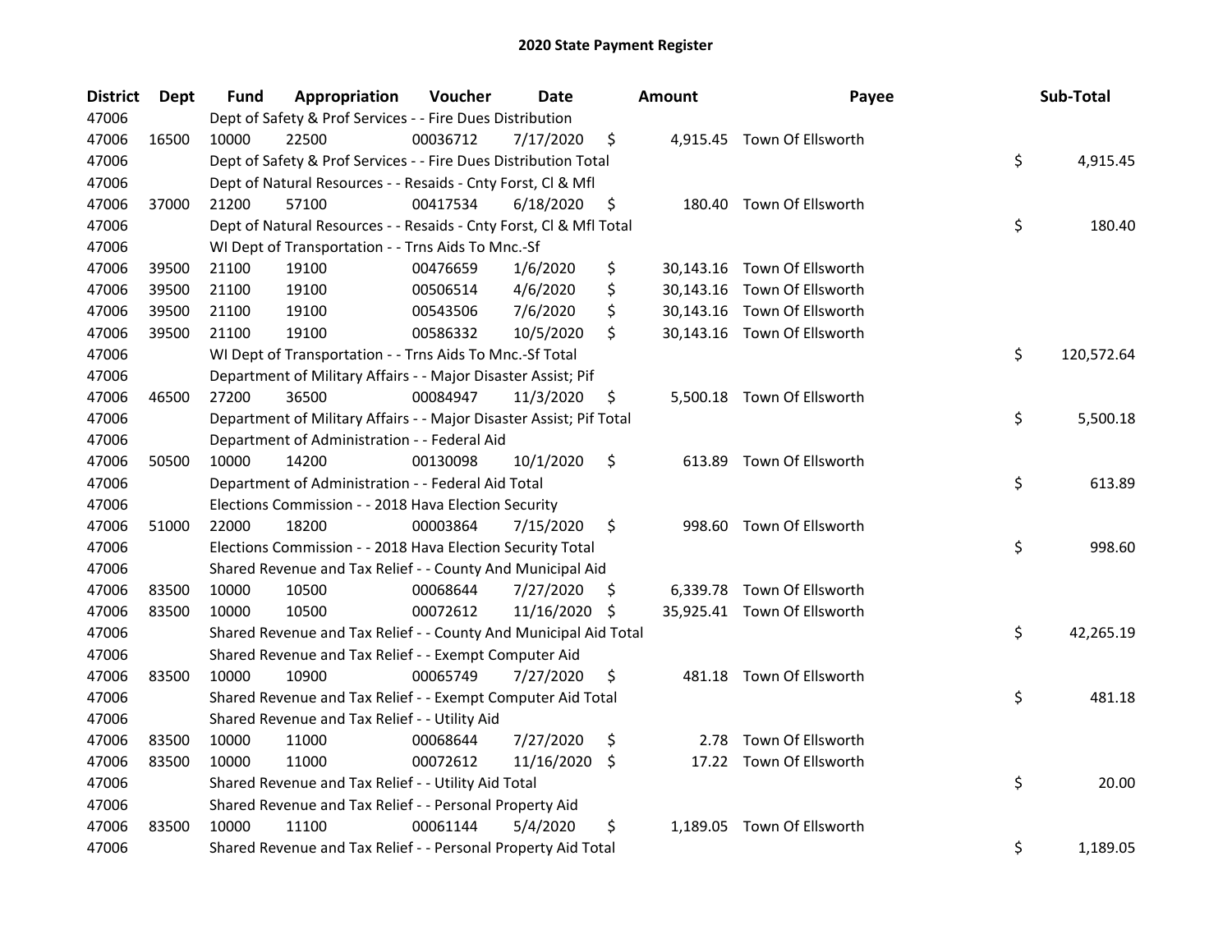# 2020 State Payment Register

| District | Dept | Fund | Appropriation | Voucher | Date | Amount | Payee | Sub-Total |
|---|---|---|---|---|---|---|---|---|
| 47006 | | Dept of Safety & Prof Services - - Fire Dues Distribution | | | | | | |
| 47006 | 16500 | 10000 | 22500 | 00036712 | 7/17/2020 | $ 4,915.45 | Town Of Ellsworth | |
| 47006 | | Dept of Safety & Prof Services - - Fire Dues Distribution Total | | | | | | $ 4,915.45 |
| 47006 | | Dept of Natural Resources - - Resaids - Cnty Forst, Cl & Mfl | | | | | | |
| 47006 | 37000 | 21200 | 57100 | 00417534 | 6/18/2020 | $ 180.40 | Town Of Ellsworth | |
| 47006 | | Dept of Natural Resources - - Resaids - Cnty Forst, Cl & Mfl Total | | | | | | $ 180.40 |
| 47006 | | WI Dept of Transportation - - Trns Aids To Mnc.-Sf | | | | | | |
| 47006 | 39500 | 21100 | 19100 | 00476659 | 1/6/2020 | $ 30,143.16 | Town Of Ellsworth | |
| 47006 | 39500 | 21100 | 19100 | 00506514 | 4/6/2020 | $ 30,143.16 | Town Of Ellsworth | |
| 47006 | 39500 | 21100 | 19100 | 00543506 | 7/6/2020 | $ 30,143.16 | Town Of Ellsworth | |
| 47006 | 39500 | 21100 | 19100 | 00586332 | 10/5/2020 | $ 30,143.16 | Town Of Ellsworth | |
| 47006 | | WI Dept of Transportation - - Trns Aids To Mnc.-Sf Total | | | | | | $ 120,572.64 |
| 47006 | | Department of Military Affairs - - Major Disaster Assist; Pif | | | | | | |
| 47006 | 46500 | 27200 | 36500 | 00084947 | 11/3/2020 | $ 5,500.18 | Town Of Ellsworth | |
| 47006 | | Department of Military Affairs - - Major Disaster Assist; Pif Total | | | | | | $ 5,500.18 |
| 47006 | | Department of Administration - - Federal Aid | | | | | | |
| 47006 | 50500 | 10000 | 14200 | 00130098 | 10/1/2020 | $ 613.89 | Town Of Ellsworth | |
| 47006 | | Department of Administration - - Federal Aid Total | | | | | | $ 613.89 |
| 47006 | | Elections Commission - - 2018 Hava Election Security | | | | | | |
| 47006 | 51000 | 22000 | 18200 | 00003864 | 7/15/2020 | $ 998.60 | Town Of Ellsworth | |
| 47006 | | Elections Commission - - 2018 Hava Election Security Total | | | | | | $ 998.60 |
| 47006 | | Shared Revenue and Tax Relief - - County And Municipal Aid | | | | | | |
| 47006 | 83500 | 10000 | 10500 | 00068644 | 7/27/2020 | $ 6,339.78 | Town Of Ellsworth | |
| 47006 | 83500 | 10000 | 10500 | 00072612 | 11/16/2020 | $ 35,925.41 | Town Of Ellsworth | |
| 47006 | | Shared Revenue and Tax Relief - - County And Municipal Aid Total | | | | | | $ 42,265.19 |
| 47006 | | Shared Revenue and Tax Relief - - Exempt Computer Aid | | | | | | |
| 47006 | 83500 | 10000 | 10900 | 00065749 | 7/27/2020 | $ 481.18 | Town Of Ellsworth | |
| 47006 | | Shared Revenue and Tax Relief - - Exempt Computer Aid Total | | | | | | $ 481.18 |
| 47006 | | Shared Revenue and Tax Relief - - Utility Aid | | | | | | |
| 47006 | 83500 | 10000 | 11000 | 00068644 | 7/27/2020 | $ 2.78 | Town Of Ellsworth | |
| 47006 | 83500 | 10000 | 11000 | 00072612 | 11/16/2020 | $ 17.22 | Town Of Ellsworth | |
| 47006 | | Shared Revenue and Tax Relief - - Utility Aid Total | | | | | | $ 20.00 |
| 47006 | | Shared Revenue and Tax Relief - - Personal Property Aid | | | | | | |
| 47006 | 83500 | 10000 | 11100 | 00061144 | 5/4/2020 | $ 1,189.05 | Town Of Ellsworth | |
| 47006 | | Shared Revenue and Tax Relief - - Personal Property Aid Total | | | | | | $ 1,189.05 |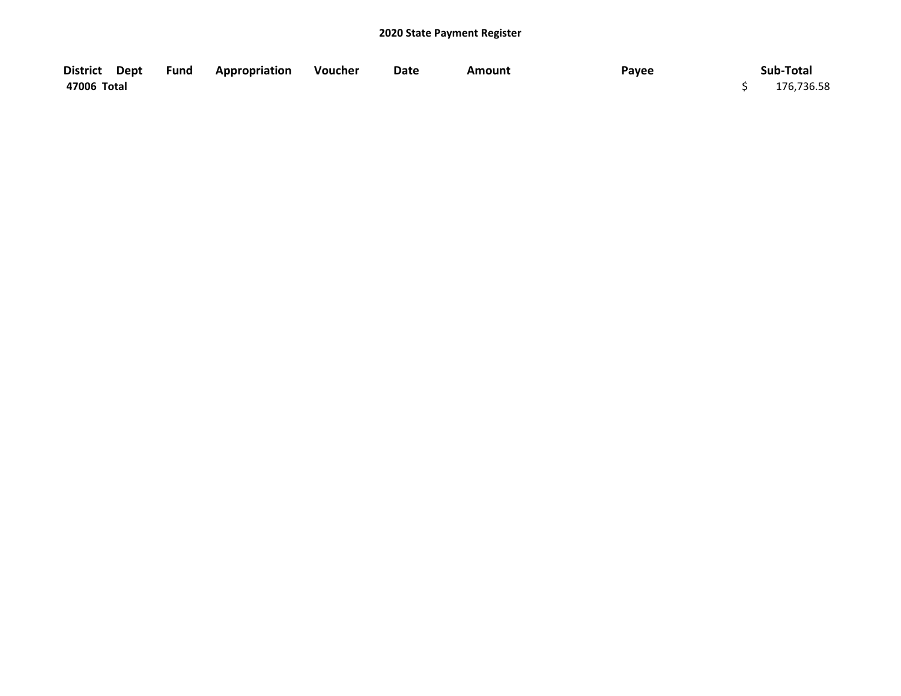## 2020 State Payment Register

| District | Dept | Fund | Appropriation | Voucher | Date | Amount | Payee | Sub-Total |
|---|---|---|---|---|---|---|---|---|
| 47006 Total | | | | | | | | $ 176,736.58 |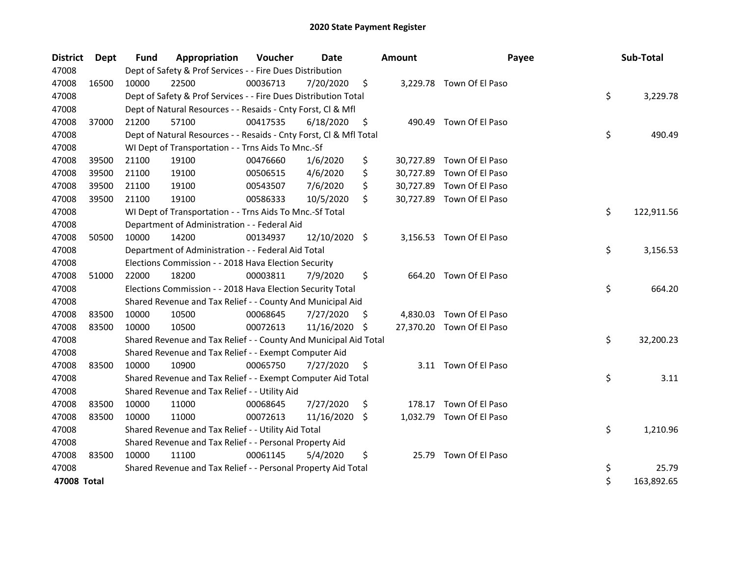# 2020 State Payment Register

| District | Dept | Fund | Appropriation | Voucher | Date | Amount | Payee | Sub-Total |
|---|---|---|---|---|---|---|---|---|
| 47008 | | Dept of Safety & Prof Services - - Fire Dues Distribution | | | | | | |
| 47008 | 16500 | 10000 | 22500 | 00036713 | 7/20/2020 | $ 3,229.78 | Town Of El Paso | |
| 47008 | | Dept of Safety & Prof Services - - Fire Dues Distribution Total | | | | | | $ 3,229.78 |
| 47008 | | Dept of Natural Resources - - Resaids - Cnty Forst, Cl & Mfl | | | | | | |
| 47008 | 37000 | 21200 | 57100 | 00417535 | 6/18/2020 | $ 490.49 | Town Of El Paso | |
| 47008 | | Dept of Natural Resources - - Resaids - Cnty Forst, Cl & Mfl Total | | | | | | $ 490.49 |
| 47008 | | WI Dept of Transportation - - Trns Aids To Mnc.-Sf | | | | | | |
| 47008 | 39500 | 21100 | 19100 | 00476660 | 1/6/2020 | $ 30,727.89 | Town Of El Paso | |
| 47008 | 39500 | 21100 | 19100 | 00506515 | 4/6/2020 | $ 30,727.89 | Town Of El Paso | |
| 47008 | 39500 | 21100 | 19100 | 00543507 | 7/6/2020 | $ 30,727.89 | Town Of El Paso | |
| 47008 | 39500 | 21100 | 19100 | 00586333 | 10/5/2020 | $ 30,727.89 | Town Of El Paso | |
| 47008 | | WI Dept of Transportation - - Trns Aids To Mnc.-Sf Total | | | | | | $ 122,911.56 |
| 47008 | | Department of Administration - - Federal Aid | | | | | | |
| 47008 | 50500 | 10000 | 14200 | 00134937 | 12/10/2020 | $ 3,156.53 | Town Of El Paso | |
| 47008 | | Department of Administration - - Federal Aid Total | | | | | | $ 3,156.53 |
| 47008 | | Elections Commission - - 2018 Hava Election Security | | | | | | |
| 47008 | 51000 | 22000 | 18200 | 00003811 | 7/9/2020 | $ 664.20 | Town Of El Paso | |
| 47008 | | Elections Commission - - 2018 Hava Election Security Total | | | | | | $ 664.20 |
| 47008 | | Shared Revenue and Tax Relief - - County And Municipal Aid | | | | | | |
| 47008 | 83500 | 10000 | 10500 | 00068645 | 7/27/2020 | $ 4,830.03 | Town Of El Paso | |
| 47008 | 83500 | 10000 | 10500 | 00072613 | 11/16/2020 | $ 27,370.20 | Town Of El Paso | |
| 47008 | | Shared Revenue and Tax Relief - - County And Municipal Aid Total | | | | | | $ 32,200.23 |
| 47008 | | Shared Revenue and Tax Relief - - Exempt Computer Aid | | | | | | |
| 47008 | 83500 | 10000 | 10900 | 00065750 | 7/27/2020 | $ 3.11 | Town Of El Paso | |
| 47008 | | Shared Revenue and Tax Relief - - Exempt Computer Aid Total | | | | | | $ 3.11 |
| 47008 | | Shared Revenue and Tax Relief - - Utility Aid | | | | | | |
| 47008 | 83500 | 10000 | 11000 | 00068645 | 7/27/2020 | $ 178.17 | Town Of El Paso | |
| 47008 | 83500 | 10000 | 11000 | 00072613 | 11/16/2020 | $ 1,032.79 | Town Of El Paso | |
| 47008 | | Shared Revenue and Tax Relief - - Utility Aid Total | | | | | | $ 1,210.96 |
| 47008 | | Shared Revenue and Tax Relief - - Personal Property Aid | | | | | | |
| 47008 | 83500 | 10000 | 11100 | 00061145 | 5/4/2020 | $ 25.79 | Town Of El Paso | |
| 47008 | | Shared Revenue and Tax Relief - - Personal Property Aid Total | | | | | | $ 25.79 |
| **47008 Total** | | | | | | | | $ 163,892.65 |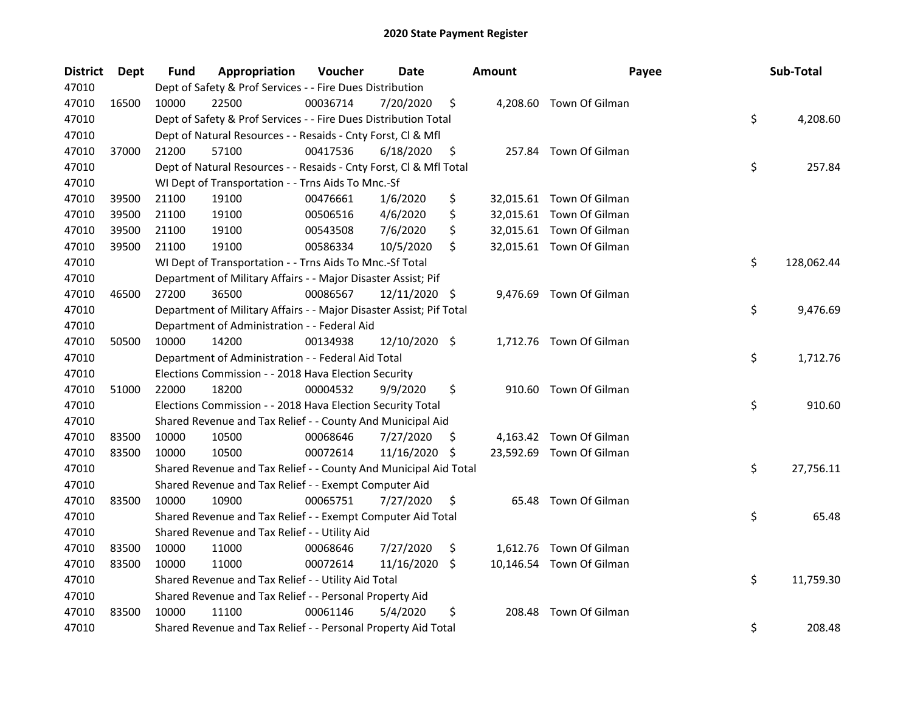# 2020 State Payment Register

| District | Dept | Fund | Appropriation | Voucher | Date | Amount | Payee | Sub-Total |
|---|---|---|---|---|---|---|---|---|
| 47010 | | Dept of Safety & Prof Services - - Fire Dues Distribution | | | | | | |
| 47010 | 16500 | 10000 | 22500 | 00036714 | 7/20/2020 | $ 4,208.60 | Town Of Gilman | |
| 47010 | | Dept of Safety & Prof Services - - Fire Dues Distribution Total | | | | | | $ 4,208.60 |
| 47010 | | Dept of Natural Resources - - Resaids - Cnty Forst, Cl & Mfl | | | | | | |
| 47010 | 37000 | 21200 | 57100 | 00417536 | 6/18/2020 | $ 257.84 | Town Of Gilman | |
| 47010 | | Dept of Natural Resources - - Resaids - Cnty Forst, Cl & Mfl Total | | | | | | $ 257.84 |
| 47010 | | WI Dept of Transportation - - Trns Aids To Mnc.-Sf | | | | | | |
| 47010 | 39500 | 21100 | 19100 | 00476661 | 1/6/2020 | $ 32,015.61 | Town Of Gilman | |
| 47010 | 39500 | 21100 | 19100 | 00506516 | 4/6/2020 | $ 32,015.61 | Town Of Gilman | |
| 47010 | 39500 | 21100 | 19100 | 00543508 | 7/6/2020 | $ 32,015.61 | Town Of Gilman | |
| 47010 | 39500 | 21100 | 19100 | 00586334 | 10/5/2020 | $ 32,015.61 | Town Of Gilman | |
| 47010 | | WI Dept of Transportation - - Trns Aids To Mnc.-Sf Total | | | | | | $ 128,062.44 |
| 47010 | | Department of Military Affairs - - Major Disaster Assist; Pif | | | | | | |
| 47010 | 46500 | 27200 | 36500 | 00086567 | 12/11/2020 | $ 9,476.69 | Town Of Gilman | |
| 47010 | | Department of Military Affairs - - Major Disaster Assist; Pif Total | | | | | | $ 9,476.69 |
| 47010 | | Department of Administration - - Federal Aid | | | | | | |
| 47010 | 50500 | 10000 | 14200 | 00134938 | 12/10/2020 | $ 1,712.76 | Town Of Gilman | |
| 47010 | | Department of Administration - - Federal Aid Total | | | | | | $ 1,712.76 |
| 47010 | | Elections Commission - - 2018 Hava Election Security | | | | | | |
| 47010 | 51000 | 22000 | 18200 | 00004532 | 9/9/2020 | $ 910.60 | Town Of Gilman | |
| 47010 | | Elections Commission - - 2018 Hava Election Security Total | | | | | | $ 910.60 |
| 47010 | | Shared Revenue and Tax Relief - - County And Municipal Aid | | | | | | |
| 47010 | 83500 | 10000 | 10500 | 00068646 | 7/27/2020 | $ 4,163.42 | Town Of Gilman | |
| 47010 | 83500 | 10000 | 10500 | 00072614 | 11/16/2020 | $ 23,592.69 | Town Of Gilman | |
| 47010 | | Shared Revenue and Tax Relief - - County And Municipal Aid Total | | | | | | $ 27,756.11 |
| 47010 | | Shared Revenue and Tax Relief - - Exempt Computer Aid | | | | | | |
| 47010 | 83500 | 10000 | 10900 | 00065751 | 7/27/2020 | $ 65.48 | Town Of Gilman | |
| 47010 | | Shared Revenue and Tax Relief - - Exempt Computer Aid Total | | | | | | $ 65.48 |
| 47010 | | Shared Revenue and Tax Relief - - Utility Aid | | | | | | |
| 47010 | 83500 | 10000 | 11000 | 00068646 | 7/27/2020 | $ 1,612.76 | Town Of Gilman | |
| 47010 | 83500 | 10000 | 11000 | 00072614 | 11/16/2020 | $ 10,146.54 | Town Of Gilman | |
| 47010 | | Shared Revenue and Tax Relief - - Utility Aid Total | | | | | | $ 11,759.30 |
| 47010 | | Shared Revenue and Tax Relief - - Personal Property Aid | | | | | | |
| 47010 | 83500 | 10000 | 11100 | 00061146 | 5/4/2020 | $ 208.48 | Town Of Gilman | |
| 47010 | | Shared Revenue and Tax Relief - - Personal Property Aid Total | | | | | | $ 208.48 |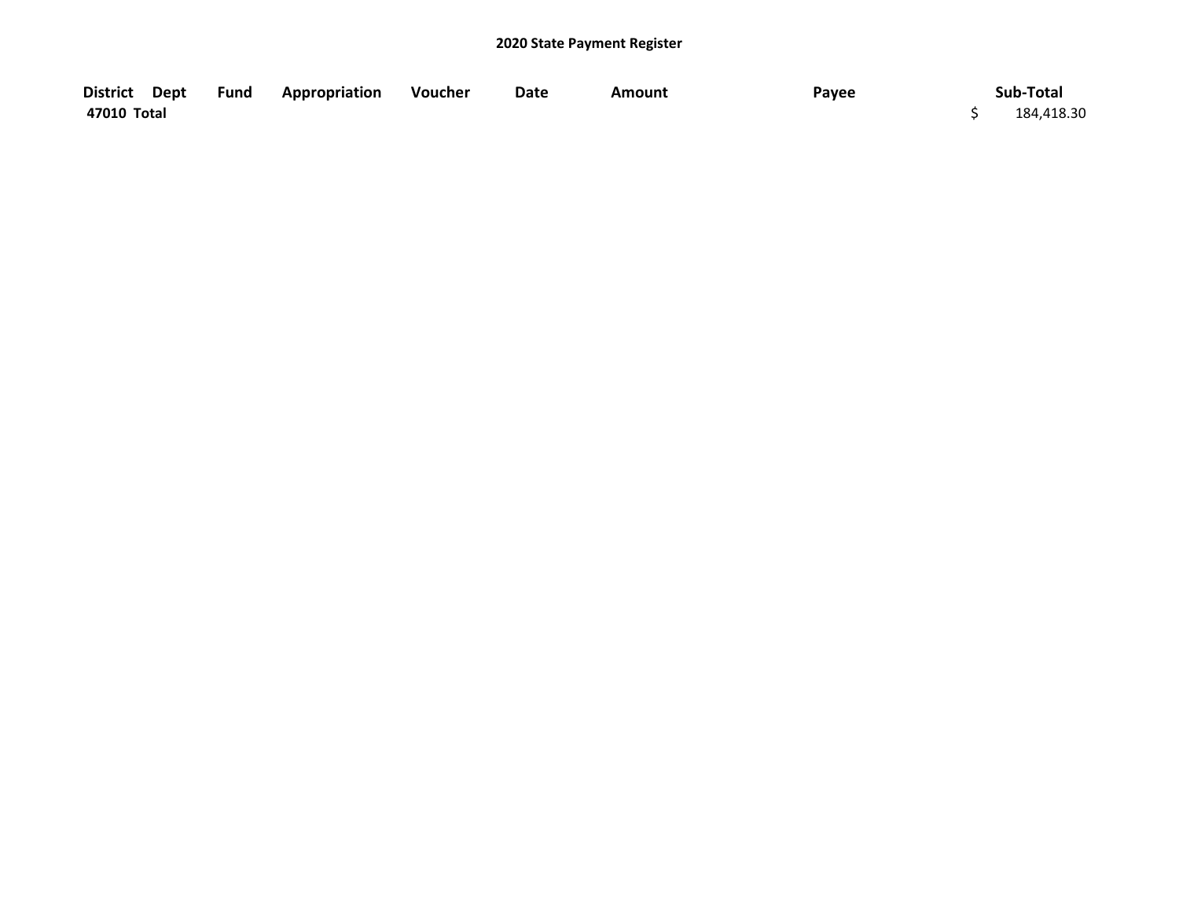**2020 State Payment Register**

| District | Dept | Fund | Appropriation | Voucher | Date | Amount | Payee | Sub-Total |
|---|---|---|---|---|---|---|---|---|
| **47010 Total** | | | | | | | | $ 184,418.30 |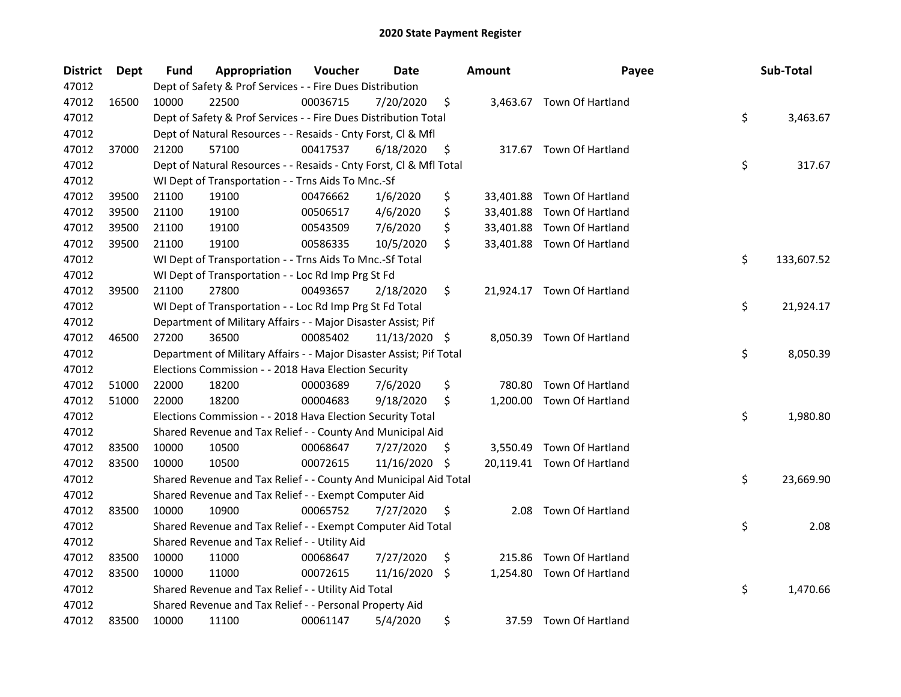# 2020 State Payment Register

| District | Dept | Fund | Appropriation | Voucher | Date | Amount | Payee | Sub-Total |
|---|---|---|---|---|---|---|---|---|
| 47012 | | Dept of Safety & Prof Services - - Fire Dues Distribution | | | | | | |
| 47012 | 16500 | 10000 | 22500 | 00036715 | 7/20/2020 | $ 3,463.67 | Town Of Hartland | |
| 47012 | | Dept of Safety & Prof Services - - Fire Dues Distribution Total | | | | | | $ 3,463.67 |
| 47012 | | Dept of Natural Resources - - Resaids - Cnty Forst, Cl & Mfl | | | | | | |
| 47012 | 37000 | 21200 | 57100 | 00417537 | 6/18/2020 | $ 317.67 | Town Of Hartland | |
| 47012 | | Dept of Natural Resources - - Resaids - Cnty Forst, Cl & Mfl Total | | | | | | $ 317.67 |
| 47012 | | WI Dept of Transportation - - Trns Aids To Mnc.-Sf | | | | | | |
| 47012 | 39500 | 21100 | 19100 | 00476662 | 1/6/2020 | $ 33,401.88 | Town Of Hartland | |
| 47012 | 39500 | 21100 | 19100 | 00506517 | 4/6/2020 | $ 33,401.88 | Town Of Hartland | |
| 47012 | 39500 | 21100 | 19100 | 00543509 | 7/6/2020 | $ 33,401.88 | Town Of Hartland | |
| 47012 | 39500 | 21100 | 19100 | 00586335 | 10/5/2020 | $ 33,401.88 | Town Of Hartland | |
| 47012 | | WI Dept of Transportation - - Trns Aids To Mnc.-Sf Total | | | | | | $ 133,607.52 |
| 47012 | | WI Dept of Transportation - - Loc Rd Imp Prg St Fd | | | | | | |
| 47012 | 39500 | 21100 | 27800 | 00493657 | 2/18/2020 | $ 21,924.17 | Town Of Hartland | |
| 47012 | | WI Dept of Transportation - - Loc Rd Imp Prg St Fd Total | | | | | | $ 21,924.17 |
| 47012 | | Department of Military Affairs - - Major Disaster Assist; Pif | | | | | | |
| 47012 | 46500 | 27200 | 36500 | 00085402 | 11/13/2020 | $ 8,050.39 | Town Of Hartland | |
| 47012 | | Department of Military Affairs - - Major Disaster Assist; Pif Total | | | | | | $ 8,050.39 |
| 47012 | | Elections Commission - - 2018 Hava Election Security | | | | | | |
| 47012 | 51000 | 22000 | 18200 | 00003689 | 7/6/2020 | $ 780.80 | Town Of Hartland | |
| 47012 | 51000 | 22000 | 18200 | 00004683 | 9/18/2020 | $ 1,200.00 | Town Of Hartland | |
| 47012 | | Elections Commission - - 2018 Hava Election Security Total | | | | | | $ 1,980.80 |
| 47012 | | Shared Revenue and Tax Relief - - County And Municipal Aid | | | | | | |
| 47012 | 83500 | 10000 | 10500 | 00068647 | 7/27/2020 | $ 3,550.49 | Town Of Hartland | |
| 47012 | 83500 | 10000 | 10500 | 00072615 | 11/16/2020 | $ 20,119.41 | Town Of Hartland | |
| 47012 | | Shared Revenue and Tax Relief - - County And Municipal Aid Total | | | | | | $ 23,669.90 |
| 47012 | | Shared Revenue and Tax Relief - - Exempt Computer Aid | | | | | | |
| 47012 | 83500 | 10000 | 10900 | 00065752 | 7/27/2020 | $ 2.08 | Town Of Hartland | |
| 47012 | | Shared Revenue and Tax Relief - - Exempt Computer Aid Total | | | | | | $ 2.08 |
| 47012 | | Shared Revenue and Tax Relief - - Utility Aid | | | | | | |
| 47012 | 83500 | 10000 | 11000 | 00068647 | 7/27/2020 | $ 215.86 | Town Of Hartland | |
| 47012 | 83500 | 10000 | 11000 | 00072615 | 11/16/2020 | $ 1,254.80 | Town Of Hartland | |
| 47012 | | Shared Revenue and Tax Relief - - Utility Aid Total | | | | | | $ 1,470.66 |
| 47012 | | Shared Revenue and Tax Relief - - Personal Property Aid | | | | | | |
| 47012 | 83500 | 10000 | 11100 | 00061147 | 5/4/2020 | $ 37.59 | Town Of Hartland | |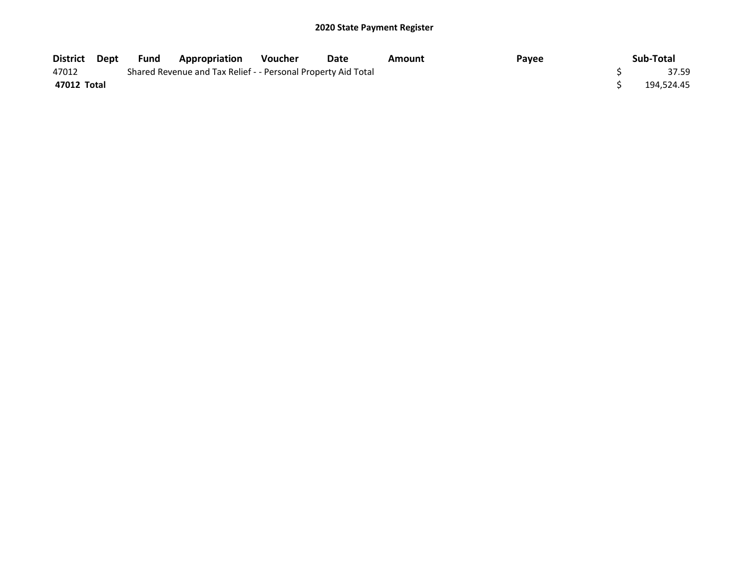## 2020 State Payment Register

| District | Dept | Fund | Appropriation | Voucher | Date | Amount | Payee | Sub-Total |
|---|---|---|---|---|---|---|---|---|
| 47012 | | Shared Revenue and Tax Relief - - Personal Property Aid Total | | | | | | $ 37.59 |
| **47012 Total** | | | | | | | | $ 194,524.45 |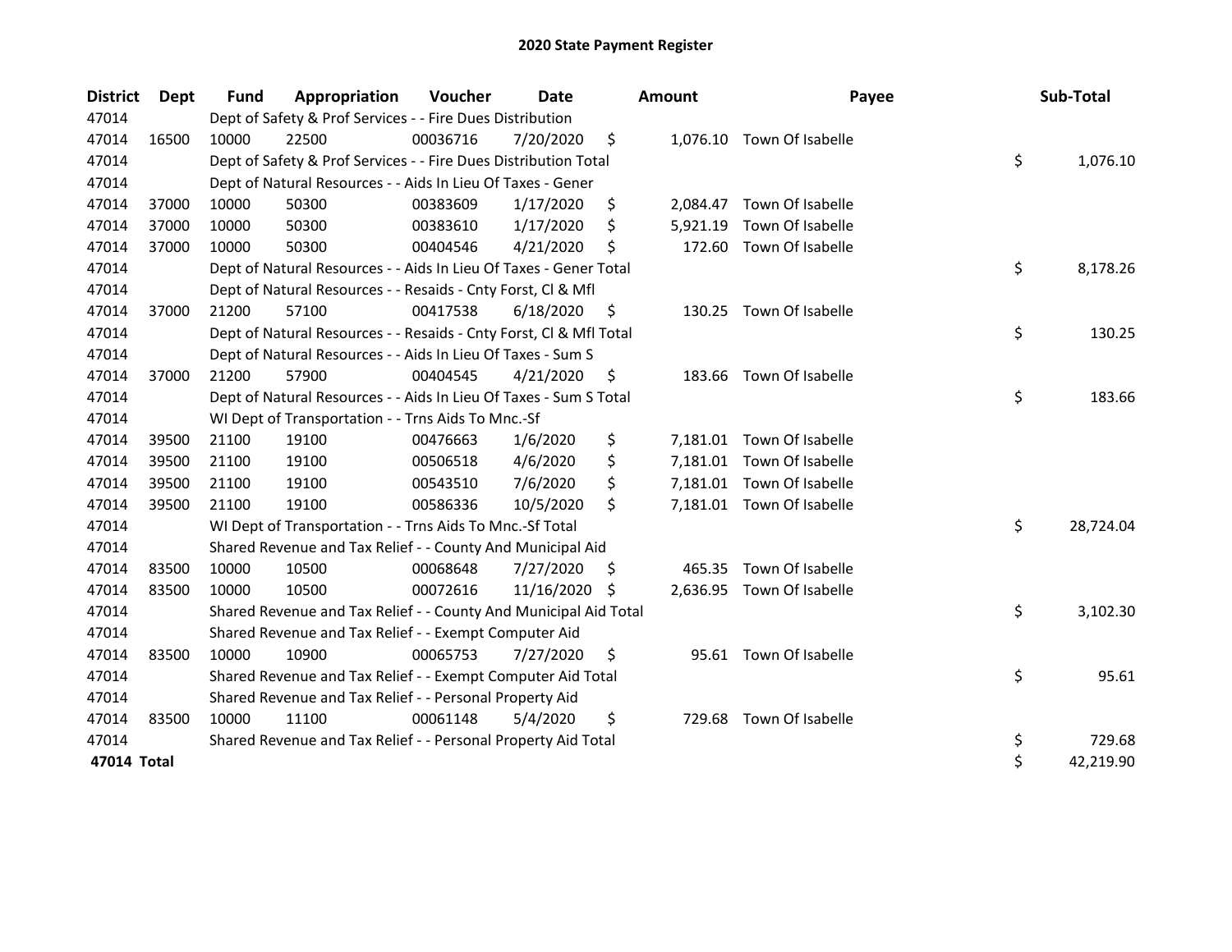# 2020 State Payment Register

| District | Dept | Fund | Appropriation | Voucher | Date | Amount | Payee | Sub-Total |
|---|---|---|---|---|---|---|---|---|
| 47014 | | Dept of Safety & Prof Services - - Fire Dues Distribution | | | | | | |
| 47014 | 16500 | 10000 | 22500 | 00036716 | 7/20/2020 | $ 1,076.10 | Town Of Isabelle | |
| 47014 | | Dept of Safety & Prof Services - - Fire Dues Distribution Total | | | | | | $ 1,076.10 |
| 47014 | | Dept of Natural Resources - - Aids In Lieu Of Taxes - Gener | | | | | | |
| 47014 | 37000 | 10000 | 50300 | 00383609 | 1/17/2020 | $ 2,084.47 | Town Of Isabelle | |
| 47014 | 37000 | 10000 | 50300 | 00383610 | 1/17/2020 | $ 5,921.19 | Town Of Isabelle | |
| 47014 | 37000 | 10000 | 50300 | 00404546 | 4/21/2020 | $ 172.60 | Town Of Isabelle | |
| 47014 | | Dept of Natural Resources - - Aids In Lieu Of Taxes - Gener Total | | | | | | $ 8,178.26 |
| 47014 | | Dept of Natural Resources - - Resaids - Cnty Forst, Cl & Mfl | | | | | | |
| 47014 | 37000 | 21200 | 57100 | 00417538 | 6/18/2020 | $ 130.25 | Town Of Isabelle | |
| 47014 | | Dept of Natural Resources - - Resaids - Cnty Forst, Cl & Mfl Total | | | | | | $ 130.25 |
| 47014 | | Dept of Natural Resources - - Aids In Lieu Of Taxes - Sum S | | | | | | |
| 47014 | 37000 | 21200 | 57900 | 00404545 | 4/21/2020 | $ 183.66 | Town Of Isabelle | |
| 47014 | | Dept of Natural Resources - - Aids In Lieu Of Taxes - Sum S Total | | | | | | $ 183.66 |
| 47014 | | WI Dept of Transportation - - Trns Aids To Mnc.-Sf | | | | | | |
| 47014 | 39500 | 21100 | 19100 | 00476663 | 1/6/2020 | $ 7,181.01 | Town Of Isabelle | |
| 47014 | 39500 | 21100 | 19100 | 00506518 | 4/6/2020 | $ 7,181.01 | Town Of Isabelle | |
| 47014 | 39500 | 21100 | 19100 | 00543510 | 7/6/2020 | $ 7,181.01 | Town Of Isabelle | |
| 47014 | 39500 | 21100 | 19100 | 00586336 | 10/5/2020 | $ 7,181.01 | Town Of Isabelle | |
| 47014 | | WI Dept of Transportation - - Trns Aids To Mnc.-Sf Total | | | | | | $ 28,724.04 |
| 47014 | | Shared Revenue and Tax Relief - - County And Municipal Aid | | | | | | |
| 47014 | 83500 | 10000 | 10500 | 00068648 | 7/27/2020 | $ 465.35 | Town Of Isabelle | |
| 47014 | 83500 | 10000 | 10500 | 00072616 | 11/16/2020 | $ 2,636.95 | Town Of Isabelle | |
| 47014 | | Shared Revenue and Tax Relief - - County And Municipal Aid Total | | | | | | $ 3,102.30 |
| 47014 | | Shared Revenue and Tax Relief - - Exempt Computer Aid | | | | | | |
| 47014 | 83500 | 10000 | 10900 | 00065753 | 7/27/2020 | $ 95.61 | Town Of Isabelle | |
| 47014 | | Shared Revenue and Tax Relief - - Exempt Computer Aid Total | | | | | | $ 95.61 |
| 47014 | | Shared Revenue and Tax Relief - - Personal Property Aid | | | | | | |
| 47014 | 83500 | 10000 | 11100 | 00061148 | 5/4/2020 | $ 729.68 | Town Of Isabelle | |
| 47014 | | Shared Revenue and Tax Relief - - Personal Property Aid Total | | | | | | $ 729.68 |
| **47014 Total** | | | | | | | | $ 42,219.90 |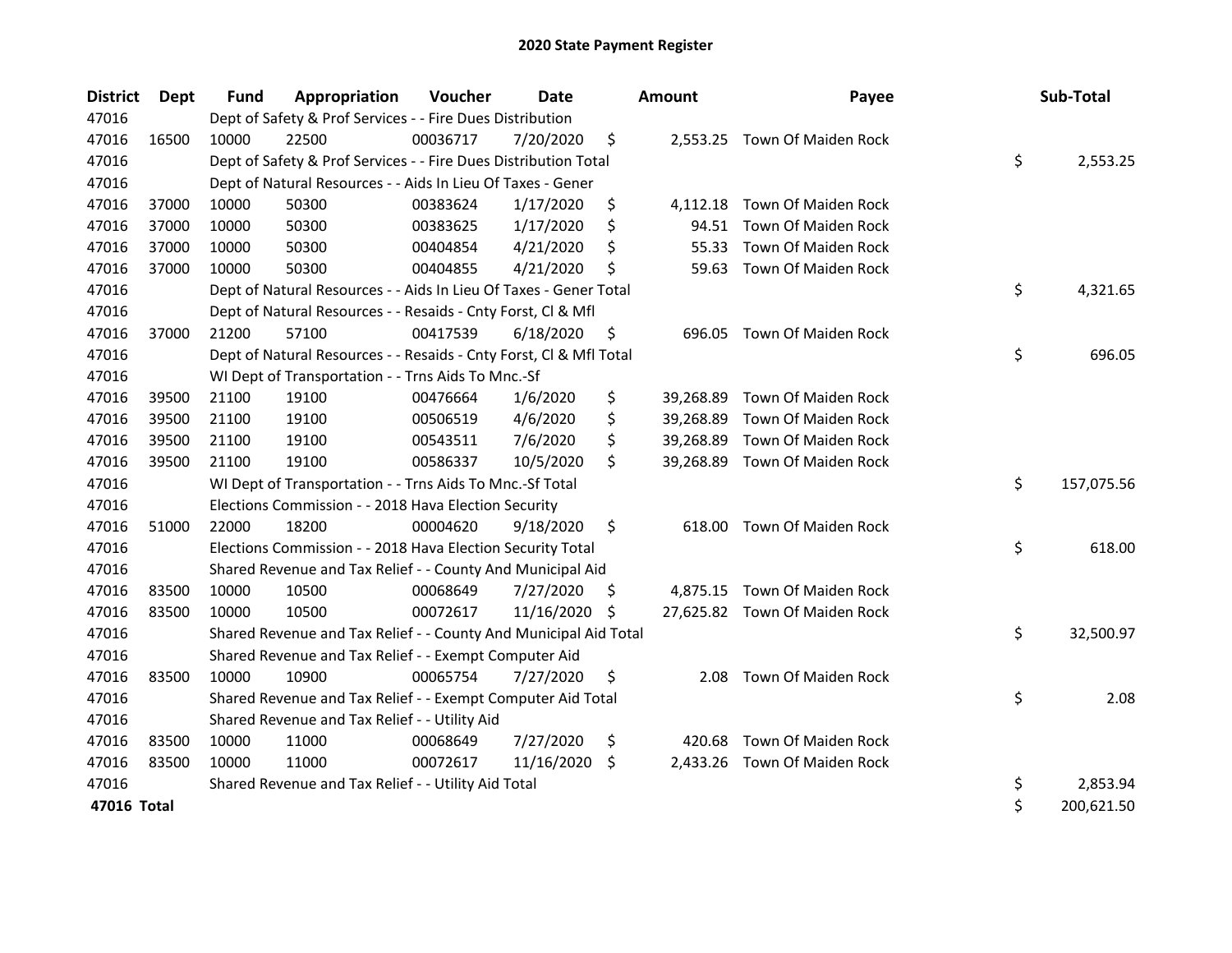# 2020 State Payment Register

| District | Dept | Fund | Appropriation | Voucher | Date | Amount | Payee | Sub-Total |
|---|---|---|---|---|---|---|---|---|
| 47016 | | Dept of Safety & Prof Services - - Fire Dues Distribution | | | | | | |
| 47016 | 16500 | 10000 | 22500 | 00036717 | 7/20/2020 | $ 2,553.25 | Town Of Maiden Rock | |
| 47016 | | Dept of Safety & Prof Services - - Fire Dues Distribution Total | | | | | | $ 2,553.25 |
| 47016 | | Dept of Natural Resources - - Aids In Lieu Of Taxes - Gener | | | | | | |
| 47016 | 37000 | 10000 | 50300 | 00383624 | 1/17/2020 | $ 4,112.18 | Town Of Maiden Rock | |
| 47016 | 37000 | 10000 | 50300 | 00383625 | 1/17/2020 | $ 94.51 | Town Of Maiden Rock | |
| 47016 | 37000 | 10000 | 50300 | 00404854 | 4/21/2020 | $ 55.33 | Town Of Maiden Rock | |
| 47016 | 37000 | 10000 | 50300 | 00404855 | 4/21/2020 | $ 59.63 | Town Of Maiden Rock | |
| 47016 | | Dept of Natural Resources - - Aids In Lieu Of Taxes - Gener Total | | | | | | $ 4,321.65 |
| 47016 | | Dept of Natural Resources - - Resaids - Cnty Forst, Cl & Mfl | | | | | | |
| 47016 | 37000 | 21200 | 57100 | 00417539 | 6/18/2020 | $ 696.05 | Town Of Maiden Rock | |
| 47016 | | Dept of Natural Resources - - Resaids - Cnty Forst, Cl & Mfl Total | | | | | | $ 696.05 |
| 47016 | | WI Dept of Transportation - - Trns Aids To Mnc.-Sf | | | | | | |
| 47016 | 39500 | 21100 | 19100 | 00476664 | 1/6/2020 | $ 39,268.89 | Town Of Maiden Rock | |
| 47016 | 39500 | 21100 | 19100 | 00506519 | 4/6/2020 | $ 39,268.89 | Town Of Maiden Rock | |
| 47016 | 39500 | 21100 | 19100 | 00543511 | 7/6/2020 | $ 39,268.89 | Town Of Maiden Rock | |
| 47016 | 39500 | 21100 | 19100 | 00586337 | 10/5/2020 | $ 39,268.89 | Town Of Maiden Rock | |
| 47016 | | WI Dept of Transportation - - Trns Aids To Mnc.-Sf Total | | | | | | $ 157,075.56 |
| 47016 | | Elections Commission - - 2018 Hava Election Security | | | | | | |
| 47016 | 51000 | 22000 | 18200 | 00004620 | 9/18/2020 | $ 618.00 | Town Of Maiden Rock | |
| 47016 | | Elections Commission - - 2018 Hava Election Security Total | | | | | | $ 618.00 |
| 47016 | | Shared Revenue and Tax Relief - - County And Municipal Aid | | | | | | |
| 47016 | 83500 | 10000 | 10500 | 00068649 | 7/27/2020 | $ 4,875.15 | Town Of Maiden Rock | |
| 47016 | 83500 | 10000 | 10500 | 00072617 | 11/16/2020 | $ 27,625.82 | Town Of Maiden Rock | |
| 47016 | | Shared Revenue and Tax Relief - - County And Municipal Aid Total | | | | | | $ 32,500.97 |
| 47016 | | Shared Revenue and Tax Relief - - Exempt Computer Aid | | | | | | |
| 47016 | 83500 | 10000 | 10900 | 00065754 | 7/27/2020 | $ 2.08 | Town Of Maiden Rock | |
| 47016 | | Shared Revenue and Tax Relief - - Exempt Computer Aid Total | | | | | | $ 2.08 |
| 47016 | | Shared Revenue and Tax Relief - - Utility Aid | | | | | | |
| 47016 | 83500 | 10000 | 11000 | 00068649 | 7/27/2020 | $ 420.68 | Town Of Maiden Rock | |
| 47016 | 83500 | 10000 | 11000 | 00072617 | 11/16/2020 | $ 2,433.26 | Town Of Maiden Rock | |
| 47016 | | Shared Revenue and Tax Relief - - Utility Aid Total | | | | | | $ 2,853.94 |
| **47016 Total** | | | | | | | | $ 200,621.50 |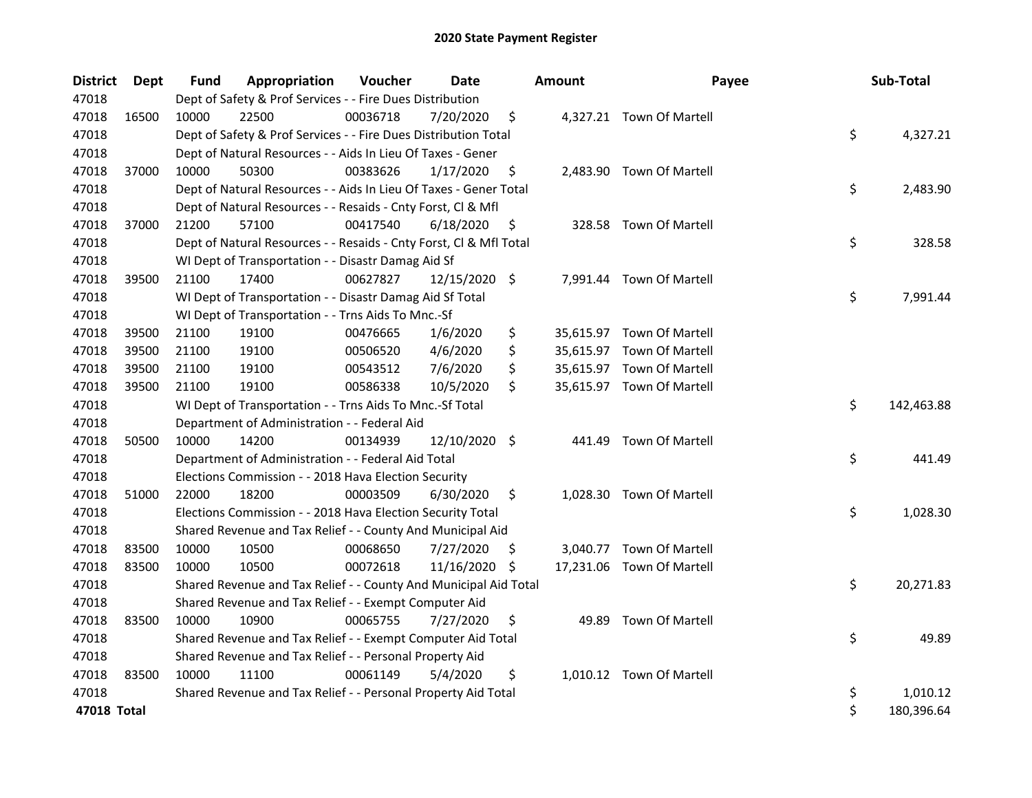# 2020 State Payment Register

| District | Dept | Fund | Appropriation | Voucher | Date | Amount | Payee | Sub-Total |
|---|---|---|---|---|---|---|---|---|
| 47018 | | Dept of Safety & Prof Services - - Fire Dues Distribution | | | | | | |
| 47018 | 16500 | 10000 | 22500 | 00036718 | 7/20/2020 | $ 4,327.21 | Town Of Martell | |
| 47018 | | Dept of Safety & Prof Services - - Fire Dues Distribution Total | | | | | | $ 4,327.21 |
| 47018 | | Dept of Natural Resources - - Aids In Lieu Of Taxes - Gener | | | | | | |
| 47018 | 37000 | 10000 | 50300 | 00383626 | 1/17/2020 | $ 2,483.90 | Town Of Martell | |
| 47018 | | Dept of Natural Resources - - Aids In Lieu Of Taxes - Gener Total | | | | | | $ 2,483.90 |
| 47018 | | Dept of Natural Resources - - Resaids - Cnty Forst, Cl & Mfl | | | | | | |
| 47018 | 37000 | 21200 | 57100 | 00417540 | 6/18/2020 | $ 328.58 | Town Of Martell | |
| 47018 | | Dept of Natural Resources - - Resaids - Cnty Forst, Cl & Mfl Total | | | | | | $ 328.58 |
| 47018 | | WI Dept of Transportation - - Disastr Damag Aid Sf | | | | | | |
| 47018 | 39500 | 21100 | 17400 | 00627827 | 12/15/2020 | $ 7,991.44 | Town Of Martell | |
| 47018 | | WI Dept of Transportation - - Disastr Damag Aid Sf Total | | | | | | $ 7,991.44 |
| 47018 | | WI Dept of Transportation - - Trns Aids To Mnc.-Sf | | | | | | |
| 47018 | 39500 | 21100 | 19100 | 00476665 | 1/6/2020 | $ 35,615.97 | Town Of Martell | |
| 47018 | 39500 | 21100 | 19100 | 00506520 | 4/6/2020 | $ 35,615.97 | Town Of Martell | |
| 47018 | 39500 | 21100 | 19100 | 00543512 | 7/6/2020 | $ 35,615.97 | Town Of Martell | |
| 47018 | 39500 | 21100 | 19100 | 00586338 | 10/5/2020 | $ 35,615.97 | Town Of Martell | |
| 47018 | | WI Dept of Transportation - - Trns Aids To Mnc.-Sf Total | | | | | | $ 142,463.88 |
| 47018 | | Department of Administration - - Federal Aid | | | | | | |
| 47018 | 50500 | 10000 | 14200 | 00134939 | 12/10/2020 | $ 441.49 | Town Of Martell | |
| 47018 | | Department of Administration - - Federal Aid Total | | | | | | $ 441.49 |
| 47018 | | Elections Commission - - 2018 Hava Election Security | | | | | | |
| 47018 | 51000 | 22000 | 18200 | 00003509 | 6/30/2020 | $ 1,028.30 | Town Of Martell | |
| 47018 | | Elections Commission - - 2018 Hava Election Security Total | | | | | | $ 1,028.30 |
| 47018 | | Shared Revenue and Tax Relief - - County And Municipal Aid | | | | | | |
| 47018 | 83500 | 10000 | 10500 | 00068650 | 7/27/2020 | $ 3,040.77 | Town Of Martell | |
| 47018 | 83500 | 10000 | 10500 | 00072618 | 11/16/2020 | $ 17,231.06 | Town Of Martell | |
| 47018 | | Shared Revenue and Tax Relief - - County And Municipal Aid Total | | | | | | $ 20,271.83 |
| 47018 | | Shared Revenue and Tax Relief - - Exempt Computer Aid | | | | | | |
| 47018 | 83500 | 10000 | 10900 | 00065755 | 7/27/2020 | $ 49.89 | Town Of Martell | |
| 47018 | | Shared Revenue and Tax Relief - - Exempt Computer Aid Total | | | | | | $ 49.89 |
| 47018 | | Shared Revenue and Tax Relief - - Personal Property Aid | | | | | | |
| 47018 | 83500 | 10000 | 11100 | 00061149 | 5/4/2020 | $ 1,010.12 | Town Of Martell | |
| 47018 | | Shared Revenue and Tax Relief - - Personal Property Aid Total | | | | | | $ 1,010.12 |
| **47018 Total** | | | | | | | | $ 180,396.64 |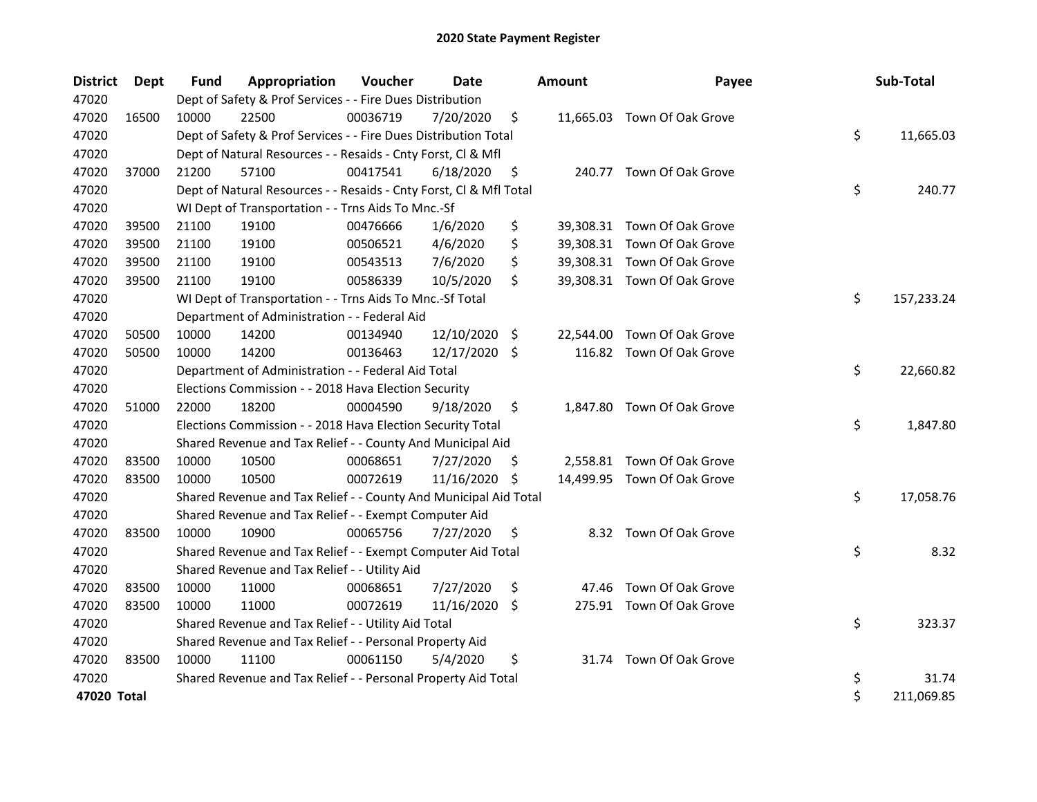# 2020 State Payment Register

| District | Dept | Fund | Appropriation | Voucher | Date | Amount | Payee | Sub-Total |
|---|---|---|---|---|---|---|---|---|
| 47020 | | Dept of Safety & Prof Services - - Fire Dues Distribution | | | | | | |
| 47020 | 16500 | 10000 | 22500 | 00036719 | 7/20/2020 | $ 11,665.03 | Town Of Oak Grove | |
| 47020 | | Dept of Safety & Prof Services - - Fire Dues Distribution Total | | | | | | $ 11,665.03 |
| 47020 | | Dept of Natural Resources - - Resaids - Cnty Forst, Cl & Mfl | | | | | | |
| 47020 | 37000 | 21200 | 57100 | 00417541 | 6/18/2020 | $ 240.77 | Town Of Oak Grove | |
| 47020 | | Dept of Natural Resources - - Resaids - Cnty Forst, Cl & Mfl Total | | | | | | $ 240.77 |
| 47020 | | WI Dept of Transportation - - Trns Aids To Mnc.-Sf | | | | | | |
| 47020 | 39500 | 21100 | 19100 | 00476666 | 1/6/2020 | $ 39,308.31 | Town Of Oak Grove | |
| 47020 | 39500 | 21100 | 19100 | 00506521 | 4/6/2020 | $ 39,308.31 | Town Of Oak Grove | |
| 47020 | 39500 | 21100 | 19100 | 00543513 | 7/6/2020 | $ 39,308.31 | Town Of Oak Grove | |
| 47020 | 39500 | 21100 | 19100 | 00586339 | 10/5/2020 | $ 39,308.31 | Town Of Oak Grove | |
| 47020 | | WI Dept of Transportation - - Trns Aids To Mnc.-Sf Total | | | | | | $ 157,233.24 |
| 47020 | | Department of Administration - - Federal Aid | | | | | | |
| 47020 | 50500 | 10000 | 14200 | 00134940 | 12/10/2020 | $ 22,544.00 | Town Of Oak Grove | |
| 47020 | 50500 | 10000 | 14200 | 00136463 | 12/17/2020 | $ 116.82 | Town Of Oak Grove | |
| 47020 | | Department of Administration - - Federal Aid Total | | | | | | $ 22,660.82 |
| 47020 | | Elections Commission - - 2018 Hava Election Security | | | | | | |
| 47020 | 51000 | 22000 | 18200 | 00004590 | 9/18/2020 | $ 1,847.80 | Town Of Oak Grove | |
| 47020 | | Elections Commission - - 2018 Hava Election Security Total | | | | | | $ 1,847.80 |
| 47020 | | Shared Revenue and Tax Relief - - County And Municipal Aid | | | | | | |
| 47020 | 83500 | 10000 | 10500 | 00068651 | 7/27/2020 | $ 2,558.81 | Town Of Oak Grove | |
| 47020 | 83500 | 10000 | 10500 | 00072619 | 11/16/2020 | $ 14,499.95 | Town Of Oak Grove | |
| 47020 | | Shared Revenue and Tax Relief - - County And Municipal Aid Total | | | | | | $ 17,058.76 |
| 47020 | | Shared Revenue and Tax Relief - - Exempt Computer Aid | | | | | | |
| 47020 | 83500 | 10000 | 10900 | 00065756 | 7/27/2020 | $ 8.32 | Town Of Oak Grove | |
| 47020 | | Shared Revenue and Tax Relief - - Exempt Computer Aid Total | | | | | | $ 8.32 |
| 47020 | | Shared Revenue and Tax Relief - - Utility Aid | | | | | | |
| 47020 | 83500 | 10000 | 11000 | 00068651 | 7/27/2020 | $ 47.46 | Town Of Oak Grove | |
| 47020 | 83500 | 10000 | 11000 | 00072619 | 11/16/2020 | $ 275.91 | Town Of Oak Grove | |
| 47020 | | Shared Revenue and Tax Relief - - Utility Aid Total | | | | | | $ 323.37 |
| 47020 | | Shared Revenue and Tax Relief - - Personal Property Aid | | | | | | |
| 47020 | 83500 | 10000 | 11100 | 00061150 | 5/4/2020 | $ 31.74 | Town Of Oak Grove | |
| 47020 | | Shared Revenue and Tax Relief - - Personal Property Aid Total | | | | | | $ 31.74 |
| **47020 Total** | | | | | | | | $ 211,069.85 |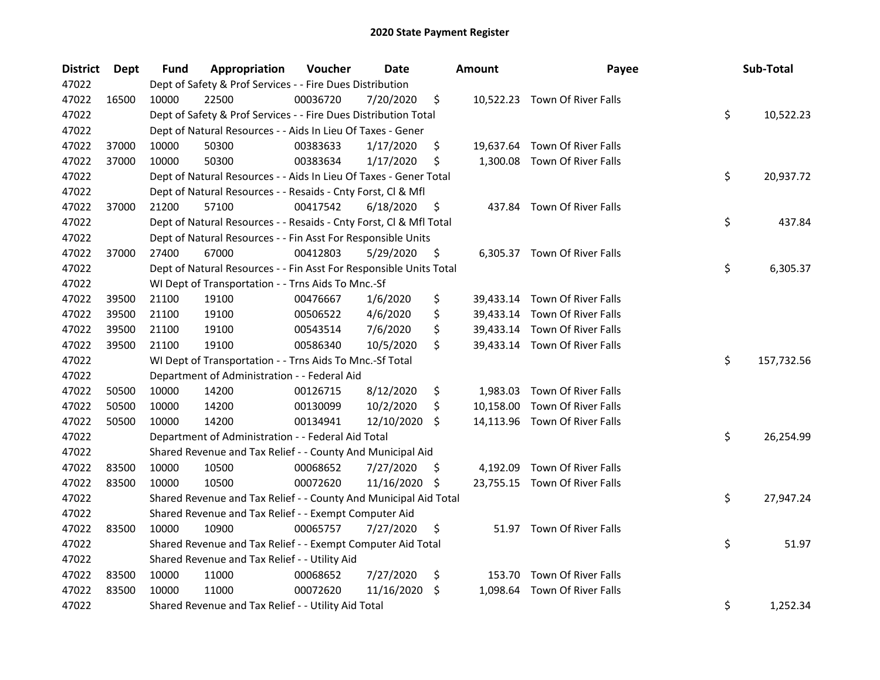# 2020 State Payment Register

| District | Dept | Fund | Appropriation | Voucher | Date | Amount | Payee | Sub-Total |
|---|---|---|---|---|---|---|---|---|
| 47022 | | Dept of Safety & Prof Services - - Fire Dues Distribution | | | | | | |
| 47022 | 16500 | 10000 | 22500 | 00036720 | 7/20/2020 | $ 10,522.23 | Town Of River Falls | |
| 47022 | | Dept of Safety & Prof Services - - Fire Dues Distribution Total | | | | | | $ 10,522.23 |
| 47022 | | Dept of Natural Resources - - Aids In Lieu Of Taxes - Gener | | | | | | |
| 47022 | 37000 | 10000 | 50300 | 00383633 | 1/17/2020 | $ 19,637.64 | Town Of River Falls | |
| 47022 | 37000 | 10000 | 50300 | 00383634 | 1/17/2020 | $ 1,300.08 | Town Of River Falls | |
| 47022 | | Dept of Natural Resources - - Aids In Lieu Of Taxes - Gener Total | | | | | | $ 20,937.72 |
| 47022 | | Dept of Natural Resources - - Resaids - Cnty Forst, Cl & Mfl | | | | | | |
| 47022 | 37000 | 21200 | 57100 | 00417542 | 6/18/2020 | $ 437.84 | Town Of River Falls | |
| 47022 | | Dept of Natural Resources - - Resaids - Cnty Forst, Cl & Mfl Total | | | | | | $ 437.84 |
| 47022 | | Dept of Natural Resources - - Fin Asst For Responsible Units | | | | | | |
| 47022 | 37000 | 27400 | 67000 | 00412803 | 5/29/2020 | $ 6,305.37 | Town Of River Falls | |
| 47022 | | Dept of Natural Resources - - Fin Asst For Responsible Units Total | | | | | | $ 6,305.37 |
| 47022 | | WI Dept of Transportation - - Trns Aids To Mnc.-Sf | | | | | | |
| 47022 | 39500 | 21100 | 19100 | 00476667 | 1/6/2020 | $ 39,433.14 | Town Of River Falls | |
| 47022 | 39500 | 21100 | 19100 | 00506522 | 4/6/2020 | $ 39,433.14 | Town Of River Falls | |
| 47022 | 39500 | 21100 | 19100 | 00543514 | 7/6/2020 | $ 39,433.14 | Town Of River Falls | |
| 47022 | 39500 | 21100 | 19100 | 00586340 | 10/5/2020 | $ 39,433.14 | Town Of River Falls | |
| 47022 | | WI Dept of Transportation - - Trns Aids To Mnc.-Sf Total | | | | | | $ 157,732.56 |
| 47022 | | Department of Administration - - Federal Aid | | | | | | |
| 47022 | 50500 | 10000 | 14200 | 00126715 | 8/12/2020 | $ 1,983.03 | Town Of River Falls | |
| 47022 | 50500 | 10000 | 14200 | 00130099 | 10/2/2020 | $ 10,158.00 | Town Of River Falls | |
| 47022 | 50500 | 10000 | 14200 | 00134941 | 12/10/2020 | $ 14,113.96 | Town Of River Falls | |
| 47022 | | Department of Administration - - Federal Aid Total | | | | | | $ 26,254.99 |
| 47022 | | Shared Revenue and Tax Relief - - County And Municipal Aid | | | | | | |
| 47022 | 83500 | 10000 | 10500 | 00068652 | 7/27/2020 | $ 4,192.09 | Town Of River Falls | |
| 47022 | 83500 | 10000 | 10500 | 00072620 | 11/16/2020 | $ 23,755.15 | Town Of River Falls | |
| 47022 | | Shared Revenue and Tax Relief - - County And Municipal Aid Total | | | | | | $ 27,947.24 |
| 47022 | | Shared Revenue and Tax Relief - - Exempt Computer Aid | | | | | | |
| 47022 | 83500 | 10000 | 10900 | 00065757 | 7/27/2020 | $ 51.97 | Town Of River Falls | |
| 47022 | | Shared Revenue and Tax Relief - - Exempt Computer Aid Total | | | | | | $ 51.97 |
| 47022 | | Shared Revenue and Tax Relief - - Utility Aid | | | | | | |
| 47022 | 83500 | 10000 | 11000 | 00068652 | 7/27/2020 | $ 153.70 | Town Of River Falls | |
| 47022 | 83500 | 10000 | 11000 | 00072620 | 11/16/2020 | $ 1,098.64 | Town Of River Falls | |
| 47022 | | Shared Revenue and Tax Relief - - Utility Aid Total | | | | | | $ 1,252.34 |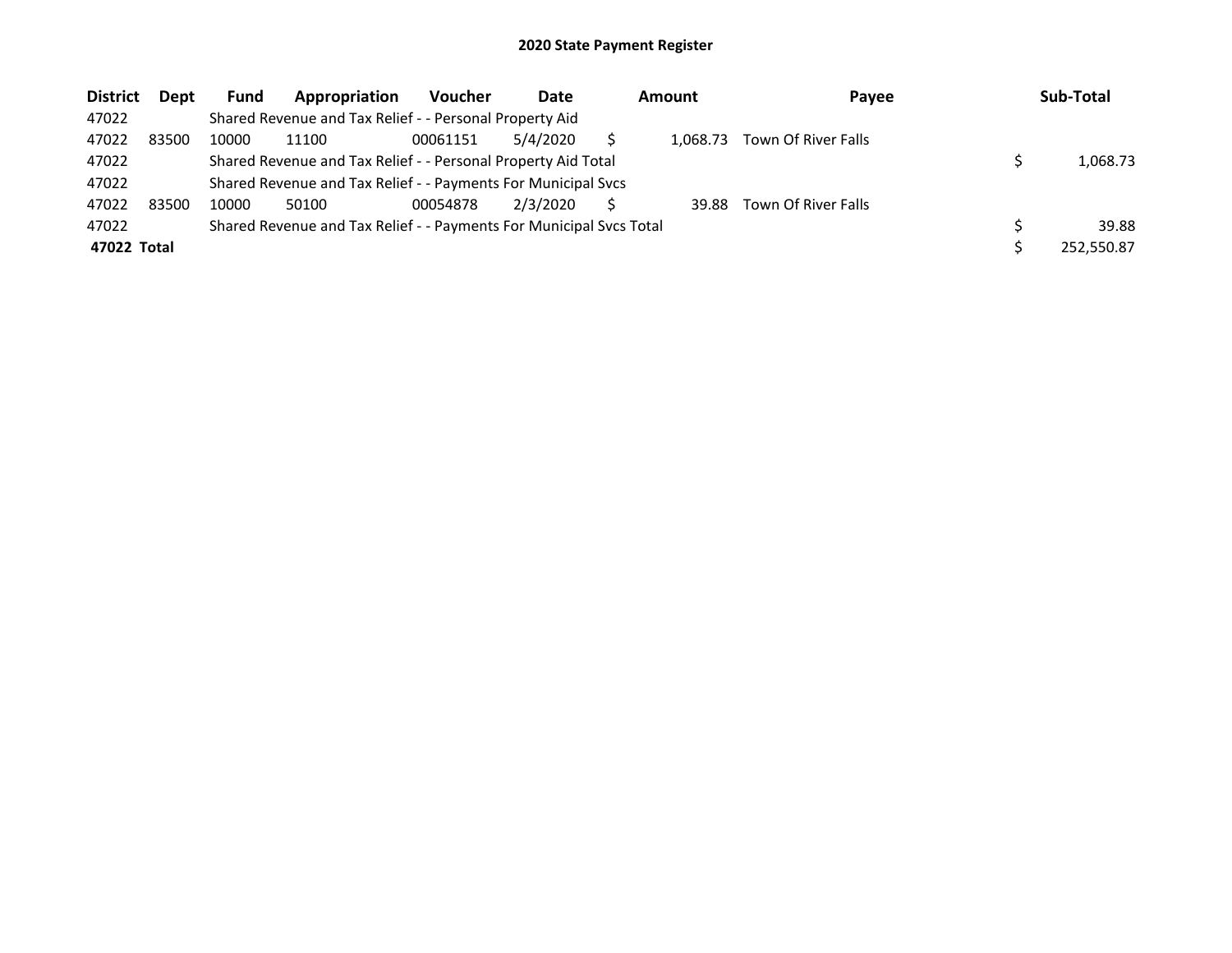## 2020 State Payment Register

| District | Dept | Fund | Appropriation | Voucher | Date | Amount | Payee | Sub-Total |
|---|---|---|---|---|---|---|---|---|
| 47022 | | Shared Revenue and Tax Relief - - Personal Property Aid | | | | | | |
| 47022 | 83500 | 10000 | 11100 | 00061151 | 5/4/2020 | $ 1,068.73 | Town Of River Falls | |
| 47022 | | Shared Revenue and Tax Relief - - Personal Property Aid Total | | | | | | $ 1,068.73 |
| 47022 | | Shared Revenue and Tax Relief - - Payments For Municipal Svcs | | | | | | |
| 47022 | 83500 | 10000 | 50100 | 00054878 | 2/3/2020 | $ 39.88 | Town Of River Falls | |
| 47022 | | Shared Revenue and Tax Relief - - Payments For Municipal Svcs Total | | | | | | $ 39.88 |
| **47022 Total** | | | | | | | | $ 252,550.87 |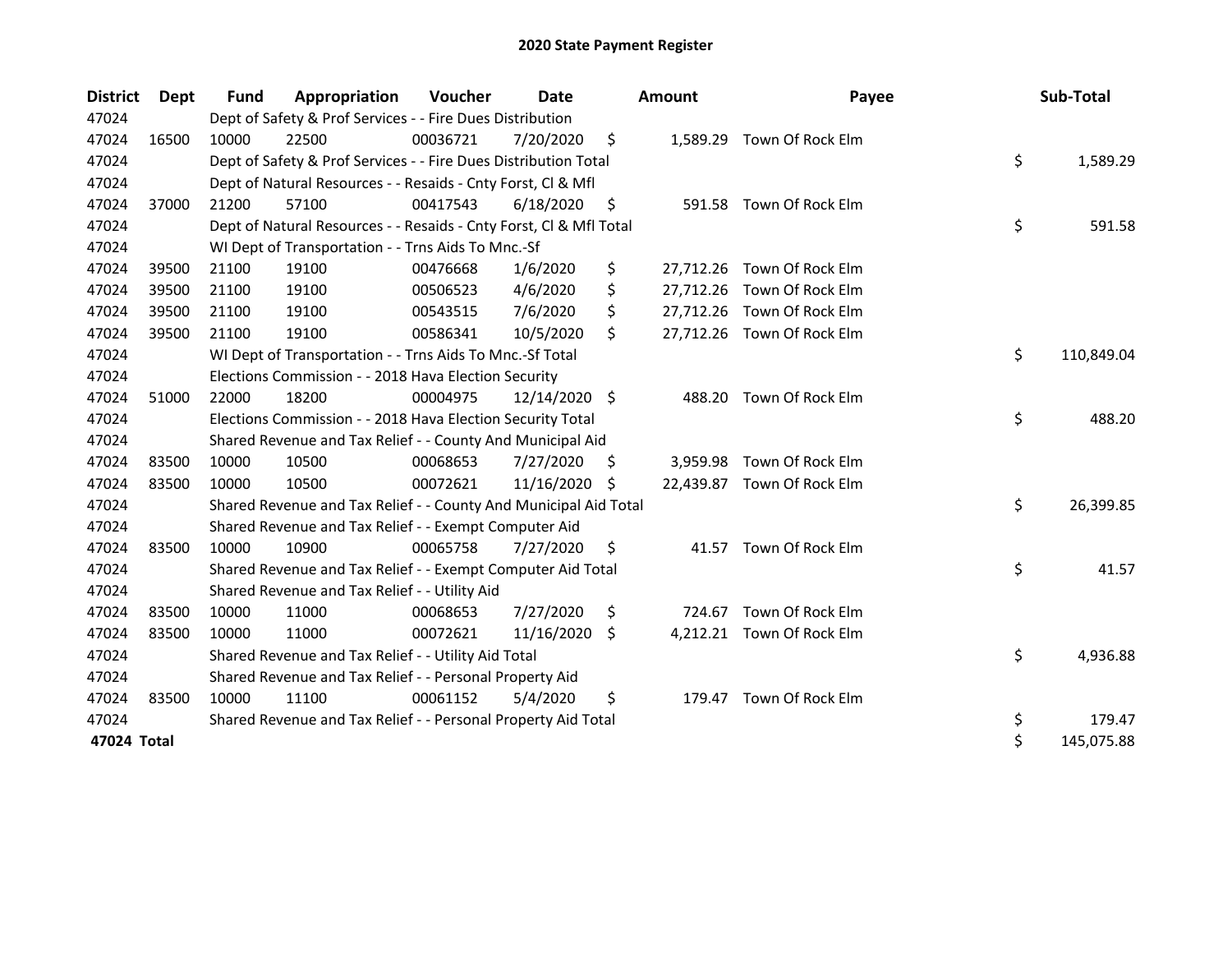# 2020 State Payment Register

| District | Dept | Fund | Appropriation | Voucher | Date | Amount | Payee | Sub-Total |
|---|---|---|---|---|---|---|---|---|
| 47024 | | Dept of Safety & Prof Services - - Fire Dues Distribution | | | | | | |
| 47024 | 16500 | 10000 | 22500 | 00036721 | 7/20/2020 | $ 1,589.29 | Town Of Rock Elm | |
| 47024 | | Dept of Safety & Prof Services - - Fire Dues Distribution Total | | | | | | $ 1,589.29 |
| 47024 | | Dept of Natural Resources - - Resaids - Cnty Forst, Cl & Mfl | | | | | | |
| 47024 | 37000 | 21200 | 57100 | 00417543 | 6/18/2020 | $ 591.58 | Town Of Rock Elm | |
| 47024 | | Dept of Natural Resources - - Resaids - Cnty Forst, Cl & Mfl Total | | | | | | $ 591.58 |
| 47024 | | WI Dept of Transportation - - Trns Aids To Mnc.-Sf | | | | | | |
| 47024 | 39500 | 21100 | 19100 | 00476668 | 1/6/2020 | $ 27,712.26 | Town Of Rock Elm | |
| 47024 | 39500 | 21100 | 19100 | 00506523 | 4/6/2020 | $ 27,712.26 | Town Of Rock Elm | |
| 47024 | 39500 | 21100 | 19100 | 00543515 | 7/6/2020 | $ 27,712.26 | Town Of Rock Elm | |
| 47024 | 39500 | 21100 | 19100 | 00586341 | 10/5/2020 | $ 27,712.26 | Town Of Rock Elm | |
| 47024 | | WI Dept of Transportation - - Trns Aids To Mnc.-Sf Total | | | | | | $ 110,849.04 |
| 47024 | | Elections Commission - - 2018 Hava Election Security | | | | | | |
| 47024 | 51000 | 22000 | 18200 | 00004975 | 12/14/2020 | $ 488.20 | Town Of Rock Elm | |
| 47024 | | Elections Commission - - 2018 Hava Election Security Total | | | | | | $ 488.20 |
| 47024 | | Shared Revenue and Tax Relief - - County And Municipal Aid | | | | | | |
| 47024 | 83500 | 10000 | 10500 | 00068653 | 7/27/2020 | $ 3,959.98 | Town Of Rock Elm | |
| 47024 | 83500 | 10000 | 10500 | 00072621 | 11/16/2020 | $ 22,439.87 | Town Of Rock Elm | |
| 47024 | | Shared Revenue and Tax Relief - - County And Municipal Aid Total | | | | | | $ 26,399.85 |
| 47024 | | Shared Revenue and Tax Relief - - Exempt Computer Aid | | | | | | |
| 47024 | 83500 | 10000 | 10900 | 00065758 | 7/27/2020 | $ 41.57 | Town Of Rock Elm | |
| 47024 | | Shared Revenue and Tax Relief - - Exempt Computer Aid Total | | | | | | $ 41.57 |
| 47024 | | Shared Revenue and Tax Relief - - Utility Aid | | | | | | |
| 47024 | 83500 | 10000 | 11000 | 00068653 | 7/27/2020 | $ 724.67 | Town Of Rock Elm | |
| 47024 | 83500 | 10000 | 11000 | 00072621 | 11/16/2020 | $ 4,212.21 | Town Of Rock Elm | |
| 47024 | | Shared Revenue and Tax Relief - - Utility Aid Total | | | | | | $ 4,936.88 |
| 47024 | | Shared Revenue and Tax Relief - - Personal Property Aid | | | | | | |
| 47024 | 83500 | 10000 | 11100 | 00061152 | 5/4/2020 | $ 179.47 | Town Of Rock Elm | |
| 47024 | | Shared Revenue and Tax Relief - - Personal Property Aid Total | | | | | | $ 179.47 |
| **47024 Total** | | | | | | | | $ 145,075.88 |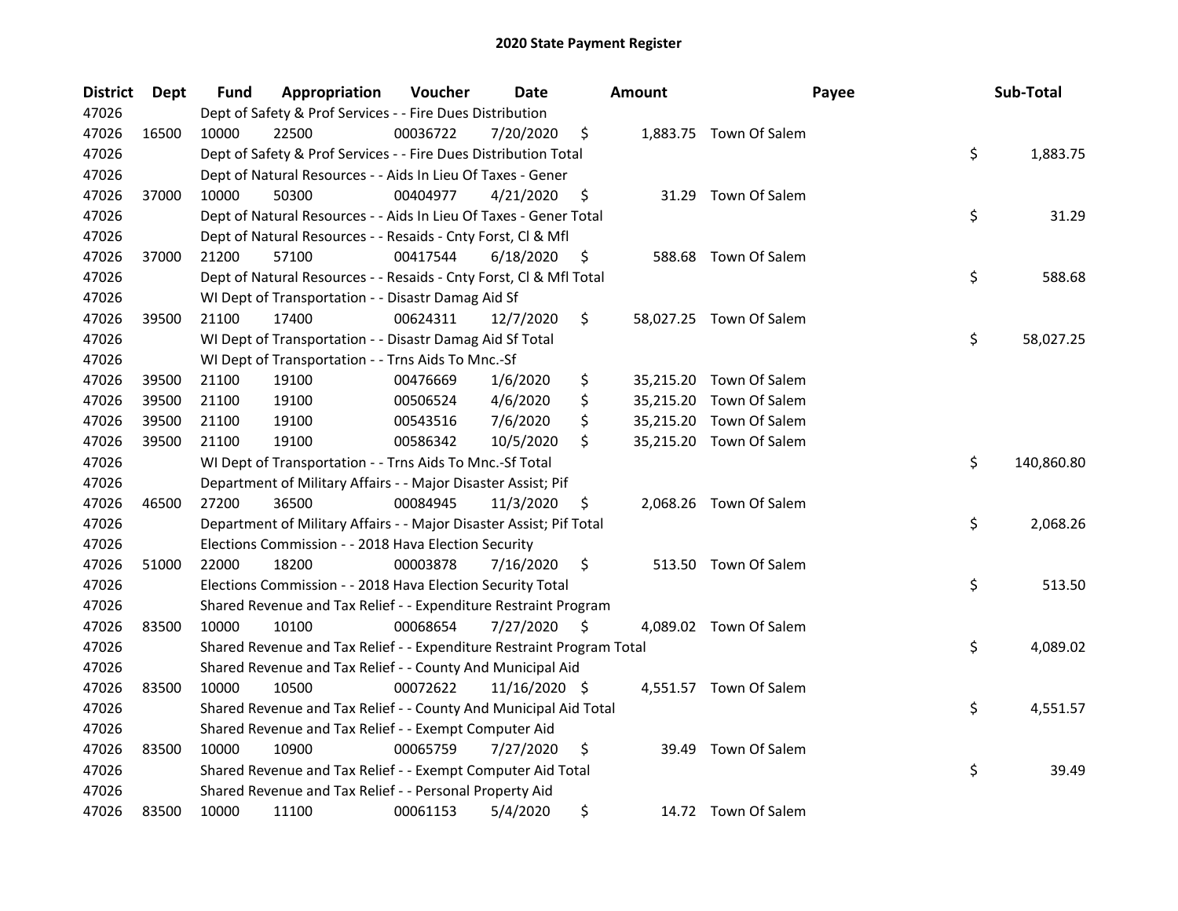# 2020 State Payment Register

| District | Dept | Fund | Appropriation | Voucher | Date | Amount | Payee | Sub-Total |
|---|---|---|---|---|---|---|---|---|
| 47026 | | Dept of Safety & Prof Services - - Fire Dues Distribution | | | | | | |
| 47026 | 16500 | 10000 | 22500 | 00036722 | 7/20/2020 | $ 1,883.75 | Town Of Salem | |
| 47026 | | Dept of Safety & Prof Services - - Fire Dues Distribution Total | | | | | | $ 1,883.75 |
| 47026 | | Dept of Natural Resources - - Aids In Lieu Of Taxes - Gener | | | | | | |
| 47026 | 37000 | 10000 | 50300 | 00404977 | 4/21/2020 | $ 31.29 | Town Of Salem | |
| 47026 | | Dept of Natural Resources - - Aids In Lieu Of Taxes - Gener Total | | | | | | $ 31.29 |
| 47026 | | Dept of Natural Resources - - Resaids - Cnty Forst, Cl & Mfl | | | | | | |
| 47026 | 37000 | 21200 | 57100 | 00417544 | 6/18/2020 | $ 588.68 | Town Of Salem | |
| 47026 | | Dept of Natural Resources - - Resaids - Cnty Forst, Cl & Mfl Total | | | | | | $ 588.68 |
| 47026 | | WI Dept of Transportation - - Disastr Damag Aid Sf | | | | | | |
| 47026 | 39500 | 21100 | 17400 | 00624311 | 12/7/2020 | $ 58,027.25 | Town Of Salem | |
| 47026 | | WI Dept of Transportation - - Disastr Damag Aid Sf Total | | | | | | $ 58,027.25 |
| 47026 | | WI Dept of Transportation - - Trns Aids To Mnc.-Sf | | | | | | |
| 47026 | 39500 | 21100 | 19100 | 00476669 | 1/6/2020 | $ 35,215.20 | Town Of Salem | |
| 47026 | 39500 | 21100 | 19100 | 00506524 | 4/6/2020 | $ 35,215.20 | Town Of Salem | |
| 47026 | 39500 | 21100 | 19100 | 00543516 | 7/6/2020 | $ 35,215.20 | Town Of Salem | |
| 47026 | 39500 | 21100 | 19100 | 00586342 | 10/5/2020 | $ 35,215.20 | Town Of Salem | |
| 47026 | | WI Dept of Transportation - - Trns Aids To Mnc.-Sf Total | | | | | | $ 140,860.80 |
| 47026 | | Department of Military Affairs - - Major Disaster Assist; Pif | | | | | | |
| 47026 | 46500 | 27200 | 36500 | 00084945 | 11/3/2020 | $ 2,068.26 | Town Of Salem | |
| 47026 | | Department of Military Affairs - - Major Disaster Assist; Pif Total | | | | | | $ 2,068.26 |
| 47026 | | Elections Commission - - 2018 Hava Election Security | | | | | | |
| 47026 | 51000 | 22000 | 18200 | 00003878 | 7/16/2020 | $ 513.50 | Town Of Salem | |
| 47026 | | Elections Commission - - 2018 Hava Election Security Total | | | | | | $ 513.50 |
| 47026 | | Shared Revenue and Tax Relief - - Expenditure Restraint Program | | | | | | |
| 47026 | 83500 | 10000 | 10100 | 00068654 | 7/27/2020 | $ 4,089.02 | Town Of Salem | |
| 47026 | | Shared Revenue and Tax Relief - - Expenditure Restraint Program Total | | | | | | $ 4,089.02 |
| 47026 | | Shared Revenue and Tax Relief - - County And Municipal Aid | | | | | | |
| 47026 | 83500 | 10000 | 10500 | 00072622 | 11/16/2020 | $ 4,551.57 | Town Of Salem | |
| 47026 | | Shared Revenue and Tax Relief - - County And Municipal Aid Total | | | | | | $ 4,551.57 |
| 47026 | | Shared Revenue and Tax Relief - - Exempt Computer Aid | | | | | | |
| 47026 | 83500 | 10000 | 10900 | 00065759 | 7/27/2020 | $ 39.49 | Town Of Salem | |
| 47026 | | Shared Revenue and Tax Relief - - Exempt Computer Aid Total | | | | | | $ 39.49 |
| 47026 | | Shared Revenue and Tax Relief - - Personal Property Aid | | | | | | |
| 47026 | 83500 | 10000 | 11100 | 00061153 | 5/4/2020 | $ 14.72 | Town Of Salem | |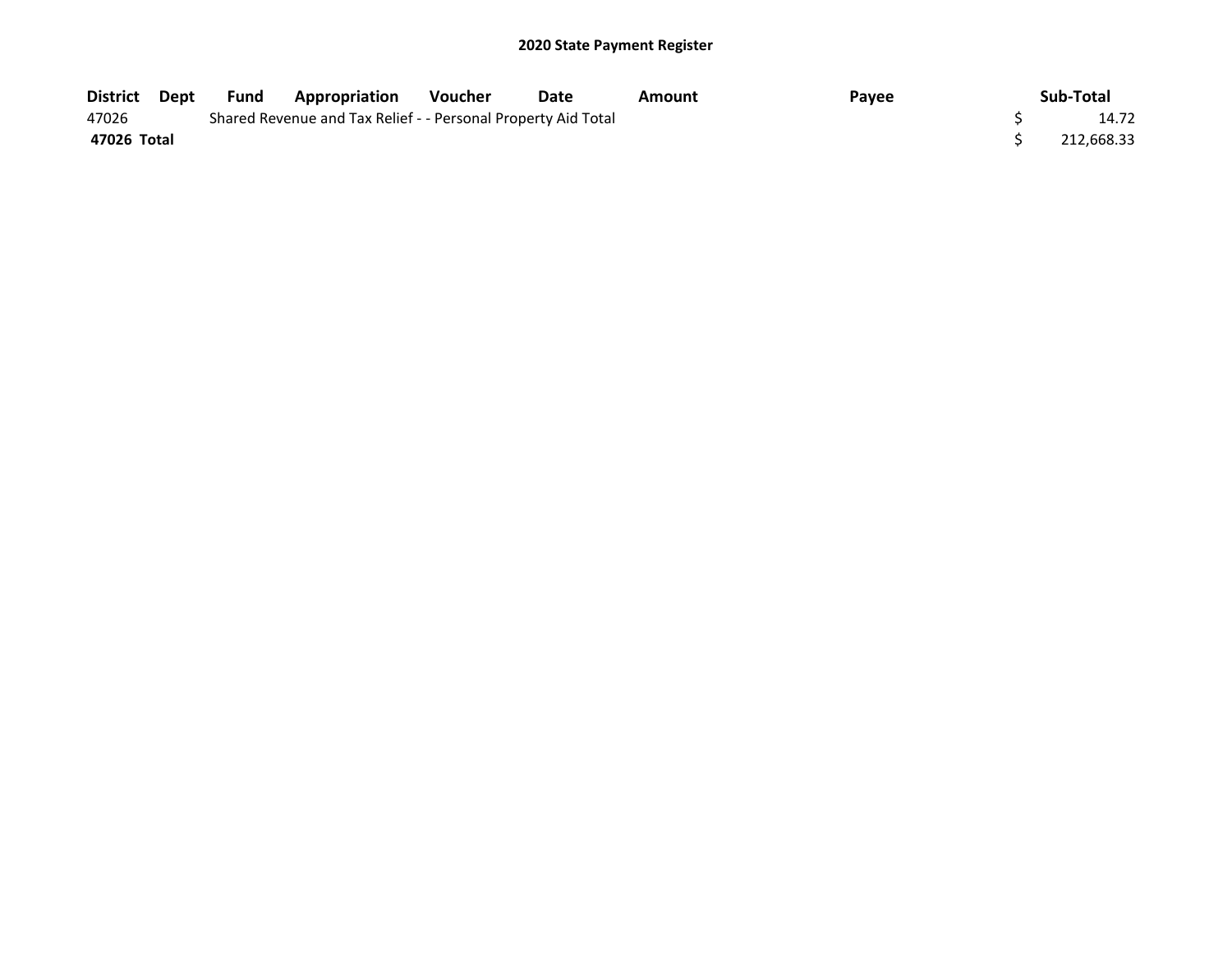## 2020 State Payment Register

| District | Dept | Fund | Appropriation | Voucher | Date | Amount | Payee | Sub-Total |
|---|---|---|---|---|---|---|---|---|
| 47026 | | Shared Revenue and Tax Relief - - Personal Property Aid Total | | | | | | $ 14.72 |
| **47026 Total** | | | | | | | | $ 212,668.33 |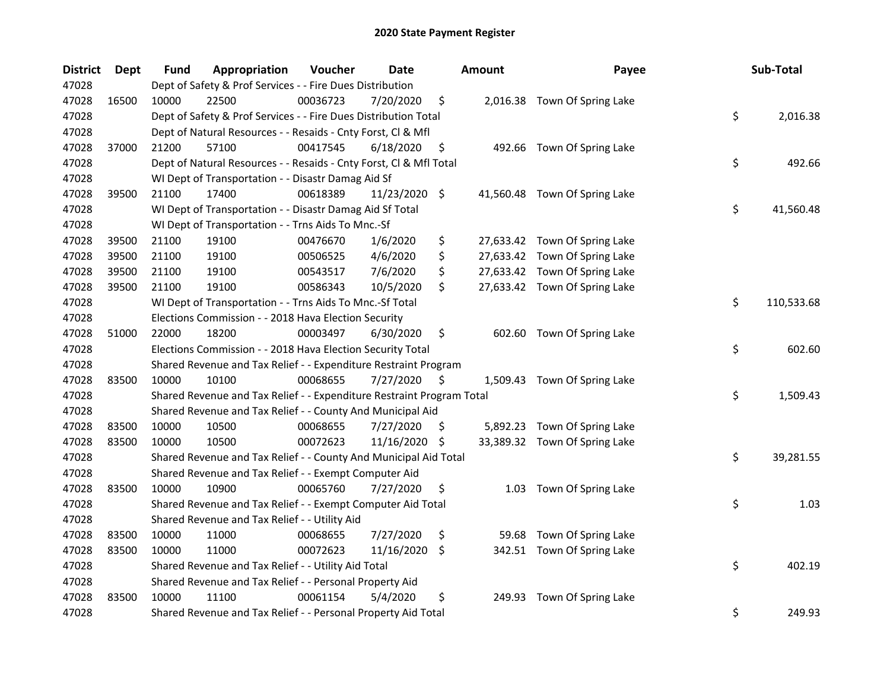# 2020 State Payment Register

| District | Dept | Fund | Appropriation | Voucher | Date | Amount | Payee | Sub-Total |
|---|---|---|---|---|---|---|---|---|
| 47028 | | Dept of Safety & Prof Services - - Fire Dues Distribution | | | | | | |
| 47028 | 16500 | 10000 | 22500 | 00036723 | 7/20/2020 | $ 2,016.38 | Town Of Spring Lake | |
| 47028 | | Dept of Safety & Prof Services - - Fire Dues Distribution Total | | | | | | $ 2,016.38 |
| 47028 | | Dept of Natural Resources - - Resaids - Cnty Forst, Cl & Mfl | | | | | | |
| 47028 | 37000 | 21200 | 57100 | 00417545 | 6/18/2020 | $ 492.66 | Town Of Spring Lake | |
| 47028 | | Dept of Natural Resources - - Resaids - Cnty Forst, Cl & Mfl Total | | | | | | $ 492.66 |
| 47028 | | WI Dept of Transportation - - Disastr Damag Aid Sf | | | | | | |
| 47028 | 39500 | 21100 | 17400 | 00618389 | 11/23/2020 | $ 41,560.48 | Town Of Spring Lake | |
| 47028 | | WI Dept of Transportation - - Disastr Damag Aid Sf Total | | | | | | $ 41,560.48 |
| 47028 | | WI Dept of Transportation - - Trns Aids To Mnc.-Sf | | | | | | |
| 47028 | 39500 | 21100 | 19100 | 00476670 | 1/6/2020 | $ 27,633.42 | Town Of Spring Lake | |
| 47028 | 39500 | 21100 | 19100 | 00506525 | 4/6/2020 | $ 27,633.42 | Town Of Spring Lake | |
| 47028 | 39500 | 21100 | 19100 | 00543517 | 7/6/2020 | $ 27,633.42 | Town Of Spring Lake | |
| 47028 | 39500 | 21100 | 19100 | 00586343 | 10/5/2020 | $ 27,633.42 | Town Of Spring Lake | |
| 47028 | | WI Dept of Transportation - - Trns Aids To Mnc.-Sf Total | | | | | | $ 110,533.68 |
| 47028 | | Elections Commission - - 2018 Hava Election Security | | | | | | |
| 47028 | 51000 | 22000 | 18200 | 00003497 | 6/30/2020 | $ 602.60 | Town Of Spring Lake | |
| 47028 | | Elections Commission - - 2018 Hava Election Security Total | | | | | | $ 602.60 |
| 47028 | | Shared Revenue and Tax Relief - - Expenditure Restraint Program | | | | | | |
| 47028 | 83500 | 10000 | 10100 | 00068655 | 7/27/2020 | $ 1,509.43 | Town Of Spring Lake | |
| 47028 | | Shared Revenue and Tax Relief - - Expenditure Restraint Program Total | | | | | | $ 1,509.43 |
| 47028 | | Shared Revenue and Tax Relief - - County And Municipal Aid | | | | | | |
| 47028 | 83500 | 10000 | 10500 | 00068655 | 7/27/2020 | $ 5,892.23 | Town Of Spring Lake | |
| 47028 | 83500 | 10000 | 10500 | 00072623 | 11/16/2020 | $ 33,389.32 | Town Of Spring Lake | |
| 47028 | | Shared Revenue and Tax Relief - - County And Municipal Aid Total | | | | | | $ 39,281.55 |
| 47028 | | Shared Revenue and Tax Relief - - Exempt Computer Aid | | | | | | |
| 47028 | 83500 | 10000 | 10900 | 00065760 | 7/27/2020 | $ 1.03 | Town Of Spring Lake | |
| 47028 | | Shared Revenue and Tax Relief - - Exempt Computer Aid Total | | | | | | $ 1.03 |
| 47028 | | Shared Revenue and Tax Relief - - Utility Aid | | | | | | |
| 47028 | 83500 | 10000 | 11000 | 00068655 | 7/27/2020 | $ 59.68 | Town Of Spring Lake | |
| 47028 | 83500 | 10000 | 11000 | 00072623 | 11/16/2020 | $ 342.51 | Town Of Spring Lake | |
| 47028 | | Shared Revenue and Tax Relief - - Utility Aid Total | | | | | | $ 402.19 |
| 47028 | | Shared Revenue and Tax Relief - - Personal Property Aid | | | | | | |
| 47028 | 83500 | 10000 | 11100 | 00061154 | 5/4/2020 | $ 249.93 | Town Of Spring Lake | |
| 47028 | | Shared Revenue and Tax Relief - - Personal Property Aid Total | | | | | | $ 249.93 |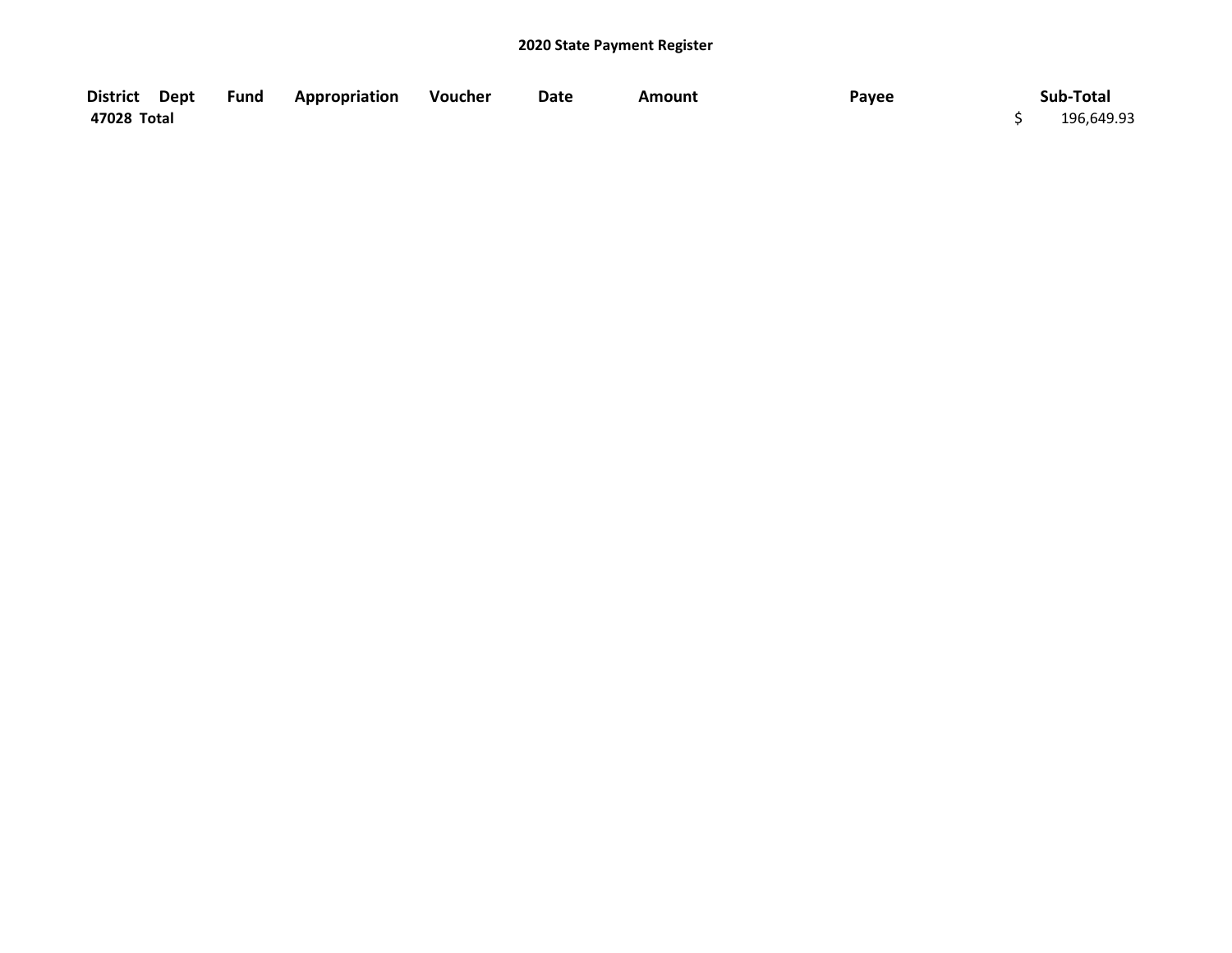## 2020 State Payment Register

| District | Dept | Fund | Appropriation | Voucher | Date | Amount | Payee | Sub-Total |
|---|---|---|---|---|---|---|---|---|
| 47028 Total | | | | | | | | $ 196,649.93 |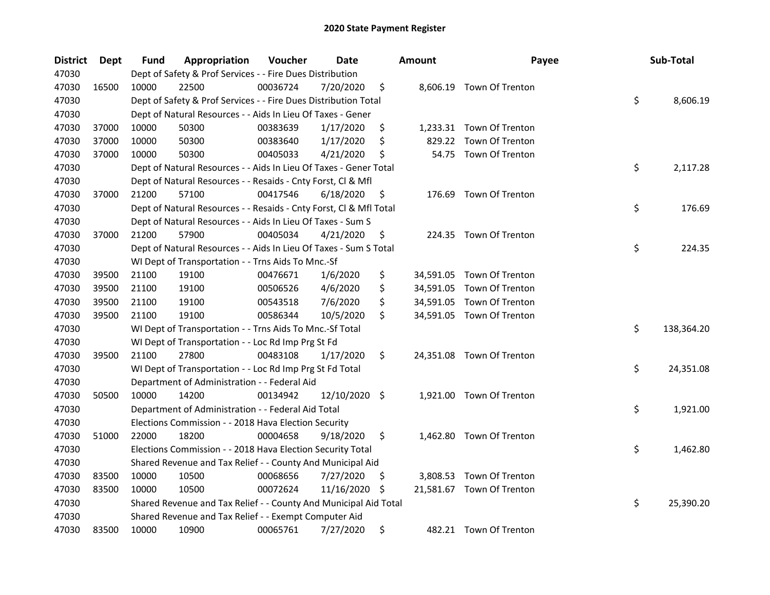# 2020 State Payment Register

| District | Dept | Fund | Appropriation | Voucher | Date | Amount | Payee | Sub-Total |
|---|---|---|---|---|---|---|---|---|
| 47030 | | Dept of Safety & Prof Services - - Fire Dues Distribution | | | | | | |
| 47030 | 16500 | 10000 | 22500 | 00036724 | 7/20/2020 | $ 8,606.19 | Town Of Trenton | |
| 47030 | | Dept of Safety & Prof Services - - Fire Dues Distribution Total | | | | | | $ 8,606.19 |
| 47030 | | Dept of Natural Resources - - Aids In Lieu Of Taxes - Gener | | | | | | |
| 47030 | 37000 | 10000 | 50300 | 00383639 | 1/17/2020 | $ 1,233.31 | Town Of Trenton | |
| 47030 | 37000 | 10000 | 50300 | 00383640 | 1/17/2020 | $ 829.22 | Town Of Trenton | |
| 47030 | 37000 | 10000 | 50300 | 00405033 | 4/21/2020 | $ 54.75 | Town Of Trenton | |
| 47030 | | Dept of Natural Resources - - Aids In Lieu Of Taxes - Gener Total | | | | | | $ 2,117.28 |
| 47030 | | Dept of Natural Resources - - Resaids - Cnty Forst, Cl & Mfl | | | | | | |
| 47030 | 37000 | 21200 | 57100 | 00417546 | 6/18/2020 | $ 176.69 | Town Of Trenton | |
| 47030 | | Dept of Natural Resources - - Resaids - Cnty Forst, Cl & Mfl Total | | | | | | $ 176.69 |
| 47030 | | Dept of Natural Resources - - Aids In Lieu Of Taxes - Sum S | | | | | | |
| 47030 | 37000 | 21200 | 57900 | 00405034 | 4/21/2020 | $ 224.35 | Town Of Trenton | |
| 47030 | | Dept of Natural Resources - - Aids In Lieu Of Taxes - Sum S Total | | | | | | $ 224.35 |
| 47030 | | WI Dept of Transportation - - Trns Aids To Mnc.-Sf | | | | | | |
| 47030 | 39500 | 21100 | 19100 | 00476671 | 1/6/2020 | $ 34,591.05 | Town Of Trenton | |
| 47030 | 39500 | 21100 | 19100 | 00506526 | 4/6/2020 | $ 34,591.05 | Town Of Trenton | |
| 47030 | 39500 | 21100 | 19100 | 00543518 | 7/6/2020 | $ 34,591.05 | Town Of Trenton | |
| 47030 | 39500 | 21100 | 19100 | 00586344 | 10/5/2020 | $ 34,591.05 | Town Of Trenton | |
| 47030 | | WI Dept of Transportation - - Trns Aids To Mnc.-Sf Total | | | | | | $ 138,364.20 |
| 47030 | | WI Dept of Transportation - - Loc Rd Imp Prg St Fd | | | | | | |
| 47030 | 39500 | 21100 | 27800 | 00483108 | 1/17/2020 | $ 24,351.08 | Town Of Trenton | |
| 47030 | | WI Dept of Transportation - - Loc Rd Imp Prg St Fd Total | | | | | | $ 24,351.08 |
| 47030 | | Department of Administration - - Federal Aid | | | | | | |
| 47030 | 50500 | 10000 | 14200 | 00134942 | 12/10/2020 | $ 1,921.00 | Town Of Trenton | |
| 47030 | | Department of Administration - - Federal Aid Total | | | | | | $ 1,921.00 |
| 47030 | | Elections Commission - - 2018 Hava Election Security | | | | | | |
| 47030 | 51000 | 22000 | 18200 | 00004658 | 9/18/2020 | $ 1,462.80 | Town Of Trenton | |
| 47030 | | Elections Commission - - 2018 Hava Election Security Total | | | | | | $ 1,462.80 |
| 47030 | | Shared Revenue and Tax Relief - - County And Municipal Aid | | | | | | |
| 47030 | 83500 | 10000 | 10500 | 00068656 | 7/27/2020 | $ 3,808.53 | Town Of Trenton | |
| 47030 | 83500 | 10000 | 10500 | 00072624 | 11/16/2020 | $ 21,581.67 | Town Of Trenton | |
| 47030 | | Shared Revenue and Tax Relief - - County And Municipal Aid Total | | | | | | $ 25,390.20 |
| 47030 | | Shared Revenue and Tax Relief - - Exempt Computer Aid | | | | | | |
| 47030 | 83500 | 10000 | 10900 | 00065761 | 7/27/2020 | $ 482.21 | Town Of Trenton | |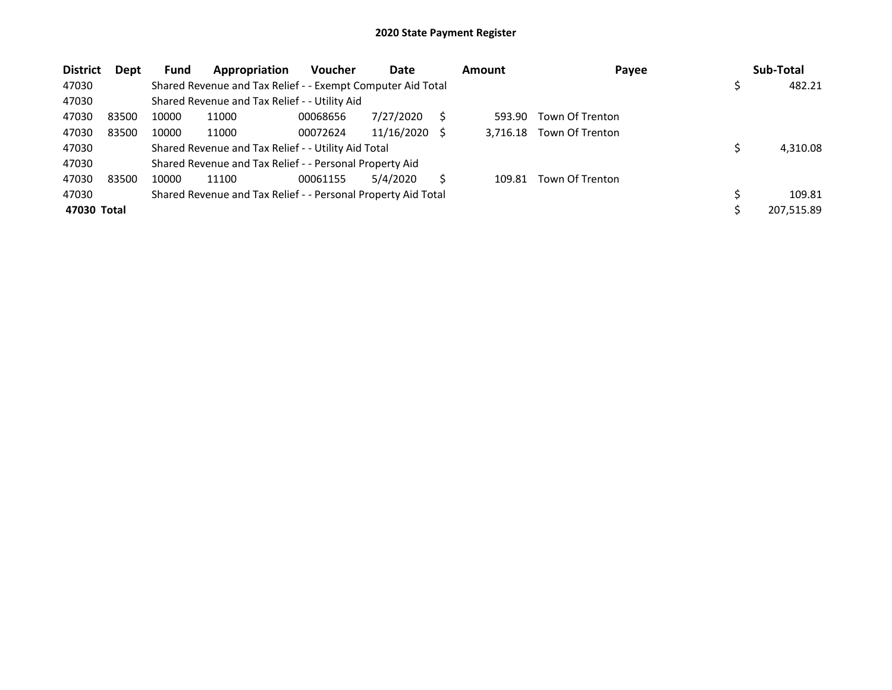# 2020 State Payment Register

| District | Dept | Fund | Appropriation | Voucher | Date | Amount | Payee | Sub-Total |
|---|---|---|---|---|---|---|---|---|
| 47030 | | Shared Revenue and Tax Relief - - Exempt Computer Aid Total | | | | | | $ 482.21 |
| 47030 | | Shared Revenue and Tax Relief - - Utility Aid | | | | | | |
| 47030 | 83500 | 10000 | 11000 | 00068656 | 7/27/2020 | $ 593.90 | Town Of Trenton | |
| 47030 | 83500 | 10000 | 11000 | 00072624 | 11/16/2020 | $ 3,716.18 | Town Of Trenton | |
| 47030 | | Shared Revenue and Tax Relief - - Utility Aid Total | | | | | | $ 4,310.08 |
| 47030 | | Shared Revenue and Tax Relief - - Personal Property Aid | | | | | | |
| 47030 | 83500 | 10000 | 11100 | 00061155 | 5/4/2020 | $ 109.81 | Town Of Trenton | |
| 47030 | | Shared Revenue and Tax Relief - - Personal Property Aid Total | | | | | | $ 109.81 |
| **47030 Total** | | | | | | | | $ 207,515.89 |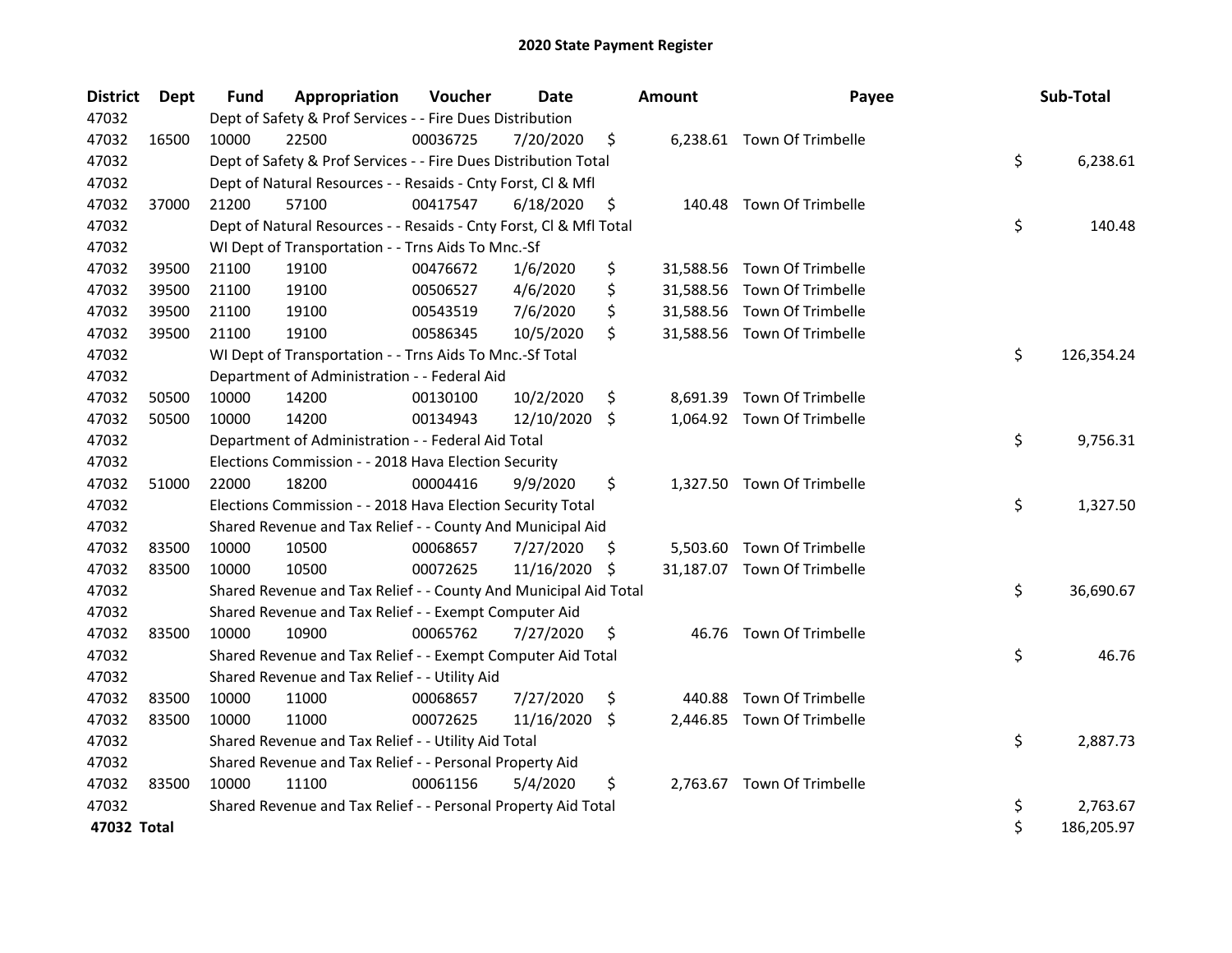# 2020 State Payment Register

| District | Dept | Fund | Appropriation | Voucher | Date | Amount | Payee | Sub-Total |
|---|---|---|---|---|---|---|---|---|
| 47032 | | Dept of Safety & Prof Services - - Fire Dues Distribution | | | | | | |
| 47032 | 16500 | 10000 | 22500 | 00036725 | 7/20/2020 | $ 6,238.61 | Town Of Trimbelle | |
| 47032 | | Dept of Safety & Prof Services - - Fire Dues Distribution Total | | | | | | $ 6,238.61 |
| 47032 | | Dept of Natural Resources - - Resaids - Cnty Forst, Cl & Mfl | | | | | | |
| 47032 | 37000 | 21200 | 57100 | 00417547 | 6/18/2020 | $ 140.48 | Town Of Trimbelle | |
| 47032 | | Dept of Natural Resources - - Resaids - Cnty Forst, Cl & Mfl Total | | | | | | $ 140.48 |
| 47032 | | WI Dept of Transportation - - Trns Aids To Mnc.-Sf | | | | | | |
| 47032 | 39500 | 21100 | 19100 | 00476672 | 1/6/2020 | $ 31,588.56 | Town Of Trimbelle | |
| 47032 | 39500 | 21100 | 19100 | 00506527 | 4/6/2020 | $ 31,588.56 | Town Of Trimbelle | |
| 47032 | 39500 | 21100 | 19100 | 00543519 | 7/6/2020 | $ 31,588.56 | Town Of Trimbelle | |
| 47032 | 39500 | 21100 | 19100 | 00586345 | 10/5/2020 | $ 31,588.56 | Town Of Trimbelle | |
| 47032 | | WI Dept of Transportation - - Trns Aids To Mnc.-Sf Total | | | | | | $ 126,354.24 |
| 47032 | | Department of Administration - - Federal Aid | | | | | | |
| 47032 | 50500 | 10000 | 14200 | 00130100 | 10/2/2020 | $ 8,691.39 | Town Of Trimbelle | |
| 47032 | 50500 | 10000 | 14200 | 00134943 | 12/10/2020 | $ 1,064.92 | Town Of Trimbelle | |
| 47032 | | Department of Administration - - Federal Aid Total | | | | | | $ 9,756.31 |
| 47032 | | Elections Commission - - 2018 Hava Election Security | | | | | | |
| 47032 | 51000 | 22000 | 18200 | 00004416 | 9/9/2020 | $ 1,327.50 | Town Of Trimbelle | |
| 47032 | | Elections Commission - - 2018 Hava Election Security Total | | | | | | $ 1,327.50 |
| 47032 | | Shared Revenue and Tax Relief - - County And Municipal Aid | | | | | | |
| 47032 | 83500 | 10000 | 10500 | 00068657 | 7/27/2020 | $ 5,503.60 | Town Of Trimbelle | |
| 47032 | 83500 | 10000 | 10500 | 00072625 | 11/16/2020 | $ 31,187.07 | Town Of Trimbelle | |
| 47032 | | Shared Revenue and Tax Relief - - County And Municipal Aid Total | | | | | | $ 36,690.67 |
| 47032 | | Shared Revenue and Tax Relief - - Exempt Computer Aid | | | | | | |
| 47032 | 83500 | 10000 | 10900 | 00065762 | 7/27/2020 | $ 46.76 | Town Of Trimbelle | |
| 47032 | | Shared Revenue and Tax Relief - - Exempt Computer Aid Total | | | | | | $ 46.76 |
| 47032 | | Shared Revenue and Tax Relief - - Utility Aid | | | | | | |
| 47032 | 83500 | 10000 | 11000 | 00068657 | 7/27/2020 | $ 440.88 | Town Of Trimbelle | |
| 47032 | 83500 | 10000 | 11000 | 00072625 | 11/16/2020 | $ 2,446.85 | Town Of Trimbelle | |
| 47032 | | Shared Revenue and Tax Relief - - Utility Aid Total | | | | | | $ 2,887.73 |
| 47032 | | Shared Revenue and Tax Relief - - Personal Property Aid | | | | | | |
| 47032 | 83500 | 10000 | 11100 | 00061156 | 5/4/2020 | $ 2,763.67 | Town Of Trimbelle | |
| 47032 | | Shared Revenue and Tax Relief - - Personal Property Aid Total | | | | | | $ 2,763.67 |
| **47032 Total** | | | | | | | | $ 186,205.97 |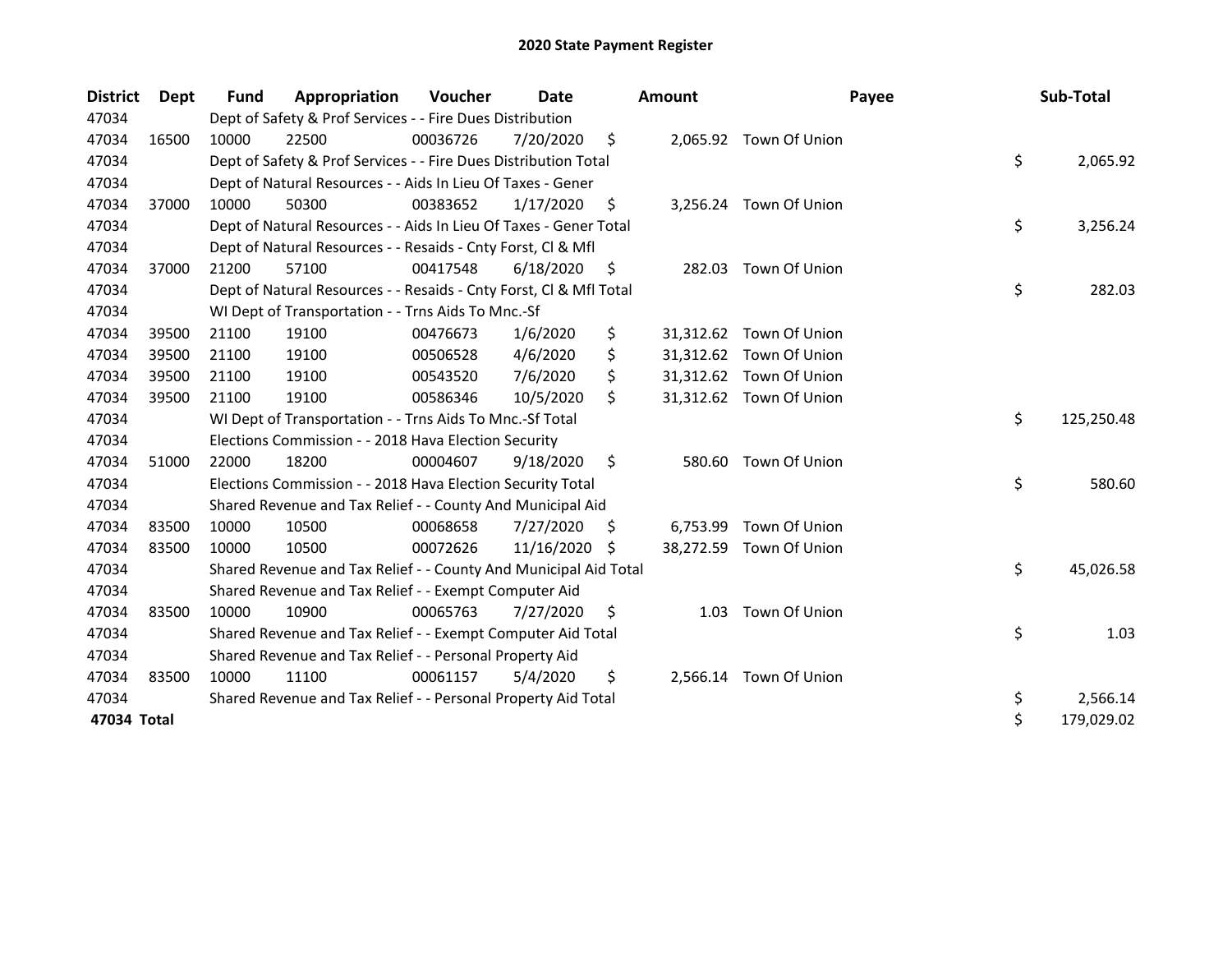# 2020 State Payment Register

| District | Dept | Fund | Appropriation | Voucher | Date | Amount | Payee | Sub-Total |
|---|---|---|---|---|---|---|---|---|
| 47034 | | Dept of Safety & Prof Services - - Fire Dues Distribution | | | | | | |
| 47034 | 16500 | 10000 | 22500 | 00036726 | 7/20/2020 | $ 2,065.92 | Town Of Union | |
| 47034 | | Dept of Safety & Prof Services - - Fire Dues Distribution Total | | | | | | $ 2,065.92 |
| 47034 | | Dept of Natural Resources - - Aids In Lieu Of Taxes - Gener | | | | | | |
| 47034 | 37000 | 10000 | 50300 | 00383652 | 1/17/2020 | $ 3,256.24 | Town Of Union | |
| 47034 | | Dept of Natural Resources - - Aids In Lieu Of Taxes - Gener Total | | | | | | $ 3,256.24 |
| 47034 | | Dept of Natural Resources - - Resaids - Cnty Forst, Cl & Mfl | | | | | | |
| 47034 | 37000 | 21200 | 57100 | 00417548 | 6/18/2020 | $ 282.03 | Town Of Union | |
| 47034 | | Dept of Natural Resources - - Resaids - Cnty Forst, Cl & Mfl Total | | | | | | $ 282.03 |
| 47034 | | WI Dept of Transportation - - Trns Aids To Mnc.-Sf | | | | | | |
| 47034 | 39500 | 21100 | 19100 | 00476673 | 1/6/2020 | $ 31,312.62 | Town Of Union | |
| 47034 | 39500 | 21100 | 19100 | 00506528 | 4/6/2020 | $ 31,312.62 | Town Of Union | |
| 47034 | 39500 | 21100 | 19100 | 00543520 | 7/6/2020 | $ 31,312.62 | Town Of Union | |
| 47034 | 39500 | 21100 | 19100 | 00586346 | 10/5/2020 | $ 31,312.62 | Town Of Union | |
| 47034 | | WI Dept of Transportation - - Trns Aids To Mnc.-Sf Total | | | | | | $ 125,250.48 |
| 47034 | | Elections Commission - - 2018 Hava Election Security | | | | | | |
| 47034 | 51000 | 22000 | 18200 | 00004607 | 9/18/2020 | $ 580.60 | Town Of Union | |
| 47034 | | Elections Commission - - 2018 Hava Election Security Total | | | | | | $ 580.60 |
| 47034 | | Shared Revenue and Tax Relief - - County And Municipal Aid | | | | | | |
| 47034 | 83500 | 10000 | 10500 | 00068658 | 7/27/2020 | $ 6,753.99 | Town Of Union | |
| 47034 | 83500 | 10000 | 10500 | 00072626 | 11/16/2020 | $ 38,272.59 | Town Of Union | |
| 47034 | | Shared Revenue and Tax Relief - - County And Municipal Aid Total | | | | | | $ 45,026.58 |
| 47034 | | Shared Revenue and Tax Relief - - Exempt Computer Aid | | | | | | |
| 47034 | 83500 | 10000 | 10900 | 00065763 | 7/27/2020 | $ 1.03 | Town Of Union | |
| 47034 | | Shared Revenue and Tax Relief - - Exempt Computer Aid Total | | | | | | $ 1.03 |
| 47034 | | Shared Revenue and Tax Relief - - Personal Property Aid | | | | | | |
| 47034 | 83500 | 10000 | 11100 | 00061157 | 5/4/2020 | $ 2,566.14 | Town Of Union | |
| 47034 | | Shared Revenue and Tax Relief - - Personal Property Aid Total | | | | | | $ 2,566.14 |
| **47034 Total** | | | | | | | | $ 179,029.02 |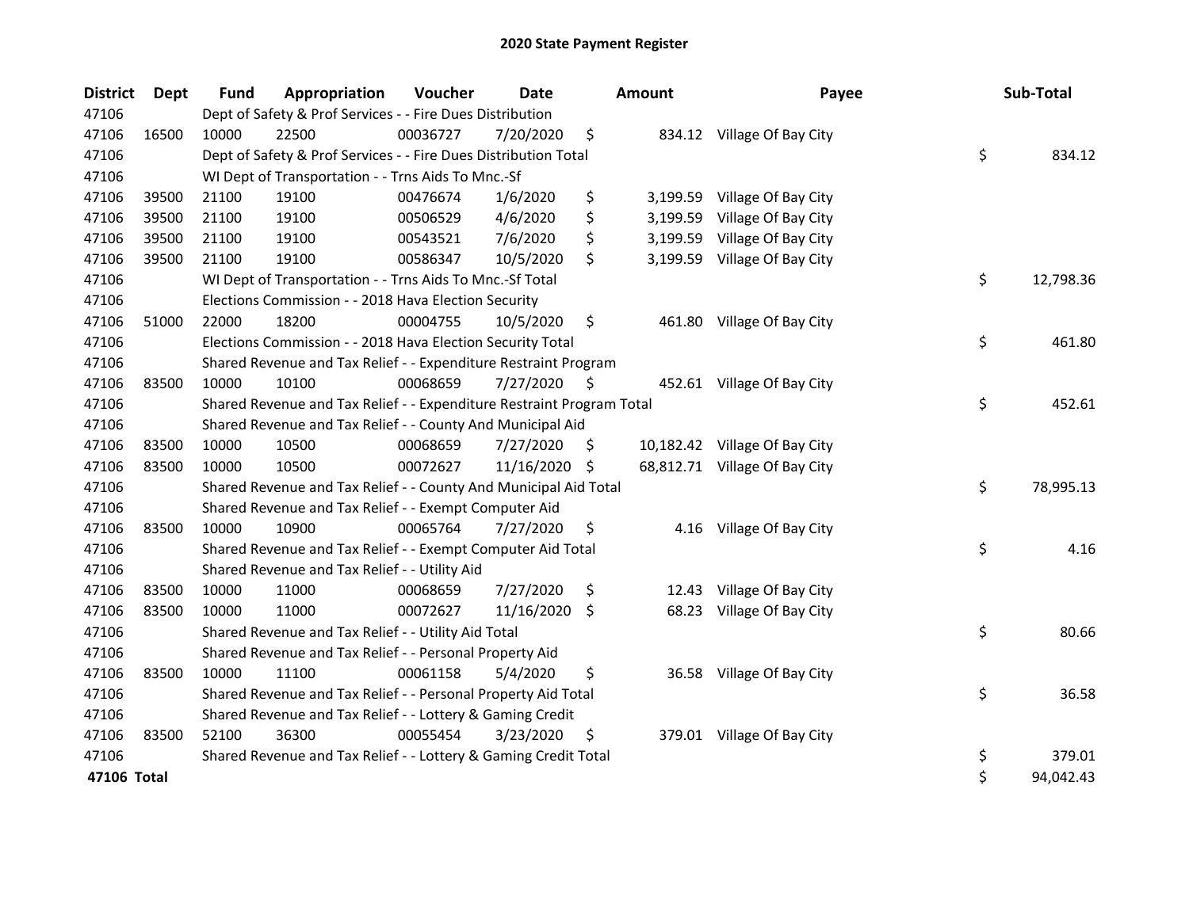# 2020 State Payment Register

| District | Dept | Fund | Appropriation | Voucher | Date | Amount | Payee | Sub-Total |
|---|---|---|---|---|---|---|---|---|
| 47106 | | Dept of Safety & Prof Services - - Fire Dues Distribution | | | | | | |
| 47106 | 16500 | 10000 | 22500 | 00036727 | 7/20/2020 | $ 834.12 | Village Of Bay City | |
| 47106 | | Dept of Safety & Prof Services - - Fire Dues Distribution Total | | | | | | $ 834.12 |
| 47106 | | WI Dept of Transportation - - Trns Aids To Mnc.-Sf | | | | | | |
| 47106 | 39500 | 21100 | 19100 | 00476674 | 1/6/2020 | $ 3,199.59 | Village Of Bay City | |
| 47106 | 39500 | 21100 | 19100 | 00506529 | 4/6/2020 | $ 3,199.59 | Village Of Bay City | |
| 47106 | 39500 | 21100 | 19100 | 00543521 | 7/6/2020 | $ 3,199.59 | Village Of Bay City | |
| 47106 | 39500 | 21100 | 19100 | 00586347 | 10/5/2020 | $ 3,199.59 | Village Of Bay City | |
| 47106 | | WI Dept of Transportation - - Trns Aids To Mnc.-Sf Total | | | | | | $ 12,798.36 |
| 47106 | | Elections Commission - - 2018 Hava Election Security | | | | | | |
| 47106 | 51000 | 22000 | 18200 | 00004755 | 10/5/2020 | $ 461.80 | Village Of Bay City | |
| 47106 | | Elections Commission - - 2018 Hava Election Security Total | | | | | | $ 461.80 |
| 47106 | | Shared Revenue and Tax Relief - - Expenditure Restraint Program | | | | | | |
| 47106 | 83500 | 10000 | 10100 | 00068659 | 7/27/2020 | $ 452.61 | Village Of Bay City | |
| 47106 | | Shared Revenue and Tax Relief - - Expenditure Restraint Program Total | | | | | | $ 452.61 |
| 47106 | | Shared Revenue and Tax Relief - - County And Municipal Aid | | | | | | |
| 47106 | 83500 | 10000 | 10500 | 00068659 | 7/27/2020 | $ 10,182.42 | Village Of Bay City | |
| 47106 | 83500 | 10000 | 10500 | 00072627 | 11/16/2020 | $ 68,812.71 | Village Of Bay City | |
| 47106 | | Shared Revenue and Tax Relief - - County And Municipal Aid Total | | | | | | $ 78,995.13 |
| 47106 | | Shared Revenue and Tax Relief - - Exempt Computer Aid | | | | | | |
| 47106 | 83500 | 10000 | 10900 | 00065764 | 7/27/2020 | $ 4.16 | Village Of Bay City | |
| 47106 | | Shared Revenue and Tax Relief - - Exempt Computer Aid Total | | | | | | $ 4.16 |
| 47106 | | Shared Revenue and Tax Relief - - Utility Aid | | | | | | |
| 47106 | 83500 | 10000 | 11000 | 00068659 | 7/27/2020 | $ 12.43 | Village Of Bay City | |
| 47106 | 83500 | 10000 | 11000 | 00072627 | 11/16/2020 | $ 68.23 | Village Of Bay City | |
| 47106 | | Shared Revenue and Tax Relief - - Utility Aid Total | | | | | | $ 80.66 |
| 47106 | | Shared Revenue and Tax Relief - - Personal Property Aid | | | | | | |
| 47106 | 83500 | 10000 | 11100 | 00061158 | 5/4/2020 | $ 36.58 | Village Of Bay City | |
| 47106 | | Shared Revenue and Tax Relief - - Personal Property Aid Total | | | | | | $ 36.58 |
| 47106 | | Shared Revenue and Tax Relief - - Lottery & Gaming Credit | | | | | | |
| 47106 | 83500 | 52100 | 36300 | 00055454 | 3/23/2020 | $ 379.01 | Village Of Bay City | |
| 47106 | | Shared Revenue and Tax Relief - - Lottery & Gaming Credit Total | | | | | | $ 379.01 |
| **47106 Total** | | | | | | | | $ 94,042.43 |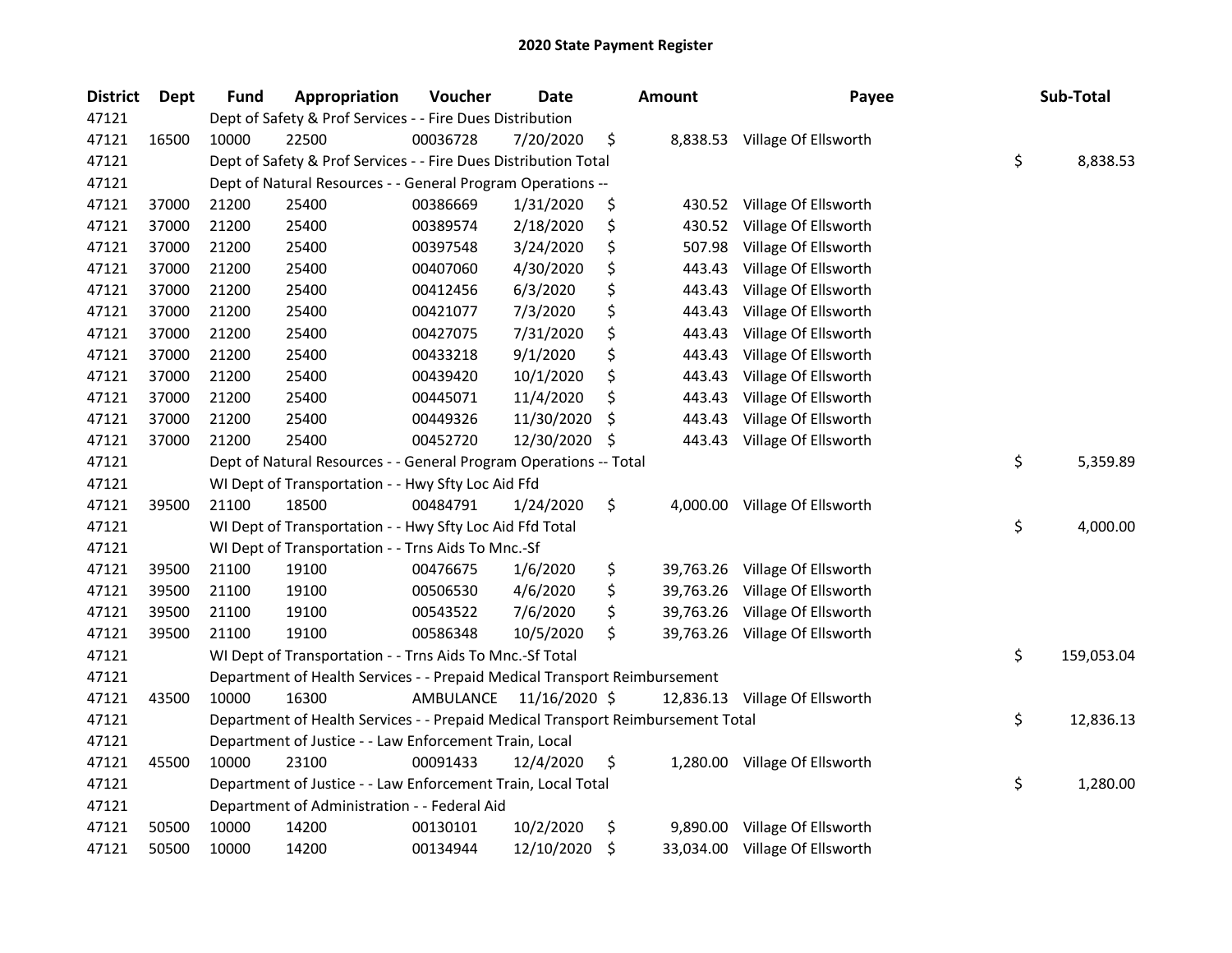# 2020 State Payment Register

| District | Dept | Fund | Appropriation | Voucher | Date | Amount | Payee | Sub-Total |
|---|---|---|---|---|---|---|---|---|
| 47121 | | Dept of Safety & Prof Services - - Fire Dues Distribution | | | | | | |
| 47121 | 16500 | 10000 | 22500 | 00036728 | 7/20/2020 | $ 8,838.53 | Village Of Ellsworth | |
| 47121 | | Dept of Safety & Prof Services - - Fire Dues Distribution Total | | | | | | $ 8,838.53 |
| 47121 | | Dept of Natural Resources - - General Program Operations -- | | | | | | |
| 47121 | 37000 | 21200 | 25400 | 00386669 | 1/31/2020 | $ 430.52 | Village Of Ellsworth | |
| 47121 | 37000 | 21200 | 25400 | 00389574 | 2/18/2020 | $ 430.52 | Village Of Ellsworth | |
| 47121 | 37000 | 21200 | 25400 | 00397548 | 3/24/2020 | $ 507.98 | Village Of Ellsworth | |
| 47121 | 37000 | 21200 | 25400 | 00407060 | 4/30/2020 | $ 443.43 | Village Of Ellsworth | |
| 47121 | 37000 | 21200 | 25400 | 00412456 | 6/3/2020 | $ 443.43 | Village Of Ellsworth | |
| 47121 | 37000 | 21200 | 25400 | 00421077 | 7/3/2020 | $ 443.43 | Village Of Ellsworth | |
| 47121 | 37000 | 21200 | 25400 | 00427075 | 7/31/2020 | $ 443.43 | Village Of Ellsworth | |
| 47121 | 37000 | 21200 | 25400 | 00433218 | 9/1/2020 | $ 443.43 | Village Of Ellsworth | |
| 47121 | 37000 | 21200 | 25400 | 00439420 | 10/1/2020 | $ 443.43 | Village Of Ellsworth | |
| 47121 | 37000 | 21200 | 25400 | 00445071 | 11/4/2020 | $ 443.43 | Village Of Ellsworth | |
| 47121 | 37000 | 21200 | 25400 | 00449326 | 11/30/2020 | $ 443.43 | Village Of Ellsworth | |
| 47121 | 37000 | 21200 | 25400 | 00452720 | 12/30/2020 | $ 443.43 | Village Of Ellsworth | |
| 47121 | | Dept of Natural Resources - - General Program Operations -- Total | | | | | | $ 5,359.89 |
| 47121 | | WI Dept of Transportation - - Hwy Sfty Loc Aid Ffd | | | | | | |
| 47121 | 39500 | 21100 | 18500 | 00484791 | 1/24/2020 | $ 4,000.00 | Village Of Ellsworth | |
| 47121 | | WI Dept of Transportation - - Hwy Sfty Loc Aid Ffd Total | | | | | | $ 4,000.00 |
| 47121 | | WI Dept of Transportation - - Trns Aids To Mnc.-Sf | | | | | | |
| 47121 | 39500 | 21100 | 19100 | 00476675 | 1/6/2020 | $ 39,763.26 | Village Of Ellsworth | |
| 47121 | 39500 | 21100 | 19100 | 00506530 | 4/6/2020 | $ 39,763.26 | Village Of Ellsworth | |
| 47121 | 39500 | 21100 | 19100 | 00543522 | 7/6/2020 | $ 39,763.26 | Village Of Ellsworth | |
| 47121 | 39500 | 21100 | 19100 | 00586348 | 10/5/2020 | $ 39,763.26 | Village Of Ellsworth | |
| 47121 | | WI Dept of Transportation - - Trns Aids To Mnc.-Sf Total | | | | | | $ 159,053.04 |
| 47121 | | Department of Health Services - - Prepaid Medical Transport Reimbursement | | | | | | |
| 47121 | 43500 | 10000 | 16300 | AMBULANCE | 11/16/2020 | $ 12,836.13 | Village Of Ellsworth | |
| 47121 | | Department of Health Services - - Prepaid Medical Transport Reimbursement Total | | | | | | $ 12,836.13 |
| 47121 | | Department of Justice - - Law Enforcement Train, Local | | | | | | |
| 47121 | 45500 | 10000 | 23100 | 00091433 | 12/4/2020 | $ 1,280.00 | Village Of Ellsworth | |
| 47121 | | Department of Justice - - Law Enforcement Train, Local Total | | | | | | $ 1,280.00 |
| 47121 | | Department of Administration - - Federal Aid | | | | | | |
| 47121 | 50500 | 10000 | 14200 | 00130101 | 10/2/2020 | $ 9,890.00 | Village Of Ellsworth | |
| 47121 | 50500 | 10000 | 14200 | 00134944 | 12/10/2020 | $ 33,034.00 | Village Of Ellsworth | |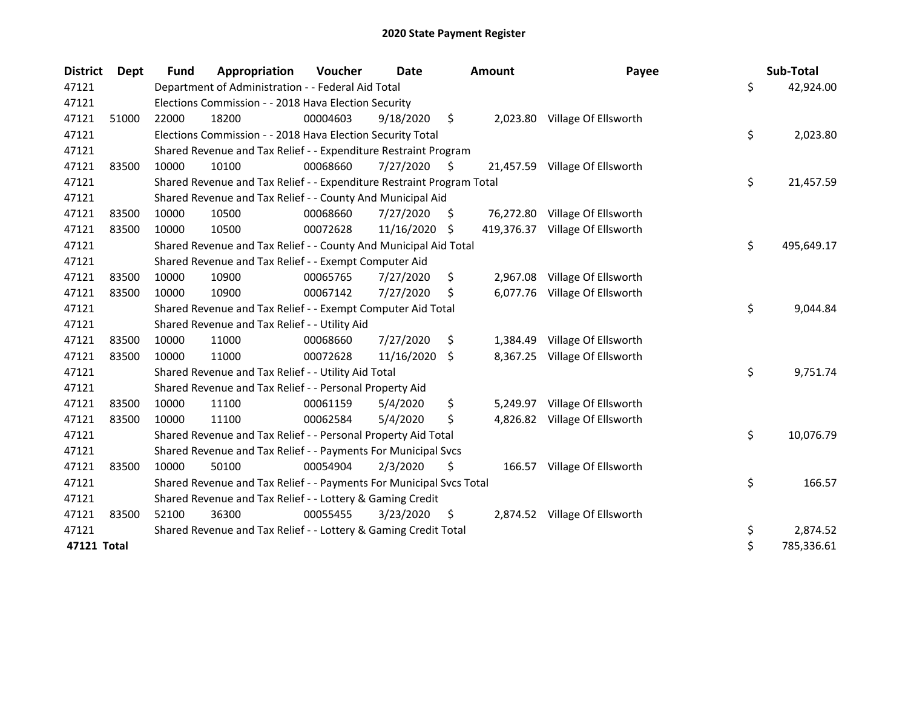# 2020 State Payment Register

| District | Dept | Fund | Appropriation | Voucher | Date | Amount | Payee | Sub-Total |
|---|---|---|---|---|---|---|---|---|
| 47121 | | Department of Administration - - Federal Aid Total | | | | | | $ 42,924.00 |
| 47121 | | Elections Commission - - 2018 Hava Election Security | | | | | | |
| 47121 | 51000 | 22000 | 18200 | 00004603 | 9/18/2020 | $ 2,023.80 | Village Of Ellsworth | |
| 47121 | | Elections Commission - - 2018 Hava Election Security Total | | | | | | $ 2,023.80 |
| 47121 | | Shared Revenue and Tax Relief - - Expenditure Restraint Program | | | | | | |
| 47121 | 83500 | 10000 | 10100 | 00068660 | 7/27/2020 | $ 21,457.59 | Village Of Ellsworth | |
| 47121 | | Shared Revenue and Tax Relief - - Expenditure Restraint Program Total | | | | | | $ 21,457.59 |
| 47121 | | Shared Revenue and Tax Relief - - County And Municipal Aid | | | | | | |
| 47121 | 83500 | 10000 | 10500 | 00068660 | 7/27/2020 | $ 76,272.80 | Village Of Ellsworth | |
| 47121 | 83500 | 10000 | 10500 | 00072628 | 11/16/2020 | $ 419,376.37 | Village Of Ellsworth | |
| 47121 | | Shared Revenue and Tax Relief - - County And Municipal Aid Total | | | | | | $ 495,649.17 |
| 47121 | | Shared Revenue and Tax Relief - - Exempt Computer Aid | | | | | | |
| 47121 | 83500 | 10000 | 10900 | 00065765 | 7/27/2020 | $ 2,967.08 | Village Of Ellsworth | |
| 47121 | 83500 | 10000 | 10900 | 00067142 | 7/27/2020 | $ 6,077.76 | Village Of Ellsworth | |
| 47121 | | Shared Revenue and Tax Relief - - Exempt Computer Aid Total | | | | | | $ 9,044.84 |
| 47121 | | Shared Revenue and Tax Relief - - Utility Aid | | | | | | |
| 47121 | 83500 | 10000 | 11000 | 00068660 | 7/27/2020 | $ 1,384.49 | Village Of Ellsworth | |
| 47121 | 83500 | 10000 | 11000 | 00072628 | 11/16/2020 | $ 8,367.25 | Village Of Ellsworth | |
| 47121 | | Shared Revenue and Tax Relief - - Utility Aid Total | | | | | | $ 9,751.74 |
| 47121 | | Shared Revenue and Tax Relief - - Personal Property Aid | | | | | | |
| 47121 | 83500 | 10000 | 11100 | 00061159 | 5/4/2020 | $ 5,249.97 | Village Of Ellsworth | |
| 47121 | 83500 | 10000 | 11100 | 00062584 | 5/4/2020 | $ 4,826.82 | Village Of Ellsworth | |
| 47121 | | Shared Revenue and Tax Relief - - Personal Property Aid Total | | | | | | $ 10,076.79 |
| 47121 | | Shared Revenue and Tax Relief - - Payments For Municipal Svcs | | | | | | |
| 47121 | 83500 | 10000 | 50100 | 00054904 | 2/3/2020 | $ 166.57 | Village Of Ellsworth | |
| 47121 | | Shared Revenue and Tax Relief - - Payments For Municipal Svcs Total | | | | | | $ 166.57 |
| 47121 | | Shared Revenue and Tax Relief - - Lottery & Gaming Credit | | | | | | |
| 47121 | 83500 | 52100 | 36300 | 00055455 | 3/23/2020 | $ 2,874.52 | Village Of Ellsworth | |
| 47121 | | Shared Revenue and Tax Relief - - Lottery & Gaming Credit Total | | | | | | $ 2,874.52 |
| **47121 Total** | | | | | | | | $ 785,336.61 |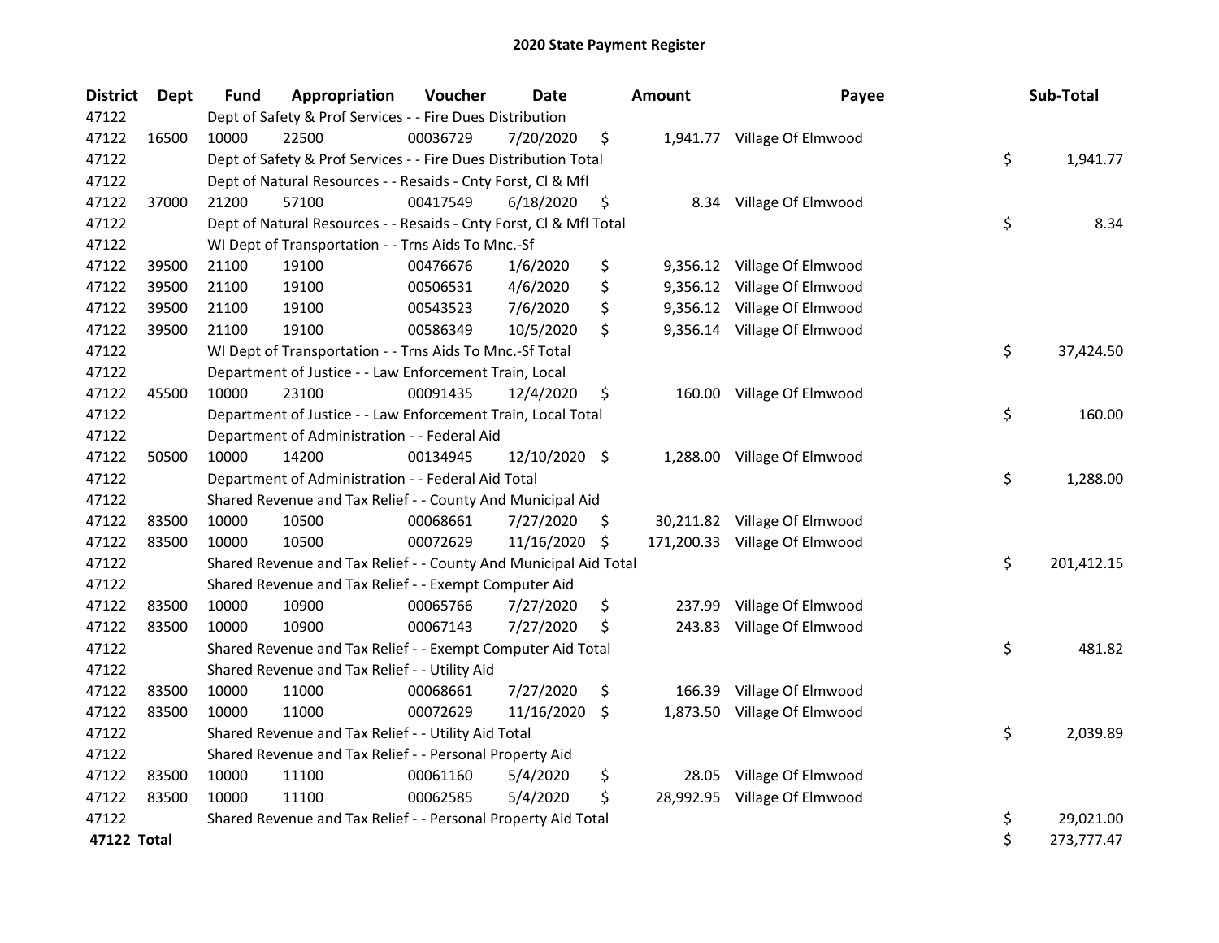# 2020 State Payment Register

| District | Dept | Fund | Appropriation | Voucher | Date | Amount | Payee | Sub-Total |
|---|---|---|---|---|---|---|---|---|
| 47122 | | Dept of Safety & Prof Services - - Fire Dues Distribution | | | | | | |
| 47122 | 16500 | 10000 | 22500 | 00036729 | 7/20/2020 | $ 1,941.77 | Village Of Elmwood | |
| 47122 | | Dept of Safety & Prof Services - - Fire Dues Distribution Total | | | | | | $ 1,941.77 |
| 47122 | | Dept of Natural Resources - - Resaids - Cnty Forst, Cl & Mfl | | | | | | |
| 47122 | 37000 | 21200 | 57100 | 00417549 | 6/18/2020 | $ 8.34 | Village Of Elmwood | |
| 47122 | | Dept of Natural Resources - - Resaids - Cnty Forst, Cl & Mfl Total | | | | | | $ 8.34 |
| 47122 | | WI Dept of Transportation - - Trns Aids To Mnc.-Sf | | | | | | |
| 47122 | 39500 | 21100 | 19100 | 00476676 | 1/6/2020 | $ 9,356.12 | Village Of Elmwood | |
| 47122 | 39500 | 21100 | 19100 | 00506531 | 4/6/2020 | $ 9,356.12 | Village Of Elmwood | |
| 47122 | 39500 | 21100 | 19100 | 00543523 | 7/6/2020 | $ 9,356.12 | Village Of Elmwood | |
| 47122 | 39500 | 21100 | 19100 | 00586349 | 10/5/2020 | $ 9,356.14 | Village Of Elmwood | |
| 47122 | | WI Dept of Transportation - - Trns Aids To Mnc.-Sf Total | | | | | | $ 37,424.50 |
| 47122 | | Department of Justice - - Law Enforcement Train, Local | | | | | | |
| 47122 | 45500 | 10000 | 23100 | 00091435 | 12/4/2020 | $ 160.00 | Village Of Elmwood | |
| 47122 | | Department of Justice - - Law Enforcement Train, Local Total | | | | | | $ 160.00 |
| 47122 | | Department of Administration - - Federal Aid | | | | | | |
| 47122 | 50500 | 10000 | 14200 | 00134945 | 12/10/2020 | $ 1,288.00 | Village Of Elmwood | |
| 47122 | | Department of Administration - - Federal Aid Total | | | | | | $ 1,288.00 |
| 47122 | | Shared Revenue and Tax Relief - - County And Municipal Aid | | | | | | |
| 47122 | 83500 | 10000 | 10500 | 00068661 | 7/27/2020 | $ 30,211.82 | Village Of Elmwood | |
| 47122 | 83500 | 10000 | 10500 | 00072629 | 11/16/2020 | $ 171,200.33 | Village Of Elmwood | |
| 47122 | | Shared Revenue and Tax Relief - - County And Municipal Aid Total | | | | | | $ 201,412.15 |
| 47122 | | Shared Revenue and Tax Relief - - Exempt Computer Aid | | | | | | |
| 47122 | 83500 | 10000 | 10900 | 00065766 | 7/27/2020 | $ 237.99 | Village Of Elmwood | |
| 47122 | 83500 | 10000 | 10900 | 00067143 | 7/27/2020 | $ 243.83 | Village Of Elmwood | |
| 47122 | | Shared Revenue and Tax Relief - - Exempt Computer Aid Total | | | | | | $ 481.82 |
| 47122 | | Shared Revenue and Tax Relief - - Utility Aid | | | | | | |
| 47122 | 83500 | 10000 | 11000 | 00068661 | 7/27/2020 | $ 166.39 | Village Of Elmwood | |
| 47122 | 83500 | 10000 | 11000 | 00072629 | 11/16/2020 | $ 1,873.50 | Village Of Elmwood | |
| 47122 | | Shared Revenue and Tax Relief - - Utility Aid Total | | | | | | $ 2,039.89 |
| 47122 | | Shared Revenue and Tax Relief - - Personal Property Aid | | | | | | |
| 47122 | 83500 | 10000 | 11100 | 00061160 | 5/4/2020 | $ 28.05 | Village Of Elmwood | |
| 47122 | 83500 | 10000 | 11100 | 00062585 | 5/4/2020 | $ 28,992.95 | Village Of Elmwood | |
| 47122 | | Shared Revenue and Tax Relief - - Personal Property Aid Total | | | | | | $ 29,021.00 |
| **47122 Total** | | | | | | | | $ 273,777.47 |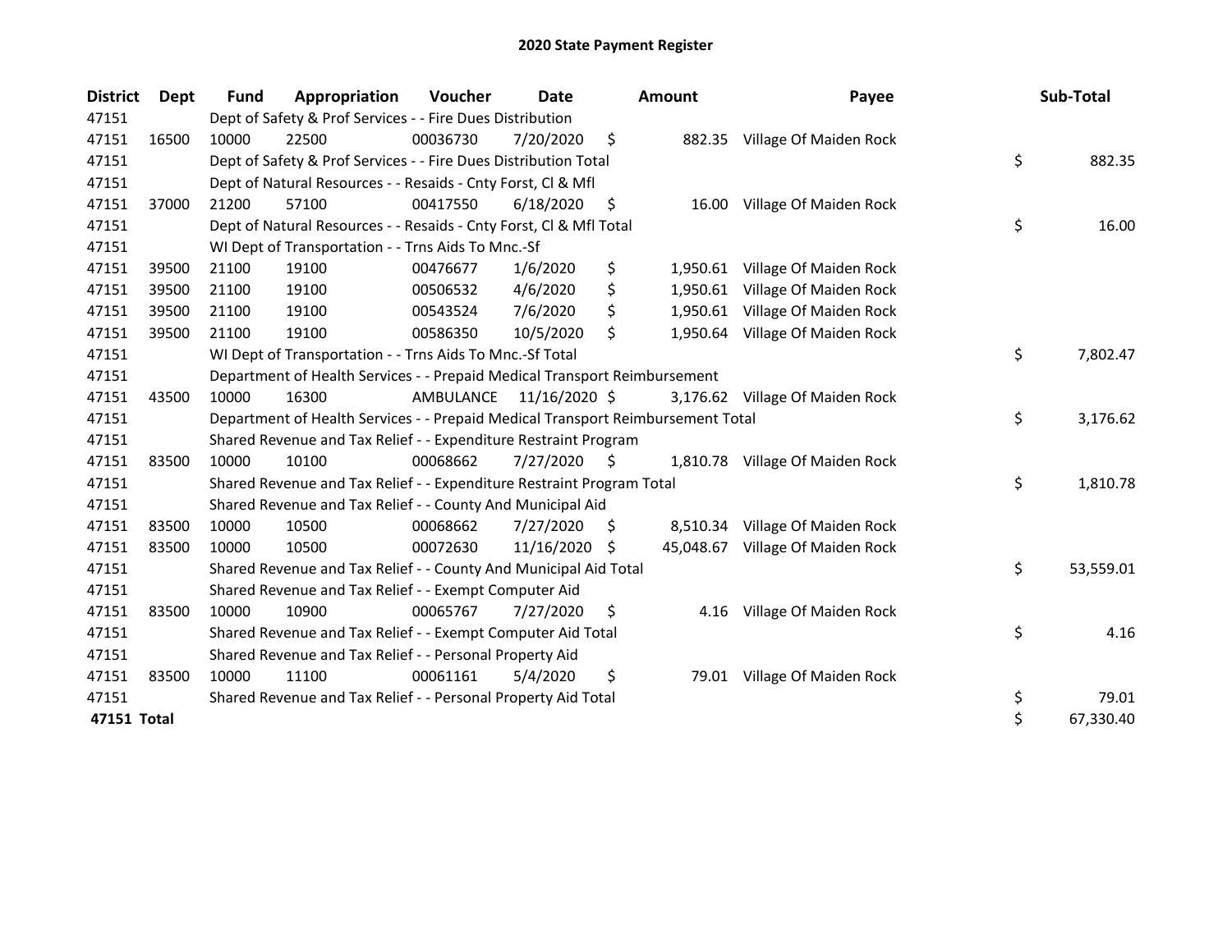# 2020 State Payment Register

| District | Dept | Fund | Appropriation | Voucher | Date | Amount | Payee | Sub-Total |
|---|---|---|---|---|---|---|---|---|
| 47151 | | Dept of Safety & Prof Services - - Fire Dues Distribution | | | | | | |
| 47151 | 16500 | 10000 | 22500 | 00036730 | 7/20/2020 | $ 882.35 | Village Of Maiden Rock | |
| 47151 | | Dept of Safety & Prof Services - - Fire Dues Distribution Total | | | | | | $ 882.35 |
| 47151 | | Dept of Natural Resources - - Resaids - Cnty Forst, Cl & Mfl | | | | | | |
| 47151 | 37000 | 21200 | 57100 | 00417550 | 6/18/2020 | $ 16.00 | Village Of Maiden Rock | |
| 47151 | | Dept of Natural Resources - - Resaids - Cnty Forst, Cl & Mfl Total | | | | | | $ 16.00 |
| 47151 | | WI Dept of Transportation - - Trns Aids To Mnc.-Sf | | | | | | |
| 47151 | 39500 | 21100 | 19100 | 00476677 | 1/6/2020 | $ 1,950.61 | Village Of Maiden Rock | |
| 47151 | 39500 | 21100 | 19100 | 00506532 | 4/6/2020 | $ 1,950.61 | Village Of Maiden Rock | |
| 47151 | 39500 | 21100 | 19100 | 00543524 | 7/6/2020 | $ 1,950.61 | Village Of Maiden Rock | |
| 47151 | 39500 | 21100 | 19100 | 00586350 | 10/5/2020 | $ 1,950.64 | Village Of Maiden Rock | |
| 47151 | | WI Dept of Transportation - - Trns Aids To Mnc.-Sf Total | | | | | | $ 7,802.47 |
| 47151 | | Department of Health Services - - Prepaid Medical Transport Reimbursement | | | | | | |
| 47151 | 43500 | 10000 | 16300 | AMBULANCE | 11/16/2020 | $ 3,176.62 | Village Of Maiden Rock | |
| 47151 | | Department of Health Services - - Prepaid Medical Transport Reimbursement Total | | | | | | $ 3,176.62 |
| 47151 | | Shared Revenue and Tax Relief - - Expenditure Restraint Program | | | | | | |
| 47151 | 83500 | 10000 | 10100 | 00068662 | 7/27/2020 | $ 1,810.78 | Village Of Maiden Rock | |
| 47151 | | Shared Revenue and Tax Relief - - Expenditure Restraint Program Total | | | | | | $ 1,810.78 |
| 47151 | | Shared Revenue and Tax Relief - - County And Municipal Aid | | | | | | |
| 47151 | 83500 | 10000 | 10500 | 00068662 | 7/27/2020 | $ 8,510.34 | Village Of Maiden Rock | |
| 47151 | 83500 | 10000 | 10500 | 00072630 | 11/16/2020 | $ 45,048.67 | Village Of Maiden Rock | |
| 47151 | | Shared Revenue and Tax Relief - - County And Municipal Aid Total | | | | | | $ 53,559.01 |
| 47151 | | Shared Revenue and Tax Relief - - Exempt Computer Aid | | | | | | |
| 47151 | 83500 | 10000 | 10900 | 00065767 | 7/27/2020 | $ 4.16 | Village Of Maiden Rock | |
| 47151 | | Shared Revenue and Tax Relief - - Exempt Computer Aid Total | | | | | | $ 4.16 |
| 47151 | | Shared Revenue and Tax Relief - - Personal Property Aid | | | | | | |
| 47151 | 83500 | 10000 | 11100 | 00061161 | 5/4/2020 | $ 79.01 | Village Of Maiden Rock | |
| 47151 | | Shared Revenue and Tax Relief - - Personal Property Aid Total | | | | | | $ 79.01 |
| **47151 Total** | | | | | | | | $ 67,330.40 |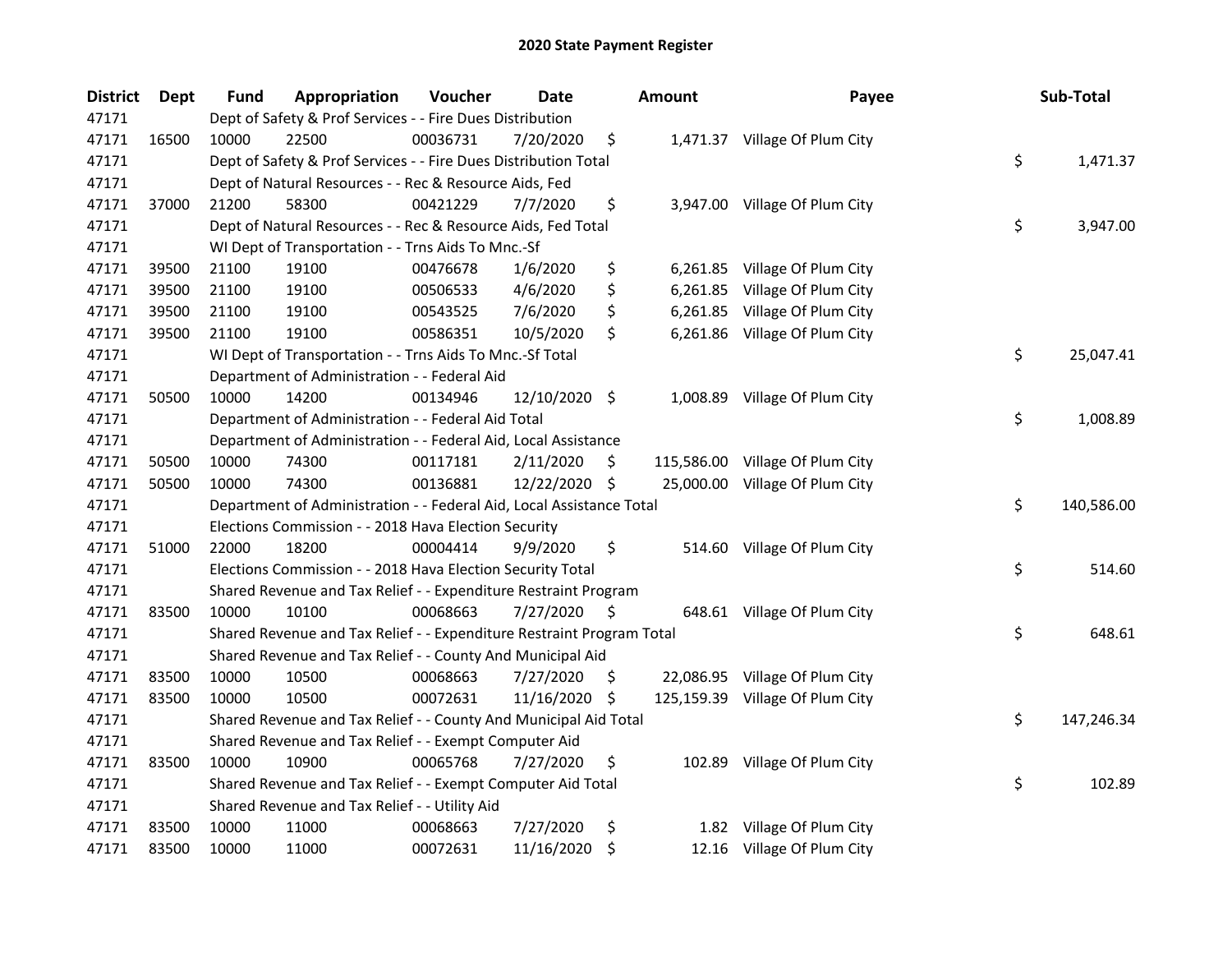## 2020 State Payment Register

| District | Dept | Fund | Appropriation | Voucher | Date | Amount | Payee | Sub-Total |
|---|---|---|---|---|---|---|---|---|
| 47171 | | Dept of Safety & Prof Services - - Fire Dues Distribution | | | | | | |
| 47171 | 16500 | 10000 | 22500 | 00036731 | 7/20/2020 | $ 1,471.37 | Village Of Plum City | |
| 47171 | | Dept of Safety & Prof Services - - Fire Dues Distribution Total | | | | | | $ 1,471.37 |
| 47171 | | Dept of Natural Resources - - Rec & Resource Aids, Fed | | | | | | |
| 47171 | 37000 | 21200 | 58300 | 00421229 | 7/7/2020 | $ 3,947.00 | Village Of Plum City | |
| 47171 | | Dept of Natural Resources - - Rec & Resource Aids, Fed Total | | | | | | $ 3,947.00 |
| 47171 | | WI Dept of Transportation - - Trns Aids To Mnc.-Sf | | | | | | |
| 47171 | 39500 | 21100 | 19100 | 00476678 | 1/6/2020 | $ 6,261.85 | Village Of Plum City | |
| 47171 | 39500 | 21100 | 19100 | 00506533 | 4/6/2020 | $ 6,261.85 | Village Of Plum City | |
| 47171 | 39500 | 21100 | 19100 | 00543525 | 7/6/2020 | $ 6,261.85 | Village Of Plum City | |
| 47171 | 39500 | 21100 | 19100 | 00586351 | 10/5/2020 | $ 6,261.86 | Village Of Plum City | |
| 47171 | | WI Dept of Transportation - - Trns Aids To Mnc.-Sf Total | | | | | | $ 25,047.41 |
| 47171 | | Department of Administration - - Federal Aid | | | | | | |
| 47171 | 50500 | 10000 | 14200 | 00134946 | 12/10/2020 | $ 1,008.89 | Village Of Plum City | |
| 47171 | | Department of Administration - - Federal Aid Total | | | | | | $ 1,008.89 |
| 47171 | | Department of Administration - - Federal Aid, Local Assistance | | | | | | |
| 47171 | 50500 | 10000 | 74300 | 00117181 | 2/11/2020 | $ 115,586.00 | Village Of Plum City | |
| 47171 | 50500 | 10000 | 74300 | 00136881 | 12/22/2020 | $ 25,000.00 | Village Of Plum City | |
| 47171 | | Department of Administration - - Federal Aid, Local Assistance Total | | | | | | $ 140,586.00 |
| 47171 | | Elections Commission - - 2018 Hava Election Security | | | | | | |
| 47171 | 51000 | 22000 | 18200 | 00004414 | 9/9/2020 | $ 514.60 | Village Of Plum City | |
| 47171 | | Elections Commission - - 2018 Hava Election Security Total | | | | | | $ 514.60 |
| 47171 | | Shared Revenue and Tax Relief - - Expenditure Restraint Program | | | | | | |
| 47171 | 83500 | 10000 | 10100 | 00068663 | 7/27/2020 | $ 648.61 | Village Of Plum City | |
| 47171 | | Shared Revenue and Tax Relief - - Expenditure Restraint Program Total | | | | | | $ 648.61 |
| 47171 | | Shared Revenue and Tax Relief - - County And Municipal Aid | | | | | | |
| 47171 | 83500 | 10000 | 10500 | 00068663 | 7/27/2020 | $ 22,086.95 | Village Of Plum City | |
| 47171 | 83500 | 10000 | 10500 | 00072631 | 11/16/2020 | $ 125,159.39 | Village Of Plum City | |
| 47171 | | Shared Revenue and Tax Relief - - County And Municipal Aid Total | | | | | | $ 147,246.34 |
| 47171 | | Shared Revenue and Tax Relief - - Exempt Computer Aid | | | | | | |
| 47171 | 83500 | 10000 | 10900 | 00065768 | 7/27/2020 | $ 102.89 | Village Of Plum City | |
| 47171 | | Shared Revenue and Tax Relief - - Exempt Computer Aid Total | | | | | | $ 102.89 |
| 47171 | | Shared Revenue and Tax Relief - - Utility Aid | | | | | | |
| 47171 | 83500 | 10000 | 11000 | 00068663 | 7/27/2020 | $ 1.82 | Village Of Plum City | |
| 47171 | 83500 | 10000 | 11000 | 00072631 | 11/16/2020 | $ 12.16 | Village Of Plum City | |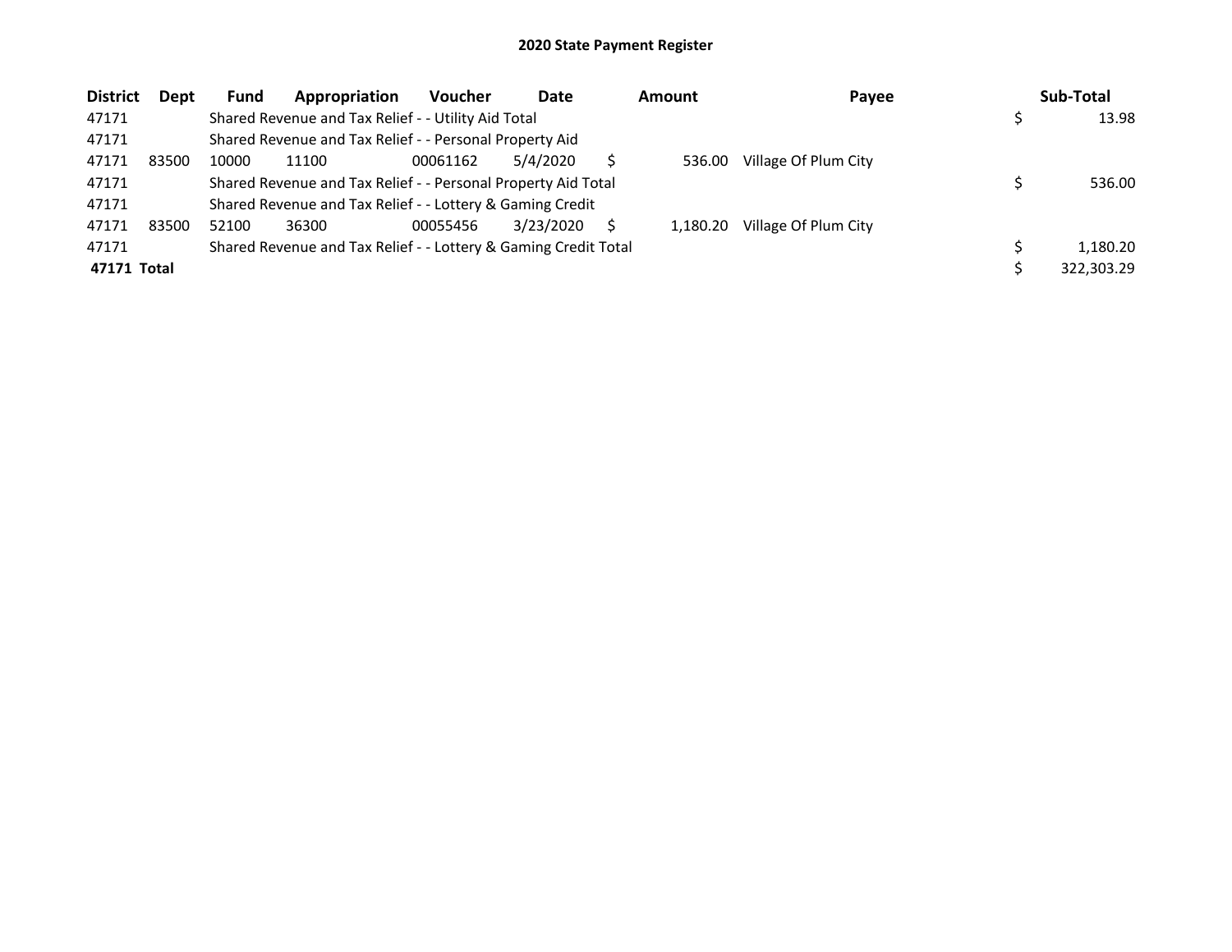# 2020 State Payment Register

| District | Dept | Fund | Appropriation | Voucher | Date | Amount | Payee | Sub-Total |
|---|---|---|---|---|---|---|---|---|
| 47171 | | Shared Revenue and Tax Relief - - Utility Aid Total | | | | | | $ 13.98 |
| 47171 | | Shared Revenue and Tax Relief - - Personal Property Aid | | | | | | |
| 47171 | 83500 | 10000 | 11100 | 00061162 | 5/4/2020 | $ 536.00 | Village Of Plum City | |
| 47171 | | Shared Revenue and Tax Relief - - Personal Property Aid Total | | | | | | $ 536.00 |
| 47171 | | Shared Revenue and Tax Relief - - Lottery & Gaming Credit | | | | | | |
| 47171 | 83500 | 52100 | 36300 | 00055456 | 3/23/2020 | $ 1,180.20 | Village Of Plum City | |
| 47171 | | Shared Revenue and Tax Relief - - Lottery & Gaming Credit Total | | | | | | $ 1,180.20 |
| **47171 Total** | | | | | | | | $ 322,303.29 |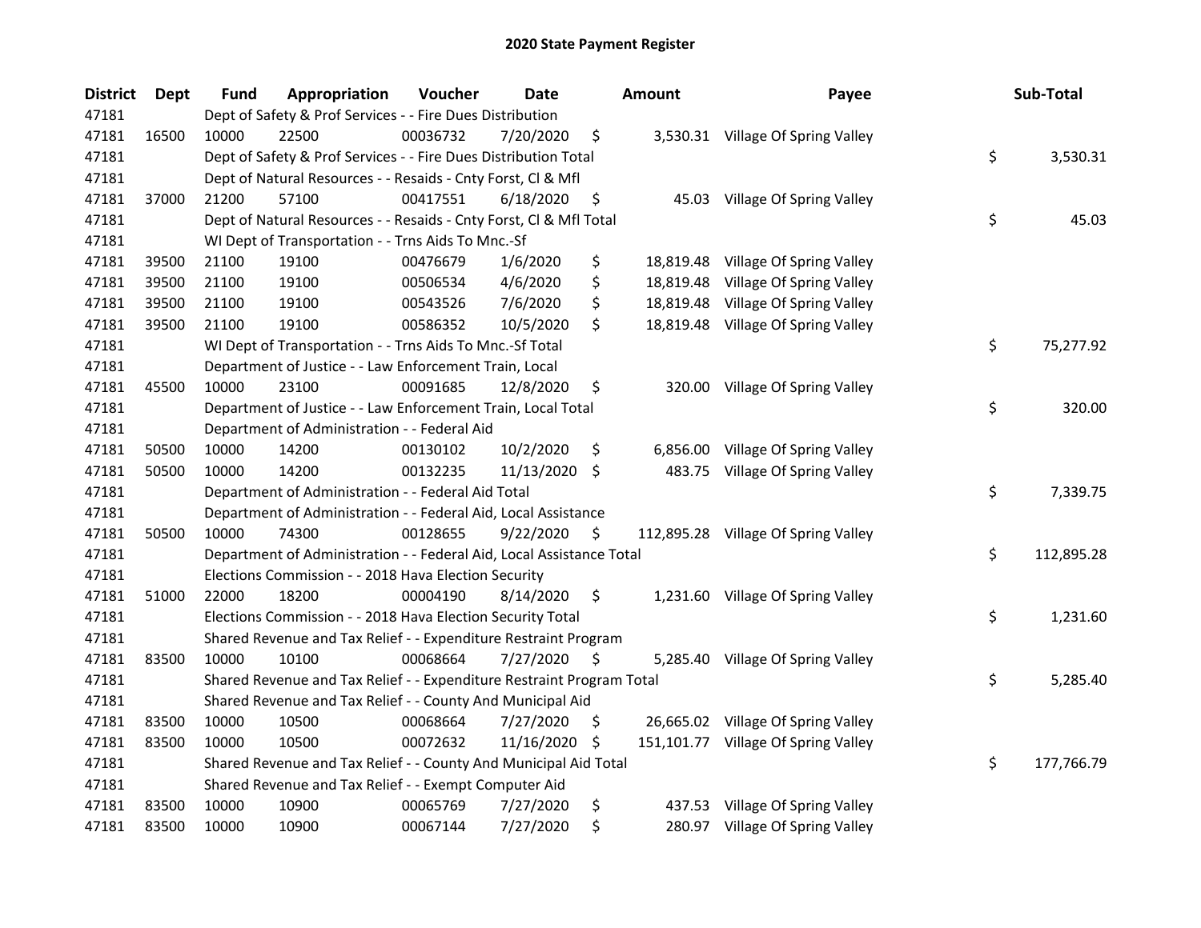# 2020 State Payment Register

| District | Dept | Fund | Appropriation | Voucher | Date | Amount | Payee | Sub-Total |
|---|---|---|---|---|---|---|---|---|
| 47181 | | Dept of Safety & Prof Services - - Fire Dues Distribution | | | | | | |
| 47181 | 16500 | 10000 | 22500 | 00036732 | 7/20/2020 | $ 3,530.31 | Village Of Spring Valley | |
| 47181 | | Dept of Safety & Prof Services - - Fire Dues Distribution Total | | | | | | $ 3,530.31 |
| 47181 | | Dept of Natural Resources - - Resaids - Cnty Forst, Cl & Mfl | | | | | | |
| 47181 | 37000 | 21200 | 57100 | 00417551 | 6/18/2020 | $ 45.03 | Village Of Spring Valley | |
| 47181 | | Dept of Natural Resources - - Resaids - Cnty Forst, Cl & Mfl Total | | | | | | $ 45.03 |
| 47181 | | WI Dept of Transportation - - Trns Aids To Mnc.-Sf | | | | | | |
| 47181 | 39500 | 21100 | 19100 | 00476679 | 1/6/2020 | $ 18,819.48 | Village Of Spring Valley | |
| 47181 | 39500 | 21100 | 19100 | 00506534 | 4/6/2020 | $ 18,819.48 | Village Of Spring Valley | |
| 47181 | 39500 | 21100 | 19100 | 00543526 | 7/6/2020 | $ 18,819.48 | Village Of Spring Valley | |
| 47181 | 39500 | 21100 | 19100 | 00586352 | 10/5/2020 | $ 18,819.48 | Village Of Spring Valley | |
| 47181 | | WI Dept of Transportation - - Trns Aids To Mnc.-Sf Total | | | | | | $ 75,277.92 |
| 47181 | | Department of Justice - - Law Enforcement Train, Local | | | | | | |
| 47181 | 45500 | 10000 | 23100 | 00091685 | 12/8/2020 | $ 320.00 | Village Of Spring Valley | |
| 47181 | | Department of Justice - - Law Enforcement Train, Local Total | | | | | | $ 320.00 |
| 47181 | | Department of Administration - - Federal Aid | | | | | | |
| 47181 | 50500 | 10000 | 14200 | 00130102 | 10/2/2020 | $ 6,856.00 | Village Of Spring Valley | |
| 47181 | 50500 | 10000 | 14200 | 00132235 | 11/13/2020 | $ 483.75 | Village Of Spring Valley | |
| 47181 | | Department of Administration - - Federal Aid Total | | | | | | $ 7,339.75 |
| 47181 | | Department of Administration - - Federal Aid, Local Assistance | | | | | | |
| 47181 | 50500 | 10000 | 74300 | 00128655 | 9/22/2020 | $ 112,895.28 | Village Of Spring Valley | |
| 47181 | | Department of Administration - - Federal Aid, Local Assistance Total | | | | | | $ 112,895.28 |
| 47181 | | Elections Commission - - 2018 Hava Election Security | | | | | | |
| 47181 | 51000 | 22000 | 18200 | 00004190 | 8/14/2020 | $ 1,231.60 | Village Of Spring Valley | |
| 47181 | | Elections Commission - - 2018 Hava Election Security Total | | | | | | $ 1,231.60 |
| 47181 | | Shared Revenue and Tax Relief - - Expenditure Restraint Program | | | | | | |
| 47181 | 83500 | 10000 | 10100 | 00068664 | 7/27/2020 | $ 5,285.40 | Village Of Spring Valley | |
| 47181 | | Shared Revenue and Tax Relief - - Expenditure Restraint Program Total | | | | | | $ 5,285.40 |
| 47181 | | Shared Revenue and Tax Relief - - County And Municipal Aid | | | | | | |
| 47181 | 83500 | 10000 | 10500 | 00068664 | 7/27/2020 | $ 26,665.02 | Village Of Spring Valley | |
| 47181 | 83500 | 10000 | 10500 | 00072632 | 11/16/2020 | $ 151,101.77 | Village Of Spring Valley | |
| 47181 | | Shared Revenue and Tax Relief - - County And Municipal Aid Total | | | | | | $ 177,766.79 |
| 47181 | | Shared Revenue and Tax Relief - - Exempt Computer Aid | | | | | | |
| 47181 | 83500 | 10000 | 10900 | 00065769 | 7/27/2020 | $ 437.53 | Village Of Spring Valley | |
| 47181 | 83500 | 10000 | 10900 | 00067144 | 7/27/2020 | $ 280.97 | Village Of Spring Valley | |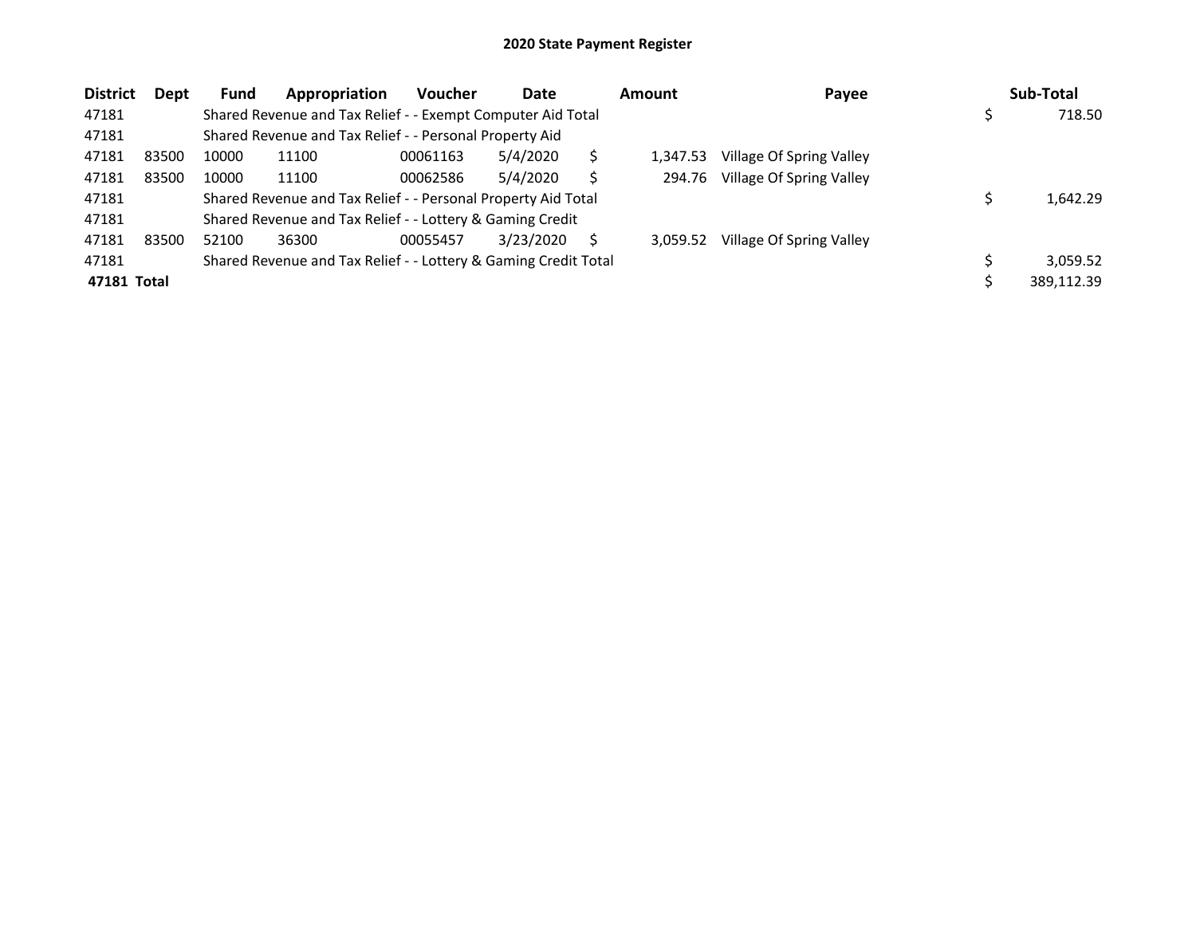# 2020 State Payment Register

| District | Dept | Fund | Appropriation | Voucher | Date | Amount | Payee | Sub-Total |
|---|---|---|---|---|---|---|---|---|
| 47181 | | Shared Revenue and Tax Relief - - Exempt Computer Aid Total | | | | | | $ 718.50 |
| 47181 | | Shared Revenue and Tax Relief - - Personal Property Aid | | | | | | |
| 47181 | 83500 | 10000 | 11100 | 00061163 | 5/4/2020 | $ 1,347.53 | Village Of Spring Valley | |
| 47181 | 83500 | 10000 | 11100 | 00062586 | 5/4/2020 | $ 294.76 | Village Of Spring Valley | |
| 47181 | | Shared Revenue and Tax Relief - - Personal Property Aid Total | | | | | | $ 1,642.29 |
| 47181 | | Shared Revenue and Tax Relief - - Lottery & Gaming Credit | | | | | | |
| 47181 | 83500 | 52100 | 36300 | 00055457 | 3/23/2020 | $ 3,059.52 | Village Of Spring Valley | |
| 47181 | | Shared Revenue and Tax Relief - - Lottery & Gaming Credit Total | | | | | | $ 3,059.52 |
| **47181 Total** | | | | | | | | $ 389,112.39 |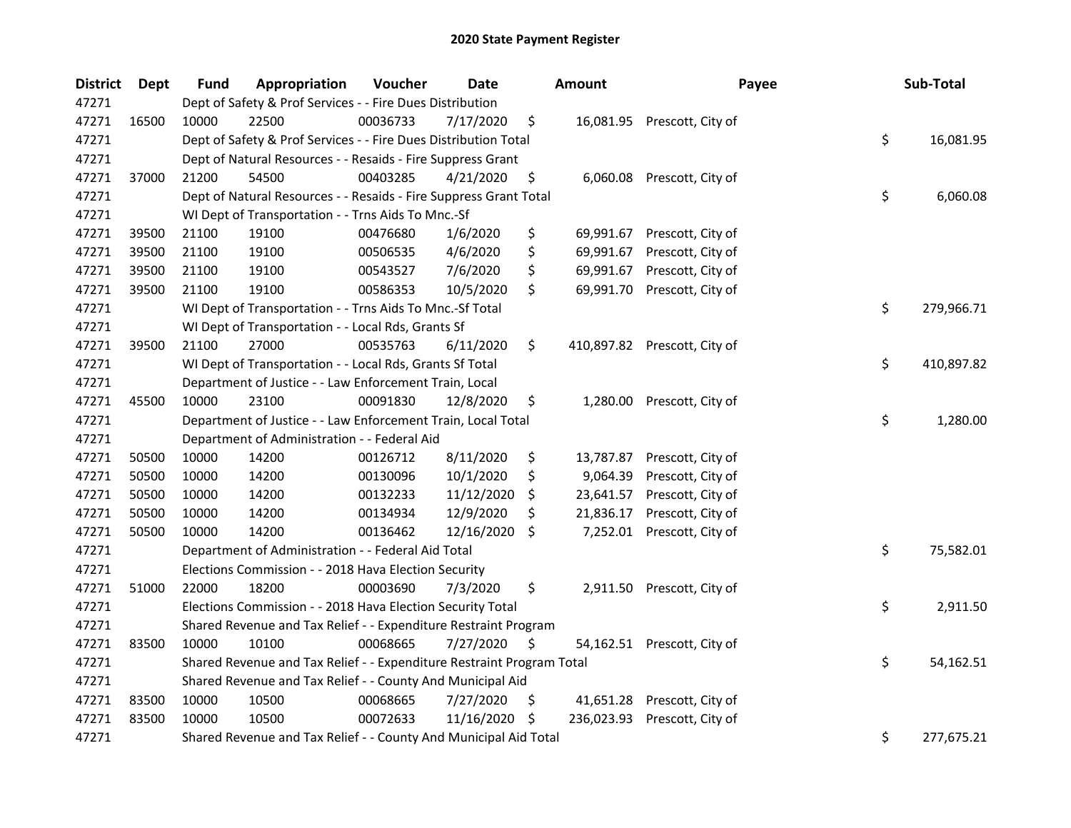## 2020 State Payment Register

| District | Dept | Fund | Appropriation | Voucher | Date | Amount | Payee | Sub-Total |
|---|---|---|---|---|---|---|---|---|
| 47271 | | Dept of Safety & Prof Services - - Fire Dues Distribution | | | | | | |
| 47271 | 16500 | 10000 | 22500 | 00036733 | 7/17/2020 | $ 16,081.95 | Prescott, City of | |
| 47271 | | Dept of Safety & Prof Services - - Fire Dues Distribution Total | | | | | | $ 16,081.95 |
| 47271 | | Dept of Natural Resources - - Resaids - Fire Suppress Grant | | | | | | |
| 47271 | 37000 | 21200 | 54500 | 00403285 | 4/21/2020 | $ 6,060.08 | Prescott, City of | |
| 47271 | | Dept of Natural Resources - - Resaids - Fire Suppress Grant Total | | | | | | $ 6,060.08 |
| 47271 | | WI Dept of Transportation - - Trns Aids To Mnc.-Sf | | | | | | |
| 47271 | 39500 | 21100 | 19100 | 00476680 | 1/6/2020 | $ 69,991.67 | Prescott, City of | |
| 47271 | 39500 | 21100 | 19100 | 00506535 | 4/6/2020 | $ 69,991.67 | Prescott, City of | |
| 47271 | 39500 | 21100 | 19100 | 00543527 | 7/6/2020 | $ 69,991.67 | Prescott, City of | |
| 47271 | 39500 | 21100 | 19100 | 00586353 | 10/5/2020 | $ 69,991.70 | Prescott, City of | |
| 47271 | | WI Dept of Transportation - - Trns Aids To Mnc.-Sf Total | | | | | | $ 279,966.71 |
| 47271 | | WI Dept of Transportation - - Local Rds, Grants Sf | | | | | | |
| 47271 | 39500 | 21100 | 27000 | 00535763 | 6/11/2020 | $ 410,897.82 | Prescott, City of | |
| 47271 | | WI Dept of Transportation - - Local Rds, Grants Sf Total | | | | | | $ 410,897.82 |
| 47271 | | Department of Justice - - Law Enforcement Train, Local | | | | | | |
| 47271 | 45500 | 10000 | 23100 | 00091830 | 12/8/2020 | $ 1,280.00 | Prescott, City of | |
| 47271 | | Department of Justice - - Law Enforcement Train, Local Total | | | | | | $ 1,280.00 |
| 47271 | | Department of Administration - - Federal Aid | | | | | | |
| 47271 | 50500 | 10000 | 14200 | 00126712 | 8/11/2020 | $ 13,787.87 | Prescott, City of | |
| 47271 | 50500 | 10000 | 14200 | 00130096 | 10/1/2020 | $ 9,064.39 | Prescott, City of | |
| 47271 | 50500 | 10000 | 14200 | 00132233 | 11/12/2020 | $ 23,641.57 | Prescott, City of | |
| 47271 | 50500 | 10000 | 14200 | 00134934 | 12/9/2020 | $ 21,836.17 | Prescott, City of | |
| 47271 | 50500 | 10000 | 14200 | 00136462 | 12/16/2020 | $ 7,252.01 | Prescott, City of | |
| 47271 | | Department of Administration - - Federal Aid Total | | | | | | $ 75,582.01 |
| 47271 | | Elections Commission - - 2018 Hava Election Security | | | | | | |
| 47271 | 51000 | 22000 | 18200 | 00003690 | 7/3/2020 | $ 2,911.50 | Prescott, City of | |
| 47271 | | Elections Commission - - 2018 Hava Election Security Total | | | | | | $ 2,911.50 |
| 47271 | | Shared Revenue and Tax Relief - - Expenditure Restraint Program | | | | | | |
| 47271 | 83500 | 10000 | 10100 | 00068665 | 7/27/2020 | $ 54,162.51 | Prescott, City of | |
| 47271 | | Shared Revenue and Tax Relief - - Expenditure Restraint Program Total | | | | | | $ 54,162.51 |
| 47271 | | Shared Revenue and Tax Relief - - County And Municipal Aid | | | | | | |
| 47271 | 83500 | 10000 | 10500 | 00068665 | 7/27/2020 | $ 41,651.28 | Prescott, City of | |
| 47271 | 83500 | 10000 | 10500 | 00072633 | 11/16/2020 | $ 236,023.93 | Prescott, City of | |
| 47271 | | Shared Revenue and Tax Relief - - County And Municipal Aid Total | | | | | | $ 277,675.21 |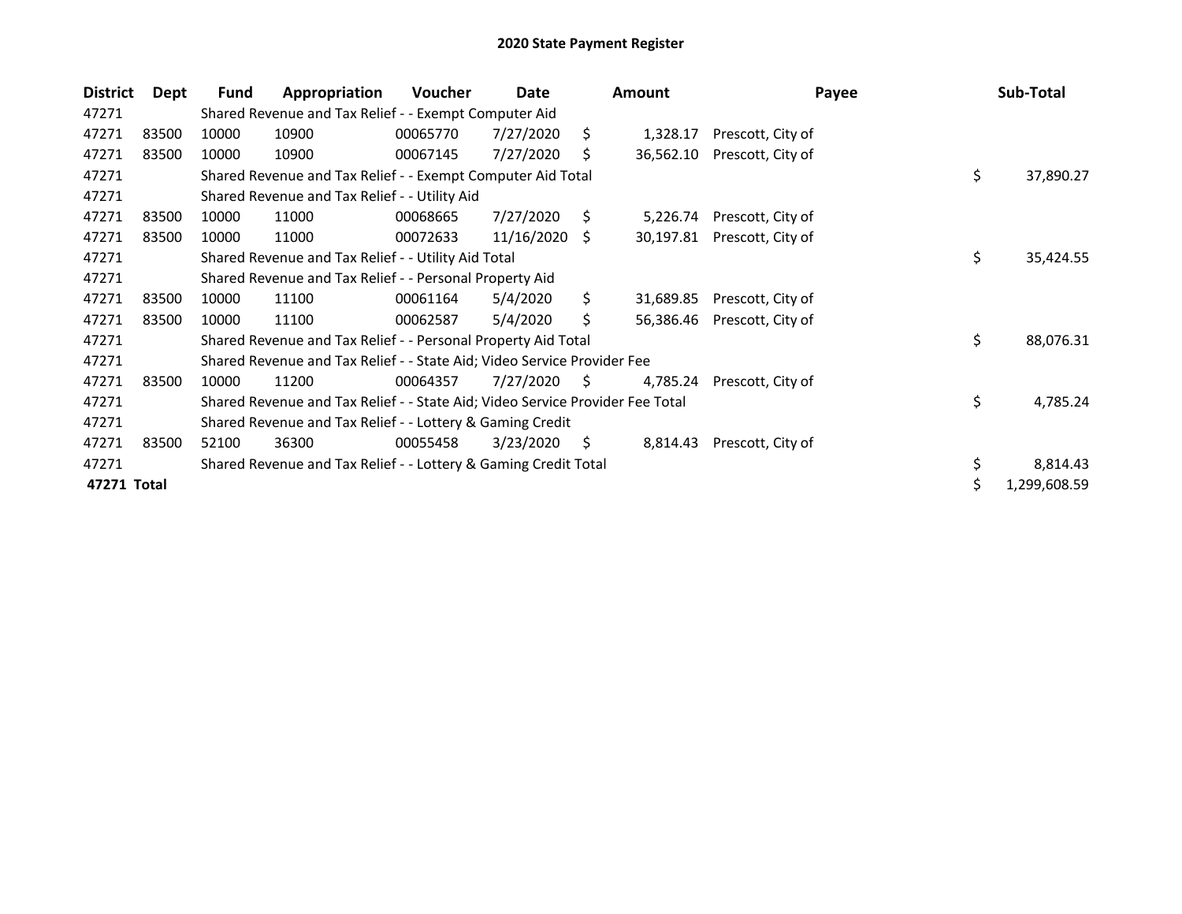# 2020 State Payment Register

| District | Dept | Fund | Appropriation | Voucher | Date | Amount | Payee | Sub-Total |
|---|---|---|---|---|---|---|---|---|
| 47271 | | Shared Revenue and Tax Relief - - Exempt Computer Aid | | | | | | |
| 47271 | 83500 | 10000 | 10900 | 00065770 | 7/27/2020 | $ 1,328.17 | Prescott, City of | |
| 47271 | 83500 | 10000 | 10900 | 00067145 | 7/27/2020 | $ 36,562.10 | Prescott, City of | |
| 47271 | | Shared Revenue and Tax Relief - - Exempt Computer Aid Total | | | | | | $ 37,890.27 |
| 47271 | | Shared Revenue and Tax Relief - - Utility Aid | | | | | | |
| 47271 | 83500 | 10000 | 11000 | 00068665 | 7/27/2020 | $ 5,226.74 | Prescott, City of | |
| 47271 | 83500 | 10000 | 11000 | 00072633 | 11/16/2020 | $ 30,197.81 | Prescott, City of | |
| 47271 | | Shared Revenue and Tax Relief - - Utility Aid Total | | | | | | $ 35,424.55 |
| 47271 | | Shared Revenue and Tax Relief - - Personal Property Aid | | | | | | |
| 47271 | 83500 | 10000 | 11100 | 00061164 | 5/4/2020 | $ 31,689.85 | Prescott, City of | |
| 47271 | 83500 | 10000 | 11100 | 00062587 | 5/4/2020 | $ 56,386.46 | Prescott, City of | |
| 47271 | | Shared Revenue and Tax Relief - - Personal Property Aid Total | | | | | | $ 88,076.31 |
| 47271 | | Shared Revenue and Tax Relief - - State Aid; Video Service Provider Fee | | | | | | |
| 47271 | 83500 | 10000 | 11200 | 00064357 | 7/27/2020 | $ 4,785.24 | Prescott, City of | |
| 47271 | | Shared Revenue and Tax Relief - - State Aid; Video Service Provider Fee Total | | | | | | $ 4,785.24 |
| 47271 | | Shared Revenue and Tax Relief - - Lottery & Gaming Credit | | | | | | |
| 47271 | 83500 | 52100 | 36300 | 00055458 | 3/23/2020 | $ 8,814.43 | Prescott, City of | |
| 47271 | | Shared Revenue and Tax Relief - - Lottery & Gaming Credit Total | | | | | | $ 8,814.43 |
| **47271 Total** | | | | | | | | $ 1,299,608.59 |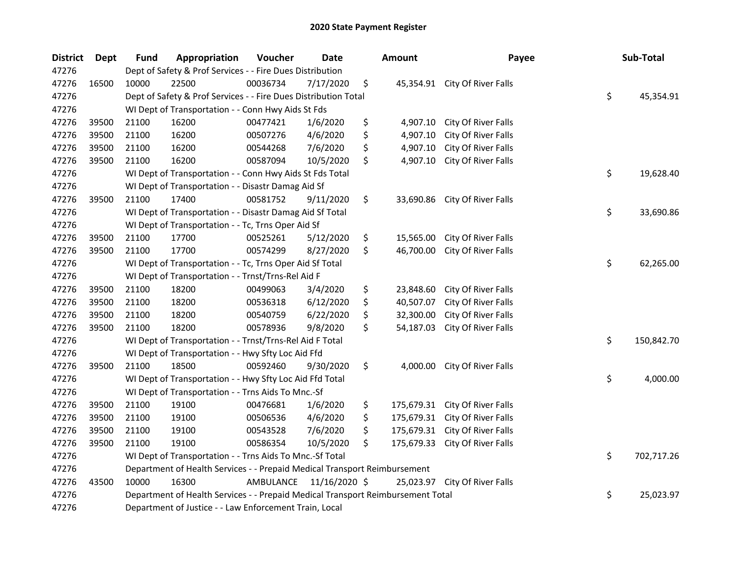# 2020 State Payment Register

| District | Dept | Fund | Appropriation | Voucher | Date | Amount | Payee | Sub-Total |
|---|---|---|---|---|---|---|---|---|
| 47276 | | Dept of Safety & Prof Services - - Fire Dues Distribution | | | | | | |
| 47276 | 16500 | 10000 | 22500 | 00036734 | 7/17/2020 | $ 45,354.91 | City Of River Falls | |
| 47276 | | Dept of Safety & Prof Services - - Fire Dues Distribution Total | | | | | | $ 45,354.91 |
| 47276 | | WI Dept of Transportation - - Conn Hwy Aids St Fds | | | | | | |
| 47276 | 39500 | 21100 | 16200 | 00477421 | 1/6/2020 | $ 4,907.10 | City Of River Falls | |
| 47276 | 39500 | 21100 | 16200 | 00507276 | 4/6/2020 | $ 4,907.10 | City Of River Falls | |
| 47276 | 39500 | 21100 | 16200 | 00544268 | 7/6/2020 | $ 4,907.10 | City Of River Falls | |
| 47276 | 39500 | 21100 | 16200 | 00587094 | 10/5/2020 | $ 4,907.10 | City Of River Falls | |
| 47276 | | WI Dept of Transportation - - Conn Hwy Aids St Fds Total | | | | | | $ 19,628.40 |
| 47276 | | WI Dept of Transportation - - Disastr Damag Aid Sf | | | | | | |
| 47276 | 39500 | 21100 | 17400 | 00581752 | 9/11/2020 | $ 33,690.86 | City Of River Falls | |
| 47276 | | WI Dept of Transportation - - Disastr Damag Aid Sf Total | | | | | | $ 33,690.86 |
| 47276 | | WI Dept of Transportation - - Tc, Trns Oper Aid Sf | | | | | | |
| 47276 | 39500 | 21100 | 17700 | 00525261 | 5/12/2020 | $ 15,565.00 | City Of River Falls | |
| 47276 | 39500 | 21100 | 17700 | 00574299 | 8/27/2020 | $ 46,700.00 | City Of River Falls | |
| 47276 | | WI Dept of Transportation - - Tc, Trns Oper Aid Sf Total | | | | | | $ 62,265.00 |
| 47276 | | WI Dept of Transportation - - Trnst/Trns-Rel Aid F | | | | | | |
| 47276 | 39500 | 21100 | 18200 | 00499063 | 3/4/2020 | $ 23,848.60 | City Of River Falls | |
| 47276 | 39500 | 21100 | 18200 | 00536318 | 6/12/2020 | $ 40,507.07 | City Of River Falls | |
| 47276 | 39500 | 21100 | 18200 | 00540759 | 6/22/2020 | $ 32,300.00 | City Of River Falls | |
| 47276 | 39500 | 21100 | 18200 | 00578936 | 9/8/2020 | $ 54,187.03 | City Of River Falls | |
| 47276 | | WI Dept of Transportation - - Trnst/Trns-Rel Aid F Total | | | | | | $ 150,842.70 |
| 47276 | | WI Dept of Transportation - - Hwy Sfty Loc Aid Ffd | | | | | | |
| 47276 | 39500 | 21100 | 18500 | 00592460 | 9/30/2020 | $ 4,000.00 | City Of River Falls | |
| 47276 | | WI Dept of Transportation - - Hwy Sfty Loc Aid Ffd Total | | | | | | $ 4,000.00 |
| 47276 | | WI Dept of Transportation - - Trns Aids To Mnc.-Sf | | | | | | |
| 47276 | 39500 | 21100 | 19100 | 00476681 | 1/6/2020 | $ 175,679.31 | City Of River Falls | |
| 47276 | 39500 | 21100 | 19100 | 00506536 | 4/6/2020 | $ 175,679.31 | City Of River Falls | |
| 47276 | 39500 | 21100 | 19100 | 00543528 | 7/6/2020 | $ 175,679.31 | City Of River Falls | |
| 47276 | 39500 | 21100 | 19100 | 00586354 | 10/5/2020 | $ 175,679.33 | City Of River Falls | |
| 47276 | | WI Dept of Transportation - - Trns Aids To Mnc.-Sf Total | | | | | | $ 702,717.26 |
| 47276 | | Department of Health Services - - Prepaid Medical Transport Reimbursement | | | | | | |
| 47276 | 43500 | 10000 | 16300 | AMBULANCE | 11/16/2020 | $ 25,023.97 | City Of River Falls | |
| 47276 | | Department of Health Services - - Prepaid Medical Transport Reimbursement Total | | | | | | $ 25,023.97 |
| 47276 | | Department of Justice - - Law Enforcement Train, Local | | | | | | |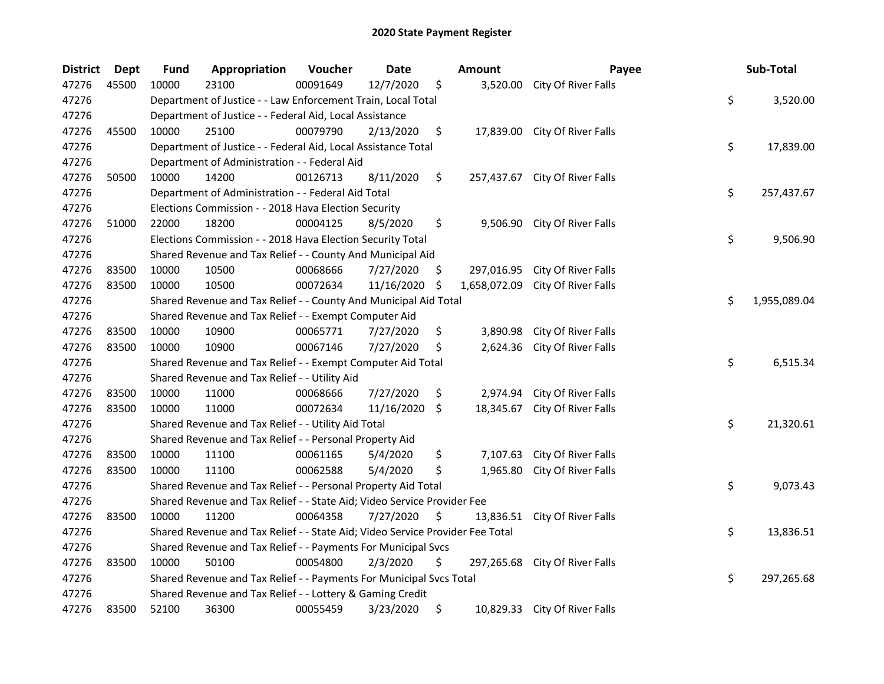## 2020 State Payment Register

| District | Dept | Fund | Appropriation | Voucher | Date | Amount | Payee | Sub-Total |
|---|---|---|---|---|---|---|---|---|
| 47276 | 45500 | 10000 | 23100 | 00091649 | 12/7/2020 | $ 3,520.00 | City Of River Falls | |
| 47276 | | Department of Justice - - Law Enforcement Train, Local Total | | | | | | $ 3,520.00 |
| 47276 | | Department of Justice - - Federal Aid, Local Assistance | | | | | | |
| 47276 | 45500 | 10000 | 25100 | 00079790 | 2/13/2020 | $ 17,839.00 | City Of River Falls | |
| 47276 | | Department of Justice - - Federal Aid, Local Assistance Total | | | | | | $ 17,839.00 |
| 47276 | | Department of Administration - - Federal Aid | | | | | | |
| 47276 | 50500 | 10000 | 14200 | 00126713 | 8/11/2020 | $ 257,437.67 | City Of River Falls | |
| 47276 | | Department of Administration - - Federal Aid Total | | | | | | $ 257,437.67 |
| 47276 | | Elections Commission - - 2018 Hava Election Security | | | | | | |
| 47276 | 51000 | 22000 | 18200 | 00004125 | 8/5/2020 | $ 9,506.90 | City Of River Falls | |
| 47276 | | Elections Commission - - 2018 Hava Election Security Total | | | | | | $ 9,506.90 |
| 47276 | | Shared Revenue and Tax Relief - - County And Municipal Aid | | | | | | |
| 47276 | 83500 | 10000 | 10500 | 00068666 | 7/27/2020 | $ 297,016.95 | City Of River Falls | |
| 47276 | 83500 | 10000 | 10500 | 00072634 | 11/16/2020 | $ 1,658,072.09 | City Of River Falls | |
| 47276 | | Shared Revenue and Tax Relief - - County And Municipal Aid Total | | | | | | $ 1,955,089.04 |
| 47276 | | Shared Revenue and Tax Relief - - Exempt Computer Aid | | | | | | |
| 47276 | 83500 | 10000 | 10900 | 00065771 | 7/27/2020 | $ 3,890.98 | City Of River Falls | |
| 47276 | 83500 | 10000 | 10900 | 00067146 | 7/27/2020 | $ 2,624.36 | City Of River Falls | |
| 47276 | | Shared Revenue and Tax Relief - - Exempt Computer Aid Total | | | | | | $ 6,515.34 |
| 47276 | | Shared Revenue and Tax Relief - - Utility Aid | | | | | | |
| 47276 | 83500 | 10000 | 11000 | 00068666 | 7/27/2020 | $ 2,974.94 | City Of River Falls | |
| 47276 | 83500 | 10000 | 11000 | 00072634 | 11/16/2020 | $ 18,345.67 | City Of River Falls | |
| 47276 | | Shared Revenue and Tax Relief - - Utility Aid Total | | | | | | $ 21,320.61 |
| 47276 | | Shared Revenue and Tax Relief - - Personal Property Aid | | | | | | |
| 47276 | 83500 | 10000 | 11100 | 00061165 | 5/4/2020 | $ 7,107.63 | City Of River Falls | |
| 47276 | 83500 | 10000 | 11100 | 00062588 | 5/4/2020 | $ 1,965.80 | City Of River Falls | |
| 47276 | | Shared Revenue and Tax Relief - - Personal Property Aid Total | | | | | | $ 9,073.43 |
| 47276 | | Shared Revenue and Tax Relief - - State Aid; Video Service Provider Fee | | | | | | |
| 47276 | 83500 | 10000 | 11200 | 00064358 | 7/27/2020 | $ 13,836.51 | City Of River Falls | |
| 47276 | | Shared Revenue and Tax Relief - - State Aid; Video Service Provider Fee Total | | | | | | $ 13,836.51 |
| 47276 | | Shared Revenue and Tax Relief - - Payments For Municipal Svcs | | | | | | |
| 47276 | 83500 | 10000 | 50100 | 00054800 | 2/3/2020 | $ 297,265.68 | City Of River Falls | |
| 47276 | | Shared Revenue and Tax Relief - - Payments For Municipal Svcs Total | | | | | | $ 297,265.68 |
| 47276 | | Shared Revenue and Tax Relief - - Lottery & Gaming Credit | | | | | | |
| 47276 | 83500 | 52100 | 36300 | 00055459 | 3/23/2020 | $ 10,829.33 | City Of River Falls | |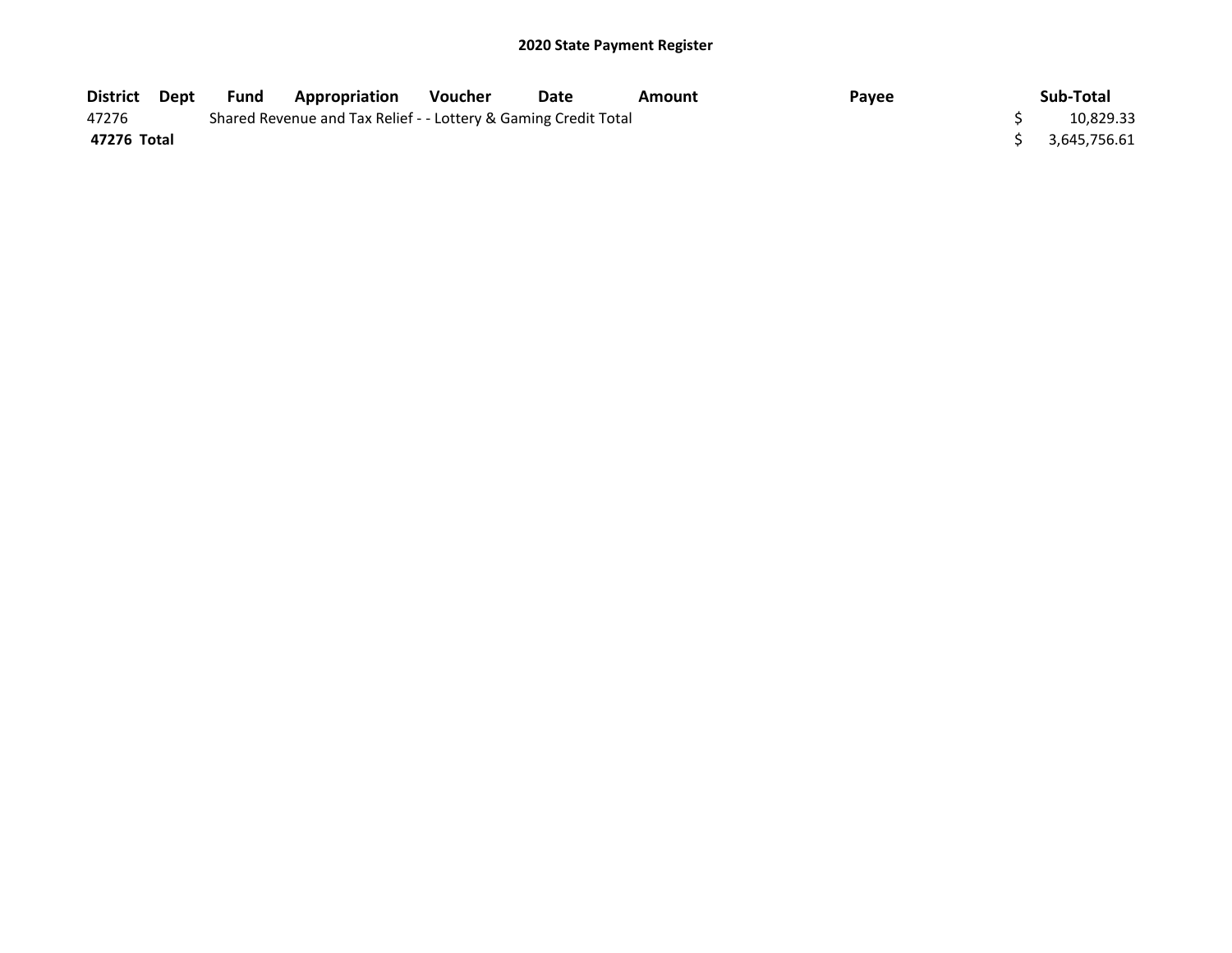## 2020 State Payment Register

| District | Dept | Fund | Appropriation | Voucher | Date | Amount | Payee | Sub-Total |
|---|---|---|---|---|---|---|---|---|
| 47276 | | Shared Revenue and Tax Relief - - Lottery & Gaming Credit Total | | | | | | $ 10,829.33 |
| **47276 Total** | | | | | | | | $ 3,645,756.61 |